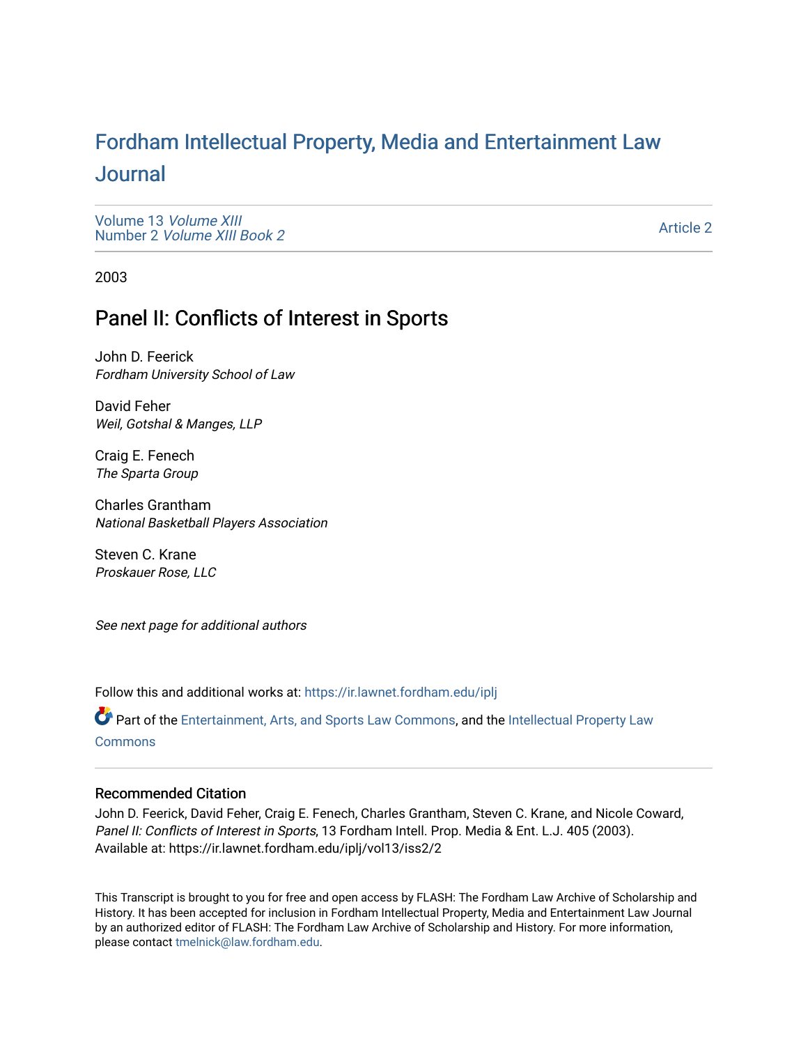# Fordham Intellectual Property, Media and Entertainment Law Journal

Volume 13 *Volume XIII*
Number 2 *Volume XIII Book 2*

Article 2

2003

## Panel II: Conflicts of Interest in Sports

John D. Feerick
*Fordham University School of Law*

David Feher
*Weil, Gotshal & Manges, LLP*

Craig E. Fenech
*The Sparta Group*

Charles Grantham
*National Basketball Players Association*

Steven C. Krane
*Proskauer Rose, LLC*

*See next page for additional authors*

Follow this and additional works at: https://ir.lawnet.fordham.edu/iplj

Part of the Entertainment, Arts, and Sports Law Commons, and the Intellectual Property Law Commons

### Recommended Citation

John D. Feerick, David Feher, Craig E. Fenech, Charles Grantham, Steven C. Krane, and Nicole Coward, *Panel II: Conflicts of Interest in Sports*, 13 Fordham Intell. Prop. Media & Ent. L.J. 405 (2003).
Available at: https://ir.lawnet.fordham.edu/iplj/vol13/iss2/2

This Transcript is brought to you for free and open access by FLASH: The Fordham Law Archive of Scholarship and History. It has been accepted for inclusion in Fordham Intellectual Property, Media and Entertainment Law Journal by an authorized editor of FLASH: The Fordham Law Archive of Scholarship and History. For more information, please contact tmelnick@law.fordham.edu.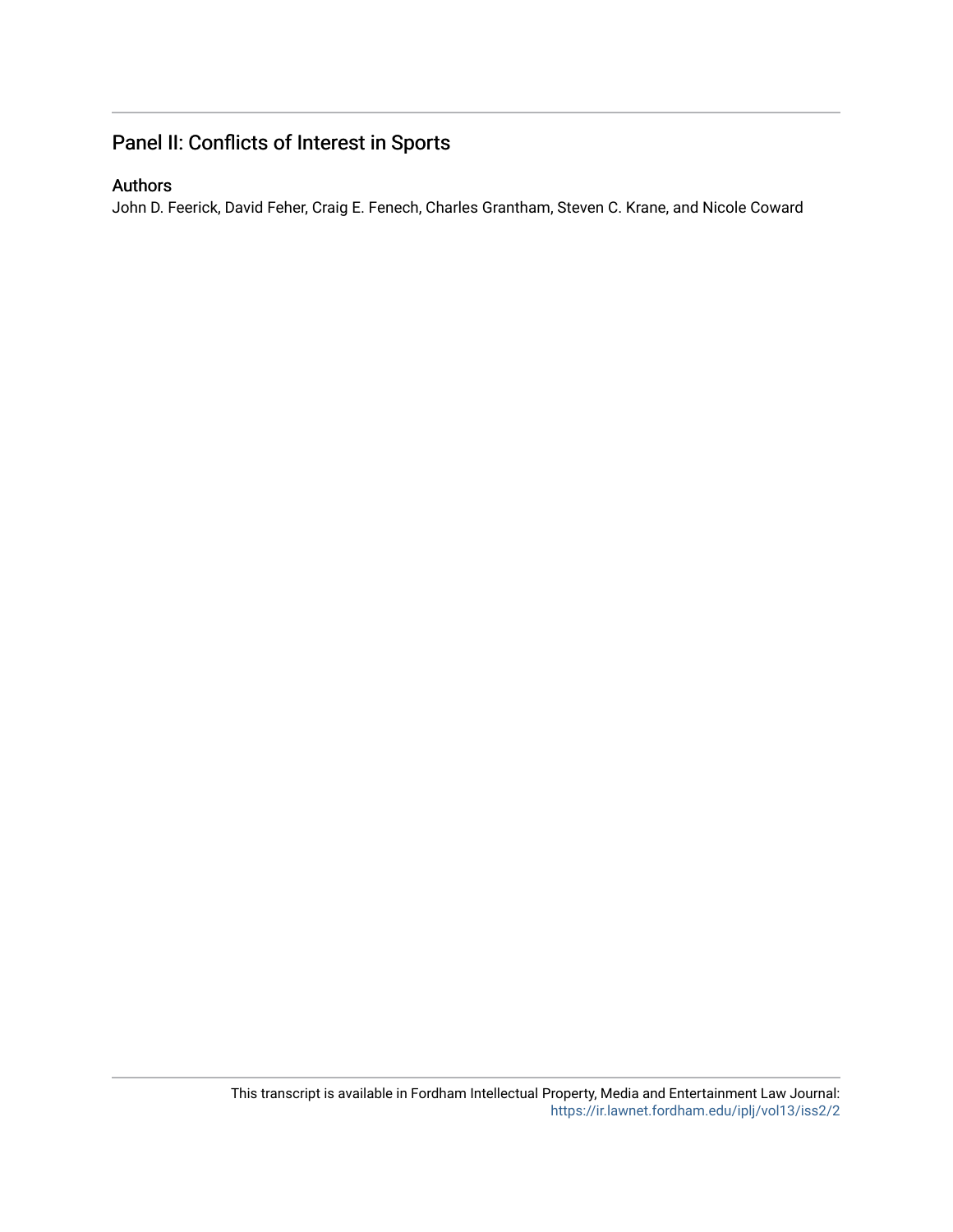# Panel II: Conflicts of Interest in Sports

## Authors

John D. Feerick, David Feher, Craig E. Fenech, Charles Grantham, Steven C. Krane, and Nicole Coward

This transcript is available in Fordham Intellectual Property, Media and Entertainment Law Journal: https://ir.lawnet.fordham.edu/iplj/vol13/iss2/2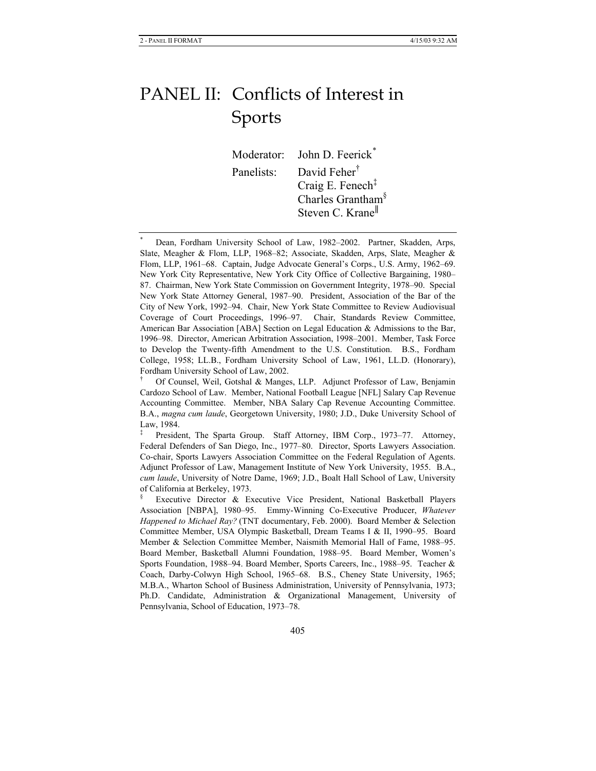# PANEL II: Conflicts of Interest in Sports

Moderator: John D. Feerick[*]

Panelists: David Feher[†]
Craig E. Fenech[‡]
Charles Grantham[§]
Steven C. Krane[‖]

---

[*] Dean, Fordham University School of Law, 1982–2002. Partner, Skadden, Arps, Slate, Meagher & Flom, LLP, 1968–82; Associate, Skadden, Arps, Slate, Meagher & Flom, LLP, 1961–68. Captain, Judge Advocate General's Corps., U.S. Army, 1962–69. New York City Representative, New York City Office of Collective Bargaining, 1980–87. Chairman, New York State Commission on Government Integrity, 1978–90. Special New York State Attorney General, 1987–90. President, Association of the Bar of the City of New York, 1992–94. Chair, New York State Committee to Review Audiovisual Coverage of Court Proceedings, 1996–97. Chair, Standards Review Committee, American Bar Association [ABA] Section on Legal Education & Admissions to the Bar, 1996–98. Director, American Arbitration Association, 1998–2001. Member, Task Force to Develop the Twenty-fifth Amendment to the U.S. Constitution. B.S., Fordham College, 1958; LL.B., Fordham University School of Law, 1961, LL.D. (Honorary), Fordham University School of Law, 2002.

[†] Of Counsel, Weil, Gotshal & Manges, LLP. Adjunct Professor of Law, Benjamin Cardozo School of Law. Member, National Football League [NFL] Salary Cap Revenue Accounting Committee. Member, NBA Salary Cap Revenue Accounting Committee. B.A., *magna cum laude*, Georgetown University, 1980; J.D., Duke University School of Law, 1984.

[‡] President, The Sparta Group. Staff Attorney, IBM Corp., 1973–77. Attorney, Federal Defenders of San Diego, Inc., 1977–80. Director, Sports Lawyers Association. Co-chair, Sports Lawyers Association Committee on the Federal Regulation of Agents. Adjunct Professor of Law, Management Institute of New York University, 1955. B.A., *cum laude*, University of Notre Dame, 1969; J.D., Boalt Hall School of Law, University of California at Berkeley, 1973.

[§] Executive Director & Executive Vice President, National Basketball Players Association [NBPA], 1980–95. Emmy-Winning Co-Executive Producer, *Whatever Happened to Michael Ray?* (TNT documentary, Feb. 2000). Board Member & Selection Committee Member, USA Olympic Basketball, Dream Teams I & II, 1990–95. Board Member & Selection Committee Member, Naismith Memorial Hall of Fame, 1988–95. Board Member, Basketball Alumni Foundation, 1988–95. Board Member, Women's Sports Foundation, 1988–94. Board Member, Sports Careers, Inc., 1988–95. Teacher & Coach, Darby-Colwyn High School, 1965–68. B.S., Cheney State University, 1965; M.B.A., Wharton School of Business Administration, University of Pennsylvania, 1973; Ph.D. Candidate, Administration & Organizational Management, University of Pennsylvania, School of Education, 1973–78.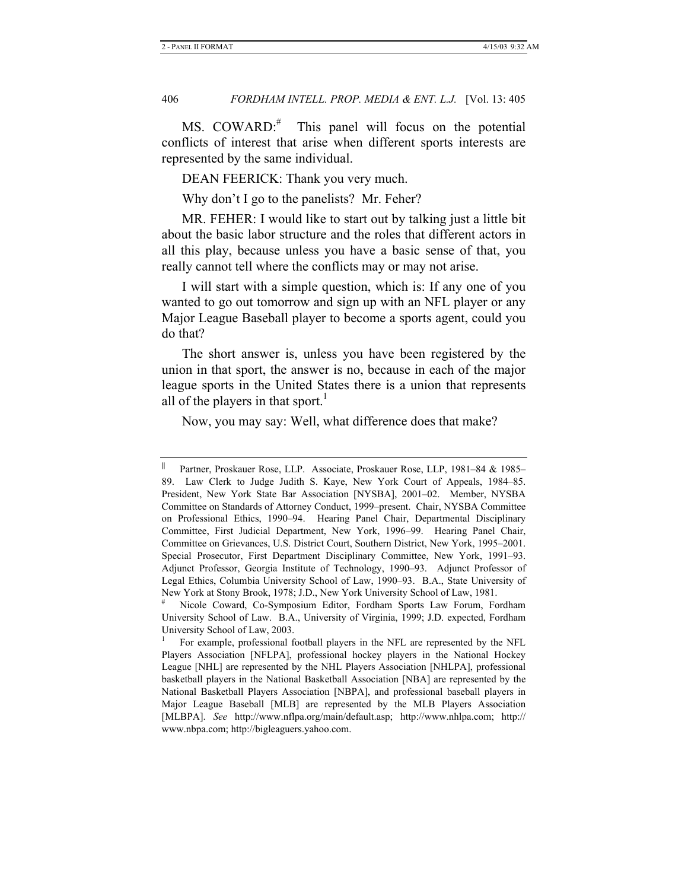MS. COWARD:[#] This panel will focus on the potential conflicts of interest that arise when different sports interests are represented by the same individual.

DEAN FEERICK: Thank you very much.

Why don't I go to the panelists? Mr. Feher?

MR. FEHER: I would like to start out by talking just a little bit about the basic labor structure and the roles that different actors in all this play, because unless you have a basic sense of that, you really cannot tell where the conflicts may or may not arise.

I will start with a simple question, which is: If any one of you wanted to go out tomorrow and sign up with an NFL player or any Major League Baseball player to become a sports agent, could you do that?

The short answer is, unless you have been registered by the union in that sport, the answer is no, because in each of the major league sports in the United States there is a union that represents all of the players in that sport.[1]

Now, you may say: Well, what difference does that make?

---

[‖] Partner, Proskauer Rose, LLP. Associate, Proskauer Rose, LLP, 1981–84 & 1985–89. Law Clerk to Judge Judith S. Kaye, New York Court of Appeals, 1984–85. President, New York State Bar Association [NYSBA], 2001–02. Member, NYSBA Committee on Standards of Attorney Conduct, 1999–present. Chair, NYSBA Committee on Professional Ethics, 1990–94. Hearing Panel Chair, Departmental Disciplinary Committee, First Judicial Department, New York, 1996–99. Hearing Panel Chair, Committee on Grievances, U.S. District Court, Southern District, New York, 1995–2001. Special Prosecutor, First Department Disciplinary Committee, New York, 1991–93. Adjunct Professor, Georgia Institute of Technology, 1990–93. Adjunct Professor of Legal Ethics, Columbia University School of Law, 1990–93. B.A., State University of New York at Stony Brook, 1978; J.D., New York University School of Law, 1981.

[#] Nicole Coward, Co-Symposium Editor, Fordham Sports Law Forum, Fordham University School of Law. B.A., University of Virginia, 1999; J.D. expected, Fordham University School of Law, 2003.

[1] For example, professional football players in the NFL are represented by the NFL Players Association [NFLPA], professional hockey players in the National Hockey League [NHL] are represented by the NHL Players Association [NHLPA], professional basketball players in the National Basketball Association [NBA] are represented by the National Basketball Players Association [NBPA], and professional baseball players in Major League Baseball [MLB] are represented by the MLB Players Association [MLBPA]. *See* http://www.nflpa.org/main/default.asp; http://www.nhlpa.com; http://www.nbpa.com; http://bigleaguers.yahoo.com.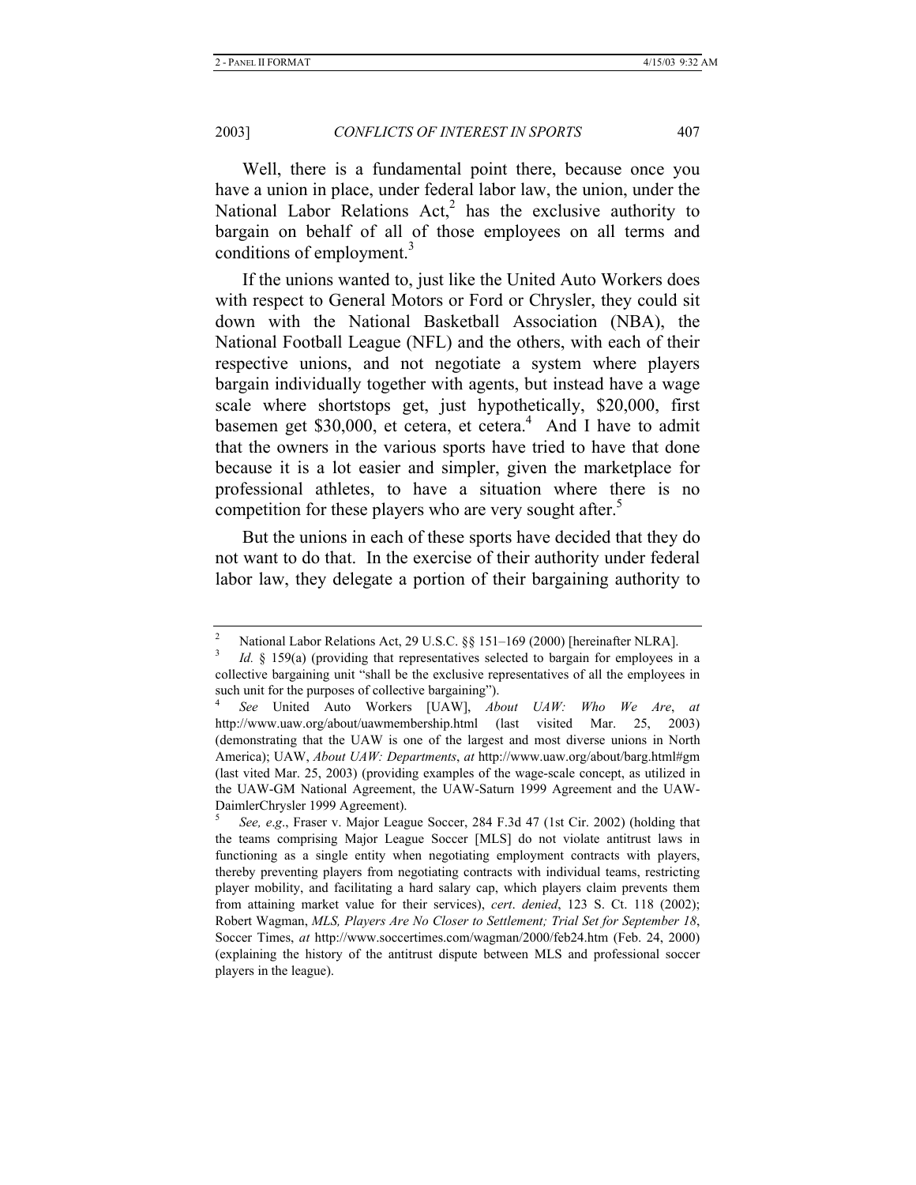Well, there is a fundamental point there, because once you have a union in place, under federal labor law, the union, under the National Labor Relations Act,[2] has the exclusive authority to bargain on behalf of all of those employees on all terms and conditions of employment.[3]

If the unions wanted to, just like the United Auto Workers does with respect to General Motors or Ford or Chrysler, they could sit down with the National Basketball Association (NBA), the National Football League (NFL) and the others, with each of their respective unions, and not negotiate a system where players bargain individually together with agents, but instead have a wage scale where shortstops get, just hypothetically, $20,000, first basemen get $30,000, et cetera, et cetera.[4] And I have to admit that the owners in the various sports have tried to have that done because it is a lot easier and simpler, given the marketplace for professional athletes, to have a situation where there is no competition for these players who are very sought after.[5]

But the unions in each of these sports have decided that they do not want to do that. In the exercise of their authority under federal labor law, they delegate a portion of their bargaining authority to

---

[2] National Labor Relations Act, 29 U.S.C. §§ 151–169 (2000) [hereinafter NLRA].

[3] *Id.* § 159(a) (providing that representatives selected to bargain for employees in a collective bargaining unit "shall be the exclusive representatives of all the employees in such unit for the purposes of collective bargaining").

[4] *See* United Auto Workers [UAW], *About UAW: Who We Are*, *at* http://www.uaw.org/about/uawmembership.html (last visited Mar. 25, 2003) (demonstrating that the UAW is one of the largest and most diverse unions in North America); UAW, *About UAW: Departments*, *at* http://www.uaw.org/about/barg.html#gm (last vited Mar. 25, 2003) (providing examples of the wage-scale concept, as utilized in the UAW-GM National Agreement, the UAW-Saturn 1999 Agreement and the UAW-DaimlerChrysler 1999 Agreement).

[5] *See, e.g*., Fraser v. Major League Soccer, 284 F.3d 47 (1st Cir. 2002) (holding that the teams comprising Major League Soccer [MLS] do not violate antitrust laws in functioning as a single entity when negotiating employment contracts with players, thereby preventing players from negotiating contracts with individual teams, restricting player mobility, and facilitating a hard salary cap, which players claim prevents them from attaining market value for their services), *cert*. *denied*, 123 S. Ct. 118 (2002); Robert Wagman, *MLS, Players Are No Closer to Settlement; Trial Set for September 18*, Soccer Times, *at* http://www.soccertimes.com/wagman/2000/feb24.htm (Feb. 24, 2000) (explaining the history of the antitrust dispute between MLS and professional soccer players in the league).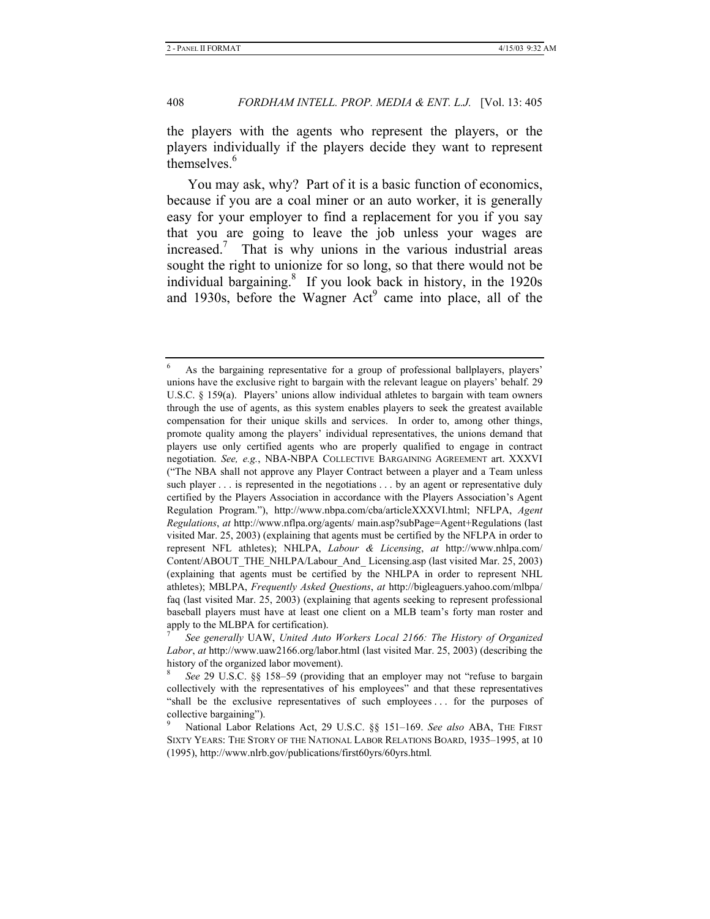the players with the agents who represent the players, or the players individually if the players decide they want to represent themselves.[6]

You may ask, why? Part of it is a basic function of economics, because if you are a coal miner or an auto worker, it is generally easy for your employer to find a replacement for you if you say that you are going to leave the job unless your wages are increased.[7] That is why unions in the various industrial areas sought the right to unionize for so long, so that there would not be individual bargaining.[8] If you look back in history, in the 1920s and 1930s, before the Wagner Act[9] came into place, all of the

---

[6] As the bargaining representative for a group of professional ballplayers, players' unions have the exclusive right to bargain with the relevant league on players' behalf. 29 U.S.C. § 159(a). Players' unions allow individual athletes to bargain with team owners through the use of agents, as this system enables players to seek the greatest available compensation for their unique skills and services. In order to, among other things, promote quality among the players' individual representatives, the unions demand that players use only certified agents who are properly qualified to engage in contract negotiation. *See, e.g.*, NBA-NBPA COLLECTIVE BARGAINING AGREEMENT art. XXXVI ("The NBA shall not approve any Player Contract between a player and a Team unless such player . . . is represented in the negotiations . . . by an agent or representative duly certified by the Players Association in accordance with the Players Association's Agent Regulation Program."), http://www.nbpa.com/cba/articleXXXVI.html; NFLPA, *Agent Regulations*, *at* http://www.nflpa.org/agents/ main.asp?subPage=Agent+Regulations (last visited Mar. 25, 2003) (explaining that agents must be certified by the NFLPA in order to represent NFL athletes); NHLPA, *Labour & Licensing*, *at* http://www.nhlpa.com/ Content/ABOUT_THE_NHLPA/Labour_And_ Licensing.asp (last visited Mar. 25, 2003) (explaining that agents must be certified by the NHLPA in order to represent NHL athletes); MBLPA, *Frequently Asked Questions*, *at* http://bigleaguers.yahoo.com/mlbpa/ faq (last visited Mar. 25, 2003) (explaining that agents seeking to represent professional baseball players must have at least one client on a MLB team's forty man roster and apply to the MLBPA for certification).

[7] *See generally* UAW, *United Auto Workers Local 2166: The History of Organized Labor*, *at* http://www.uaw2166.org/labor.html (last visited Mar. 25, 2003) (describing the history of the organized labor movement).

[8] *See* 29 U.S.C. §§ 158–59 (providing that an employer may not "refuse to bargain collectively with the representatives of his employees" and that these representatives "shall be the exclusive representatives of such employees . . . for the purposes of collective bargaining").

[9] National Labor Relations Act, 29 U.S.C. §§ 151–169. *See also* ABA, THE FIRST SIXTY YEARS: THE STORY OF THE NATIONAL LABOR RELATIONS BOARD, 1935–1995, at 10 (1995), http://www.nlrb.gov/publications/first60yrs/60yrs.html.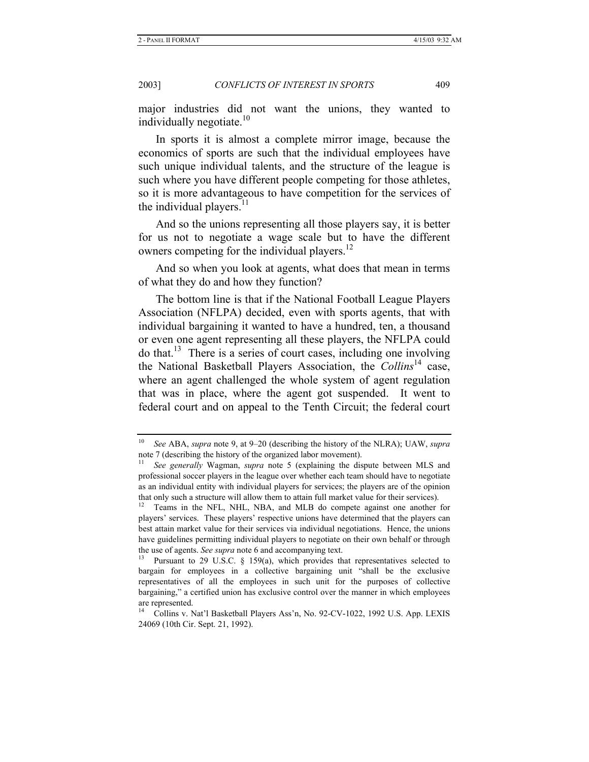major industries did not want the unions, they wanted to individually negotiate.[10]

In sports it is almost a complete mirror image, because the economics of sports are such that the individual employees have such unique individual talents, and the structure of the league is such where you have different people competing for those athletes, so it is more advantageous to have competition for the services of the individual players.[11]

And so the unions representing all those players say, it is better for us not to negotiate a wage scale but to have the different owners competing for the individual players.[12]

And so when you look at agents, what does that mean in terms of what they do and how they function?

The bottom line is that if the National Football League Players Association (NFLPA) decided, even with sports agents, that with individual bargaining it wanted to have a hundred, ten, a thousand or even one agent representing all these players, the NFLPA could do that.[13] There is a series of court cases, including one involving the National Basketball Players Association, the *Collins*[14] case, where an agent challenged the whole system of agent regulation that was in place, where the agent got suspended. It went to federal court and on appeal to the Tenth Circuit; the federal court

---

[10] *See* ABA, *supra* note 9, at 9–20 (describing the history of the NLRA); UAW, *supra* note 7 (describing the history of the organized labor movement).

[11] *See generally* Wagman, *supra* note 5 (explaining the dispute between MLS and professional soccer players in the league over whether each team should have to negotiate as an individual entity with individual players for services; the players are of the opinion that only such a structure will allow them to attain full market value for their services).

[12] Teams in the NFL, NHL, NBA, and MLB do compete against one another for players' services. These players' respective unions have determined that the players can best attain market value for their services via individual negotiations. Hence, the unions have guidelines permitting individual players to negotiate on their own behalf or through the use of agents. *See supra* note 6 and accompanying text.

[13] Pursuant to 29 U.S.C. § 159(a), which provides that representatives selected to bargain for employees in a collective bargaining unit "shall be the exclusive representatives of all the employees in such unit for the purposes of collective bargaining," a certified union has exclusive control over the manner in which employees are represented.

[14] Collins v. Nat'l Basketball Players Ass'n, No. 92-CV-1022, 1992 U.S. App. LEXIS 24069 (10th Cir. Sept. 21, 1992).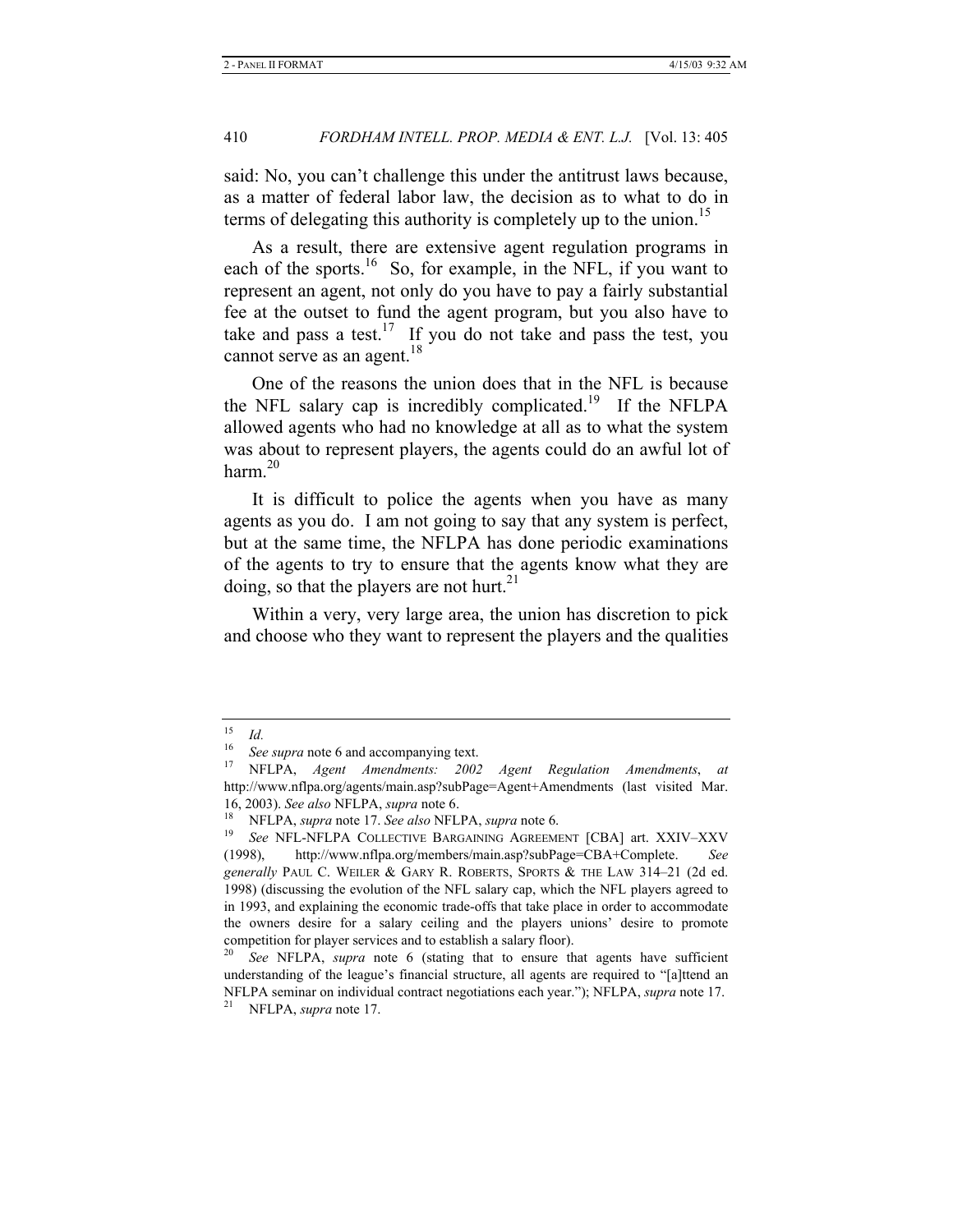said: No, you can't challenge this under the antitrust laws because, as a matter of federal labor law, the decision as to what to do in terms of delegating this authority is completely up to the union.[15]

As a result, there are extensive agent regulation programs in each of the sports.[16] So, for example, in the NFL, if you want to represent an agent, not only do you have to pay a fairly substantial fee at the outset to fund the agent program, but you also have to take and pass a test.[17] If you do not take and pass the test, you cannot serve as an agent.[18]

One of the reasons the union does that in the NFL is because the NFL salary cap is incredibly complicated.[19] If the NFLPA allowed agents who had no knowledge at all as to what the system was about to represent players, the agents could do an awful lot of harm.[20]

It is difficult to police the agents when you have as many agents as you do. I am not going to say that any system is perfect, but at the same time, the NFLPA has done periodic examinations of the agents to try to ensure that the agents know what they are doing, so that the players are not hurt.[21]

Within a very, very large area, the union has discretion to pick and choose who they want to represent the players and the qualities

---

[15] *Id.*

[16] *See supra* note 6 and accompanying text.

[17] NFLPA, *Agent Amendments: 2002 Agent Regulation Amendments*, *at* http://www.nflpa.org/agents/main.asp?subPage=Agent+Amendments (last visited Mar. 16, 2003). *See also* NFLPA, *supra* note 6.

[18] NFLPA, *supra* note 17. *See also* NFLPA, *supra* note 6.

[19] *See* NFL-NFLPA COLLECTIVE BARGAINING AGREEMENT [CBA] art. XXIV–XXV (1998), http://www.nflpa.org/members/main.asp?subPage=CBA+Complete. *See generally* PAUL C. WEILER & GARY R. ROBERTS, SPORTS & THE LAW 314–21 (2d ed. 1998) (discussing the evolution of the NFL salary cap, which the NFL players agreed to in 1993, and explaining the economic trade-offs that take place in order to accommodate the owners desire for a salary ceiling and the players unions' desire to promote competition for player services and to establish a salary floor).

[20] *See* NFLPA, *supra* note 6 (stating that to ensure that agents have sufficient understanding of the league's financial structure, all agents are required to "[a]ttend an NFLPA seminar on individual contract negotiations each year."); NFLPA, *supra* note 17.

[21] NFLPA, *supra* note 17.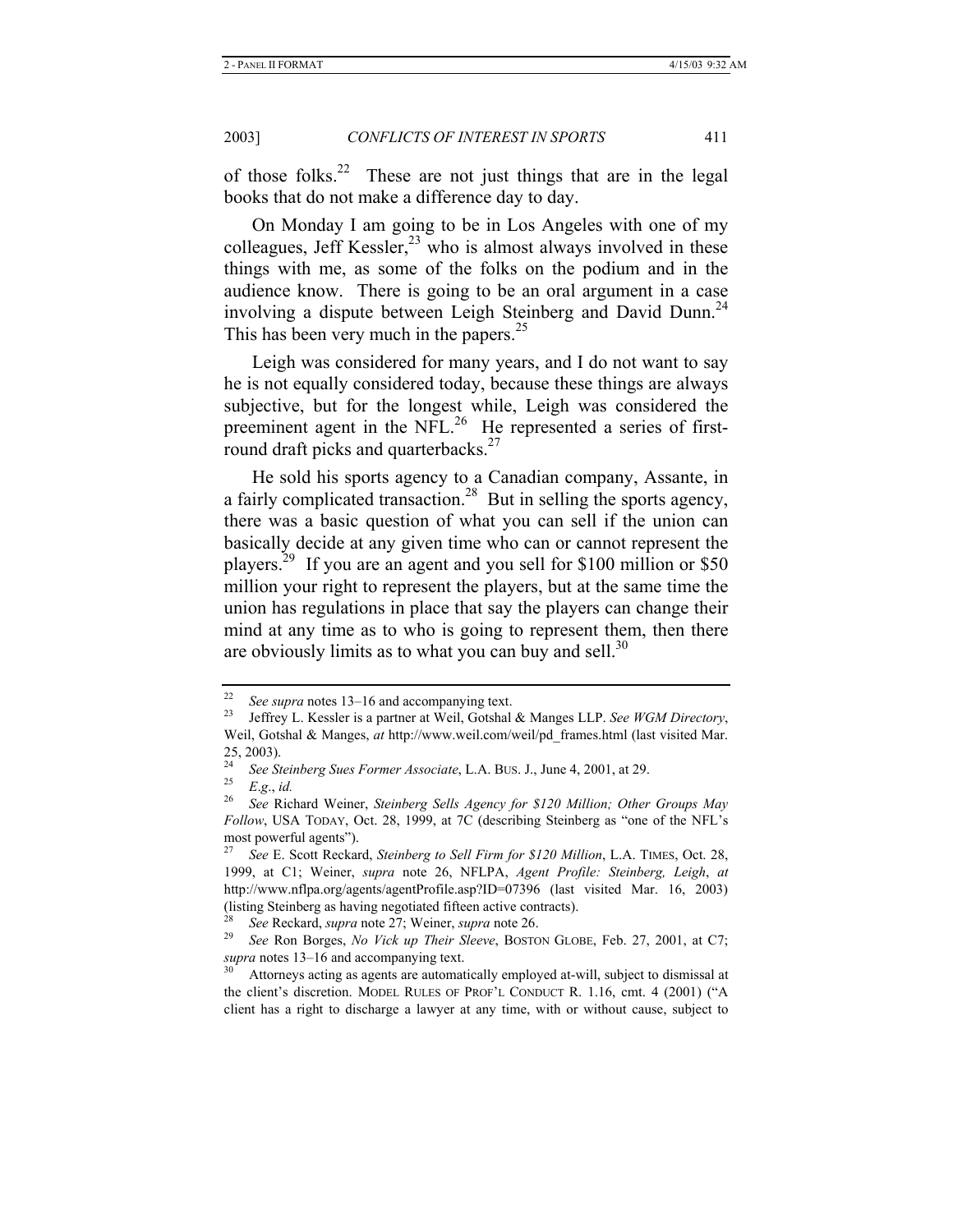of those folks.[22] These are not just things that are in the legal books that do not make a difference day to day.

On Monday I am going to be in Los Angeles with one of my colleagues, Jeff Kessler,[23] who is almost always involved in these things with me, as some of the folks on the podium and in the audience know. There is going to be an oral argument in a case involving a dispute between Leigh Steinberg and David Dunn.[24] This has been very much in the papers.[25]

Leigh was considered for many years, and I do not want to say he is not equally considered today, because these things are always subjective, but for the longest while, Leigh was considered the preeminent agent in the NFL.[26] He represented a series of first-round draft picks and quarterbacks.[27]

He sold his sports agency to a Canadian company, Assante, in a fairly complicated transaction.[28] But in selling the sports agency, there was a basic question of what you can sell if the union can basically decide at any given time who can or cannot represent the players.[29] If you are an agent and you sell for $100 million or $50 million your right to represent the players, but at the same time the union has regulations in place that say the players can change their mind at any time as to who is going to represent them, then there are obviously limits as to what you can buy and sell.[30]

---

[22] *See supra* notes 13–16 and accompanying text.

[23] Jeffrey L. Kessler is a partner at Weil, Gotshal & Manges LLP. *See WGM Directory*, Weil, Gotshal & Manges, *at* http://www.weil.com/weil/pd_frames.html (last visited Mar. 25, 2003).

[24] *See Steinberg Sues Former Associate*, L.A. BUS. J., June 4, 2001, at 29.

[25] *E.g.*, *id.*

[26] *See* Richard Weiner, *Steinberg Sells Agency for $120 Million; Other Groups May Follow*, USA TODAY, Oct. 28, 1999, at 7C (describing Steinberg as "one of the NFL's most powerful agents").

[27] *See* E. Scott Reckard, *Steinberg to Sell Firm for $120 Million*, L.A. TIMES, Oct. 28, 1999, at C1; Weiner, *supra* note 26, NFLPA, *Agent Profile: Steinberg, Leigh*, *at* http://www.nflpa.org/agents/agentProfile.asp?ID=07396 (last visited Mar. 16, 2003) (listing Steinberg as having negotiated fifteen active contracts).

[28] *See* Reckard, *supra* note 27; Weiner, *supra* note 26.

[29] *See* Ron Borges, *No Vick up Their Sleeve*, BOSTON GLOBE, Feb. 27, 2001, at C7; *supra* notes 13–16 and accompanying text.

[30] Attorneys acting as agents are automatically employed at-will, subject to dismissal at the client's discretion. MODEL RULES OF PROF'L CONDUCT R. 1.16, cmt. 4 (2001) ("A client has a right to discharge a lawyer at any time, with or without cause, subject to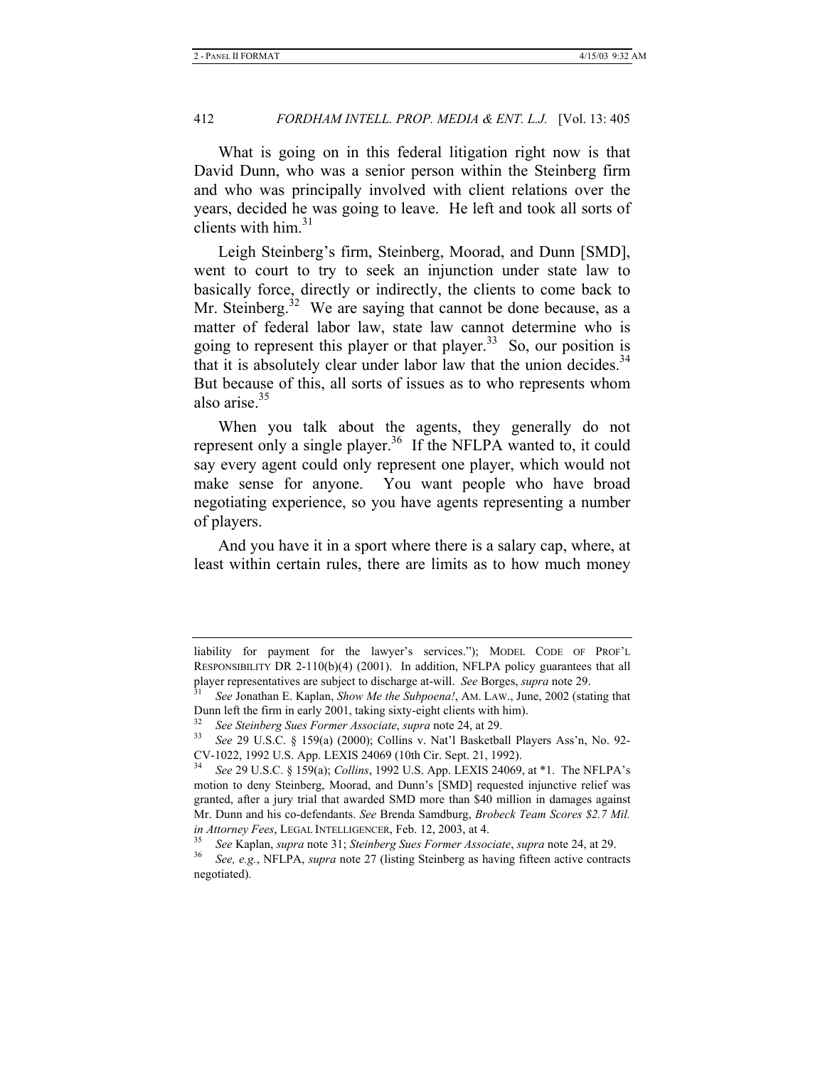What is going on in this federal litigation right now is that David Dunn, who was a senior person within the Steinberg firm and who was principally involved with client relations over the years, decided he was going to leave. He left and took all sorts of clients with him.[31]

Leigh Steinberg's firm, Steinberg, Moorad, and Dunn [SMD], went to court to try to seek an injunction under state law to basically force, directly or indirectly, the clients to come back to Mr. Steinberg.[32] We are saying that cannot be done because, as a matter of federal labor law, state law cannot determine who is going to represent this player or that player.[33] So, our position is that it is absolutely clear under labor law that the union decides.[34] But because of this, all sorts of issues as to who represents whom also arise.[35]

When you talk about the agents, they generally do not represent only a single player.[36] If the NFLPA wanted to, it could say every agent could only represent one player, which would not make sense for anyone. You want people who have broad negotiating experience, so you have agents representing a number of players.

And you have it in a sport where there is a salary cap, where, at least within certain rules, there are limits as to how much money

---

liability for payment for the lawyer's services."); MODEL CODE OF PROF'L RESPONSIBILITY DR 2-110(b)(4) (2001). In addition, NFLPA policy guarantees that all player representatives are subject to discharge at-will. *See* Borges, *supra* note 29.

[31] *See* Jonathan E. Kaplan, *Show Me the Subpoena!*, AM. LAW., June, 2002 (stating that Dunn left the firm in early 2001, taking sixty-eight clients with him).

[32] *See Steinberg Sues Former Associate*, *supra* note 24, at 29.

[33] *See* 29 U.S.C. § 159(a) (2000); Collins v. Nat'l Basketball Players Ass'n, No. 92-CV-1022, 1992 U.S. App. LEXIS 24069 (10th Cir. Sept. 21, 1992).

[34] *See* 29 U.S.C. § 159(a); *Collins*, 1992 U.S. App. LEXIS 24069, at *1. The NFLPA's motion to deny Steinberg, Moorad, and Dunn's [SMD] requested injunctive relief was granted, after a jury trial that awarded SMD more than $40 million in damages against Mr. Dunn and his co-defendants. *See* Brenda Samdburg, *Brobeck Team Scores $2.7 Mil. in Attorney Fees*, LEGAL INTELLIGENCER, Feb. 12, 2003, at 4.

[35] *See* Kaplan, *supra* note 31; *Steinberg Sues Former Associate*, *supra* note 24, at 29.

[36] *See, e.g.*, NFLPA, *supra* note 27 (listing Steinberg as having fifteen active contracts negotiated).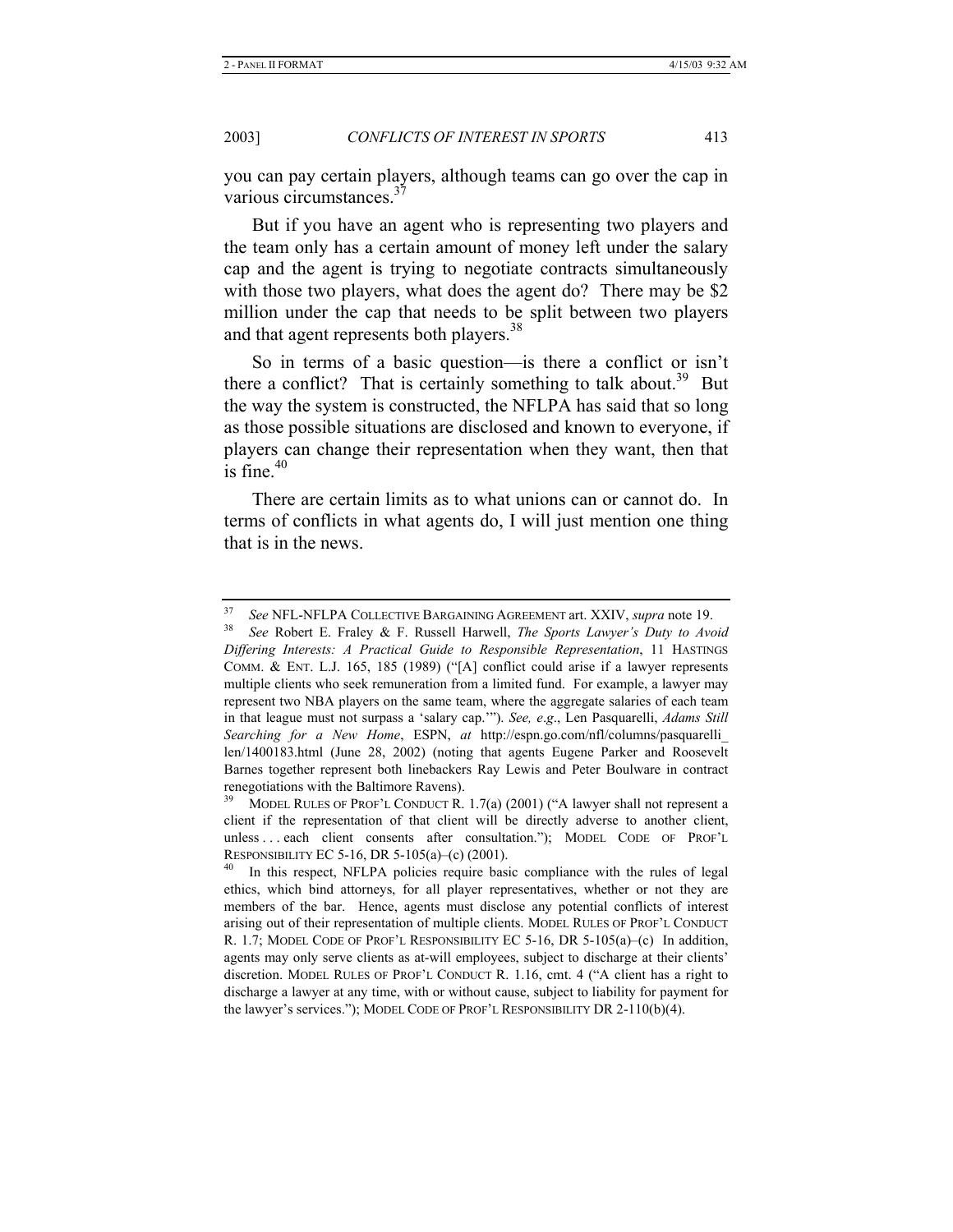you can pay certain players, although teams can go over the cap in various circumstances.[37]

But if you have an agent who is representing two players and the team only has a certain amount of money left under the salary cap and the agent is trying to negotiate contracts simultaneously with those two players, what does the agent do? There may be $2 million under the cap that needs to be split between two players and that agent represents both players.[38]

So in terms of a basic question—is there a conflict or isn't there a conflict? That is certainly something to talk about.[39] But the way the system is constructed, the NFLPA has said that so long as those possible situations are disclosed and known to everyone, if players can change their representation when they want, then that is fine.[40]

There are certain limits as to what unions can or cannot do. In terms of conflicts in what agents do, I will just mention one thing that is in the news.

---

[37] *See* NFL-NFLPA COLLECTIVE BARGAINING AGREEMENT art. XXIV, *supra* note 19.

[38] *See* Robert E. Fraley & F. Russell Harwell, *The Sports Lawyer's Duty to Avoid Differing Interests: A Practical Guide to Responsible Representation*, 11 HASTINGS COMM. & ENT. L.J. 165, 185 (1989) ("[A] conflict could arise if a lawyer represents multiple clients who seek remuneration from a limited fund. For example, a lawyer may represent two NBA players on the same team, where the aggregate salaries of each team in that league must not surpass a 'salary cap.'"). *See, e.g.*, Len Pasquarelli, *Adams Still Searching for a New Home*, ESPN, *at* http://espn.go.com/nfl/columns/pasquarelli_len/1400183.html (June 28, 2002) (noting that agents Eugene Parker and Roosevelt Barnes together represent both linebackers Ray Lewis and Peter Boulware in contract renegotiations with the Baltimore Ravens).

[39] MODEL RULES OF PROF'L CONDUCT R. 1.7(a) (2001) ("A lawyer shall not represent a client if the representation of that client will be directly adverse to another client, unless . . . each client consents after consultation."); MODEL CODE OF PROF'L RESPONSIBILITY EC 5-16, DR 5-105(a)–(c) (2001).

[40] In this respect, NFLPA policies require basic compliance with the rules of legal ethics, which bind attorneys, for all player representatives, whether or not they are members of the bar. Hence, agents must disclose any potential conflicts of interest arising out of their representation of multiple clients. MODEL RULES OF PROF'L CONDUCT R. 1.7; MODEL CODE OF PROF'L RESPONSIBILITY EC 5-16, DR 5-105(a)–(c) In addition, agents may only serve clients as at-will employees, subject to discharge at their clients' discretion. MODEL RULES OF PROF'L CONDUCT R. 1.16, cmt. 4 ("A client has a right to discharge a lawyer at any time, with or without cause, subject to liability for payment for the lawyer's services."); MODEL CODE OF PROF'L RESPONSIBILITY DR 2-110(b)(4).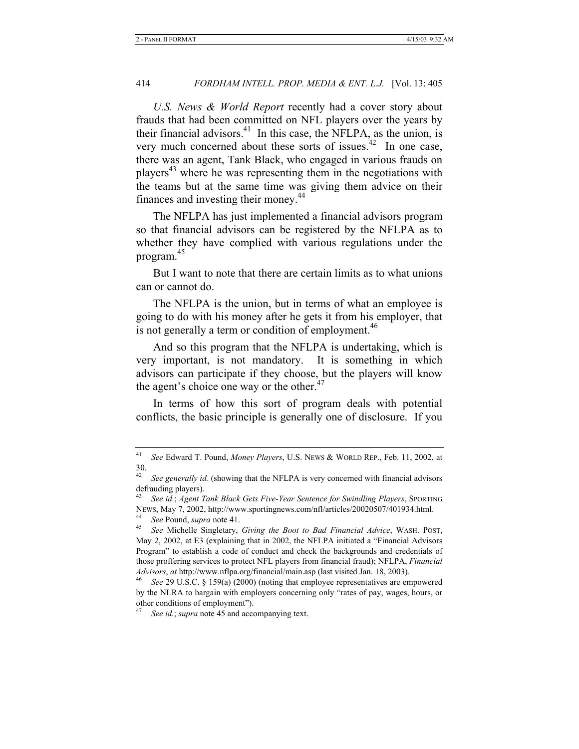*U.S. News & World Report* recently had a cover story about frauds that had been committed on NFL players over the years by their financial advisors.[41] In this case, the NFLPA, as the union, is very much concerned about these sorts of issues.[42] In one case, there was an agent, Tank Black, who engaged in various frauds on players[43] where he was representing them in the negotiations with the teams but at the same time was giving them advice on their finances and investing their money.[44]

The NFLPA has just implemented a financial advisors program so that financial advisors can be registered by the NFLPA as to whether they have complied with various regulations under the program.[45]

But I want to note that there are certain limits as to what unions can or cannot do.

The NFLPA is the union, but in terms of what an employee is going to do with his money after he gets it from his employer, that is not generally a term or condition of employment.[46]

And so this program that the NFLPA is undertaking, which is very important, is not mandatory. It is something in which advisors can participate if they choose, but the players will know the agent's choice one way or the other.[47]

In terms of how this sort of program deals with potential conflicts, the basic principle is generally one of disclosure. If you

---

[41] *See* Edward T. Pound, *Money Players*, U.S. NEWS & WORLD REP., Feb. 11, 2002, at 30.

[42] *See generally id.* (showing that the NFLPA is very concerned with financial advisors defrauding players).

[43] *See id.*; *Agent Tank Black Gets Five-Year Sentence for Swindling Players*, SPORTING NEWS, May 7, 2002, http://www.sportingnews.com/nfl/articles/20020507/401934.html.

[44] *See* Pound, *supra* note 41.

[45] *See* Michelle Singletary, *Giving the Boot to Bad Financial Advice*, WASH. POST, May 2, 2002, at E3 (explaining that in 2002, the NFLPA initiated a "Financial Advisors Program" to establish a code of conduct and check the backgrounds and credentials of those proffering services to protect NFL players from financial fraud); NFLPA, *Financial Advisors*, *at* http://www.nflpa.org/financial/main.asp (last visited Jan. 18, 2003).

[46] *See* 29 U.S.C. § 159(a) (2000) (noting that employee representatives are empowered by the NLRA to bargain with employers concerning only "rates of pay, wages, hours, or other conditions of employment").

[47] *See id.*; *supra* note 45 and accompanying text.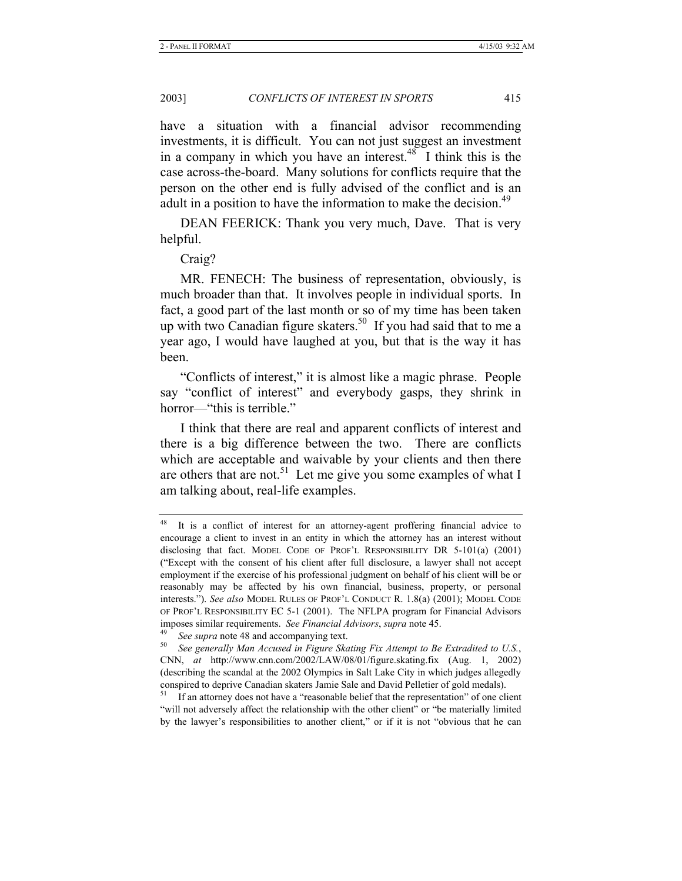have a situation with a financial advisor recommending investments, it is difficult. You can not just suggest an investment in a company in which you have an interest.[48] I think this is the case across-the-board. Many solutions for conflicts require that the person on the other end is fully advised of the conflict and is an adult in a position to have the information to make the decision.[49]

DEAN FEERICK: Thank you very much, Dave. That is very helpful.

Craig?

MR. FENECH: The business of representation, obviously, is much broader than that. It involves people in individual sports. In fact, a good part of the last month or so of my time has been taken up with two Canadian figure skaters.[50] If you had said that to me a year ago, I would have laughed at you, but that is the way it has been.

"Conflicts of interest," it is almost like a magic phrase. People say "conflict of interest" and everybody gasps, they shrink in horror—"this is terrible."

I think that there are real and apparent conflicts of interest and there is a big difference between the two. There are conflicts which are acceptable and waivable by your clients and then there are others that are not.[51] Let me give you some examples of what I am talking about, real-life examples.

---

[48] It is a conflict of interest for an attorney-agent proffering financial advice to encourage a client to invest in an entity in which the attorney has an interest without disclosing that fact. MODEL CODE OF PROF'L RESPONSIBILITY DR 5-101(a) (2001) ("Except with the consent of his client after full disclosure, a lawyer shall not accept employment if the exercise of his professional judgment on behalf of his client will be or reasonably may be affected by his own financial, business, property, or personal interests."). *See also* MODEL RULES OF PROF'L CONDUCT R. 1.8(a) (2001); MODEL CODE OF PROF'L RESPONSIBILITY EC 5-1 (2001). The NFLPA program for Financial Advisors imposes similar requirements. *See Financial Advisors*, *supra* note 45.

[49] *See supra* note 48 and accompanying text.

[50] *See generally Man Accused in Figure Skating Fix Attempt to Be Extradited to U.S.*, CNN, *at* http://www.cnn.com/2002/LAW/08/01/figure.skating.fix (Aug. 1, 2002) (describing the scandal at the 2002 Olympics in Salt Lake City in which judges allegedly conspired to deprive Canadian skaters Jamie Sale and David Pelletier of gold medals).

[51] If an attorney does not have a "reasonable belief that the representation" of one client "will not adversely affect the relationship with the other client" or "be materially limited by the lawyer's responsibilities to another client," or if it is not "obvious that he can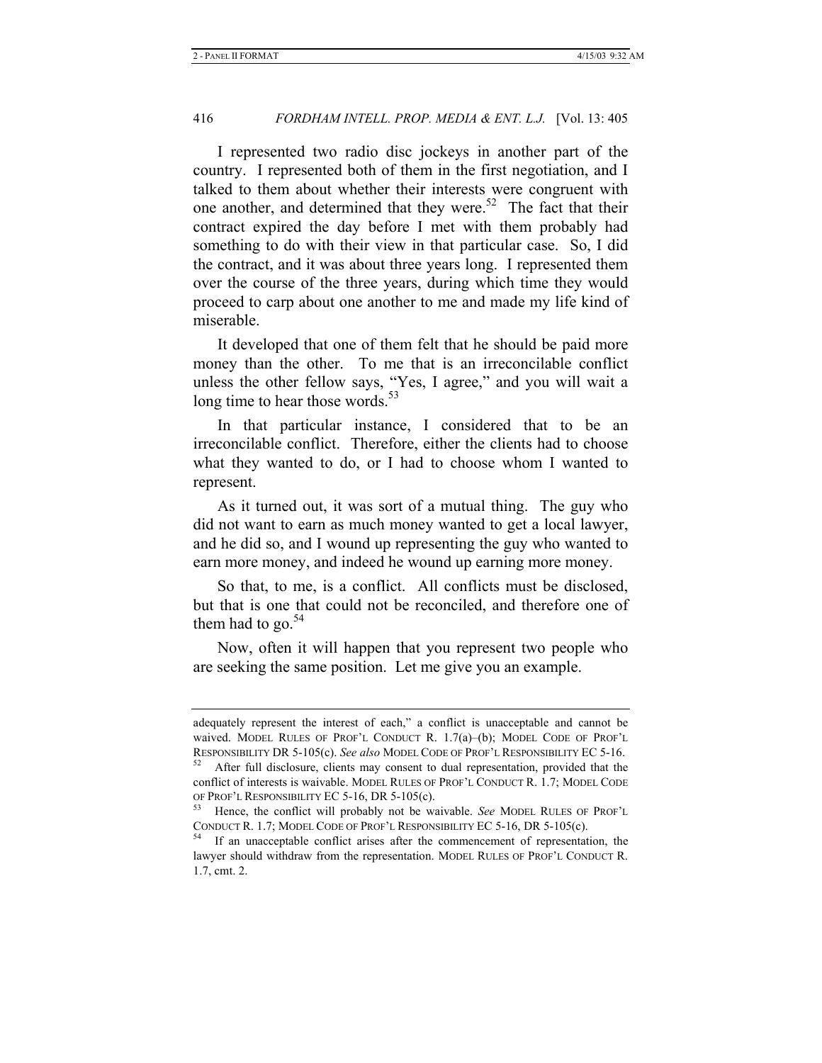I represented two radio disc jockeys in another part of the country. I represented both of them in the first negotiation, and I talked to them about whether their interests were congruent with one another, and determined that they were.[52] The fact that their contract expired the day before I met with them probably had something to do with their view in that particular case. So, I did the contract, and it was about three years long. I represented them over the course of the three years, during which time they would proceed to carp about one another to me and made my life kind of miserable.

It developed that one of them felt that he should be paid more money than the other. To me that is an irreconcilable conflict unless the other fellow says, "Yes, I agree," and you will wait a long time to hear those words.[53]

In that particular instance, I considered that to be an irreconcilable conflict. Therefore, either the clients had to choose what they wanted to do, or I had to choose whom I wanted to represent.

As it turned out, it was sort of a mutual thing. The guy who did not want to earn as much money wanted to get a local lawyer, and he did so, and I wound up representing the guy who wanted to earn more money, and indeed he wound up earning more money.

So that, to me, is a conflict. All conflicts must be disclosed, but that is one that could not be reconciled, and therefore one of them had to go.[54]

Now, often it will happen that you represent two people who are seeking the same position. Let me give you an example.

---

adequately represent the interest of each," a conflict is unacceptable and cannot be waived. MODEL RULES OF PROF'L CONDUCT R. 1.7(a)–(b); MODEL CODE OF PROF'L RESPONSIBILITY DR 5-105(c). *See also* MODEL CODE OF PROF'L RESPONSIBILITY EC 5-16.

[52] After full disclosure, clients may consent to dual representation, provided that the conflict of interests is waivable. MODEL RULES OF PROF'L CONDUCT R. 1.7; MODEL CODE OF PROF'L RESPONSIBILITY EC 5-16, DR 5-105(c).

[53] Hence, the conflict will probably not be waivable. *See* MODEL RULES OF PROF'L CONDUCT R. 1.7; MODEL CODE OF PROF'L RESPONSIBILITY EC 5-16, DR 5-105(c).

[54] If an unacceptable conflict arises after the commencement of representation, the lawyer should withdraw from the representation. MODEL RULES OF PROF'L CONDUCT R. 1.7, cmt. 2.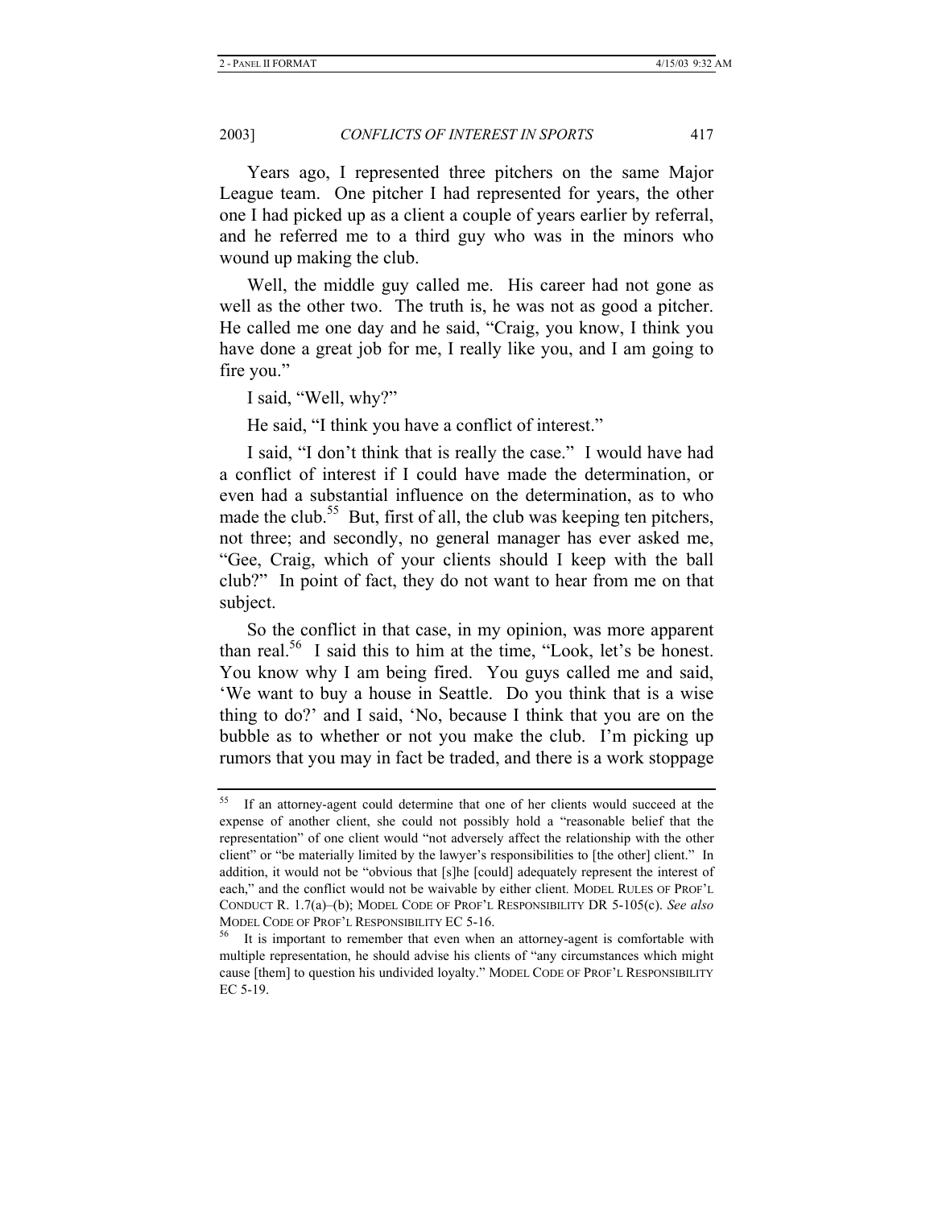Years ago, I represented three pitchers on the same Major League team. One pitcher I had represented for years, the other one I had picked up as a client a couple of years earlier by referral, and he referred me to a third guy who was in the minors who wound up making the club.

Well, the middle guy called me. His career had not gone as well as the other two. The truth is, he was not as good a pitcher. He called me one day and he said, "Craig, you know, I think you have done a great job for me, I really like you, and I am going to fire you."

I said, "Well, why?"

He said, "I think you have a conflict of interest."

I said, "I don't think that is really the case." I would have had a conflict of interest if I could have made the determination, or even had a substantial influence on the determination, as to who made the club.[55] But, first of all, the club was keeping ten pitchers, not three; and secondly, no general manager has ever asked me, "Gee, Craig, which of your clients should I keep with the ball club?" In point of fact, they do not want to hear from me on that subject.

So the conflict in that case, in my opinion, was more apparent than real.[56] I said this to him at the time, "Look, let's be honest. You know why I am being fired. You guys called me and said, 'We want to buy a house in Seattle. Do you think that is a wise thing to do?' and I said, 'No, because I think that you are on the bubble as to whether or not you make the club. I'm picking up rumors that you may in fact be traded, and there is a work stoppage

---

[55] If an attorney-agent could determine that one of her clients would succeed at the expense of another client, she could not possibly hold a "reasonable belief that the representation" of one client would "not adversely affect the relationship with the other client" or "be materially limited by the lawyer's responsibilities to [the other] client." In addition, it would not be "obvious that [s]he [could] adequately represent the interest of each," and the conflict would not be waivable by either client. MODEL RULES OF PROF'L CONDUCT R. 1.7(a)–(b); MODEL CODE OF PROF'L RESPONSIBILITY DR 5-105(c). *See also* MODEL CODE OF PROF'L RESPONSIBILITY EC 5-16.

[56] It is important to remember that even when an attorney-agent is comfortable with multiple representation, he should advise his clients of "any circumstances which might cause [them] to question his undivided loyalty." MODEL CODE OF PROF'L RESPONSIBILITY EC 5-19.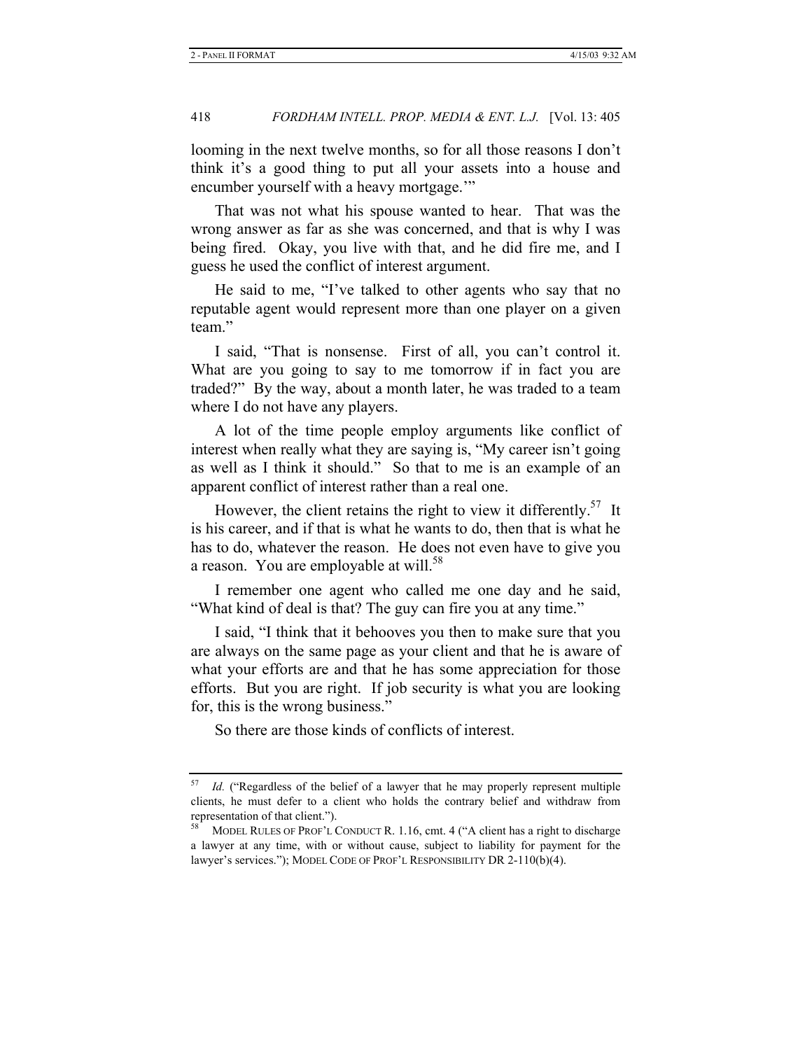looming in the next twelve months, so for all those reasons I don't think it's a good thing to put all your assets into a house and encumber yourself with a heavy mortgage.'"

That was not what his spouse wanted to hear. That was the wrong answer as far as she was concerned, and that is why I was being fired. Okay, you live with that, and he did fire me, and I guess he used the conflict of interest argument.

He said to me, "I've talked to other agents who say that no reputable agent would represent more than one player on a given team."

I said, "That is nonsense. First of all, you can't control it. What are you going to say to me tomorrow if in fact you are traded?" By the way, about a month later, he was traded to a team where I do not have any players.

A lot of the time people employ arguments like conflict of interest when really what they are saying is, "My career isn't going as well as I think it should." So that to me is an example of an apparent conflict of interest rather than a real one.

However, the client retains the right to view it differently.[57] It is his career, and if that is what he wants to do, then that is what he has to do, whatever the reason. He does not even have to give you a reason. You are employable at will.[58]

I remember one agent who called me one day and he said, "What kind of deal is that? The guy can fire you at any time."

I said, "I think that it behooves you then to make sure that you are always on the same page as your client and that he is aware of what your efforts are and that he has some appreciation for those efforts. But you are right. If job security is what you are looking for, this is the wrong business."

So there are those kinds of conflicts of interest.

---

[57] *Id.* ("Regardless of the belief of a lawyer that he may properly represent multiple clients, he must defer to a client who holds the contrary belief and withdraw from representation of that client.").

[58] MODEL RULES OF PROF'L CONDUCT R. 1.16, cmt. 4 ("A client has a right to discharge a lawyer at any time, with or without cause, subject to liability for payment for the lawyer's services."); MODEL CODE OF PROF'L RESPONSIBILITY DR 2-110(b)(4).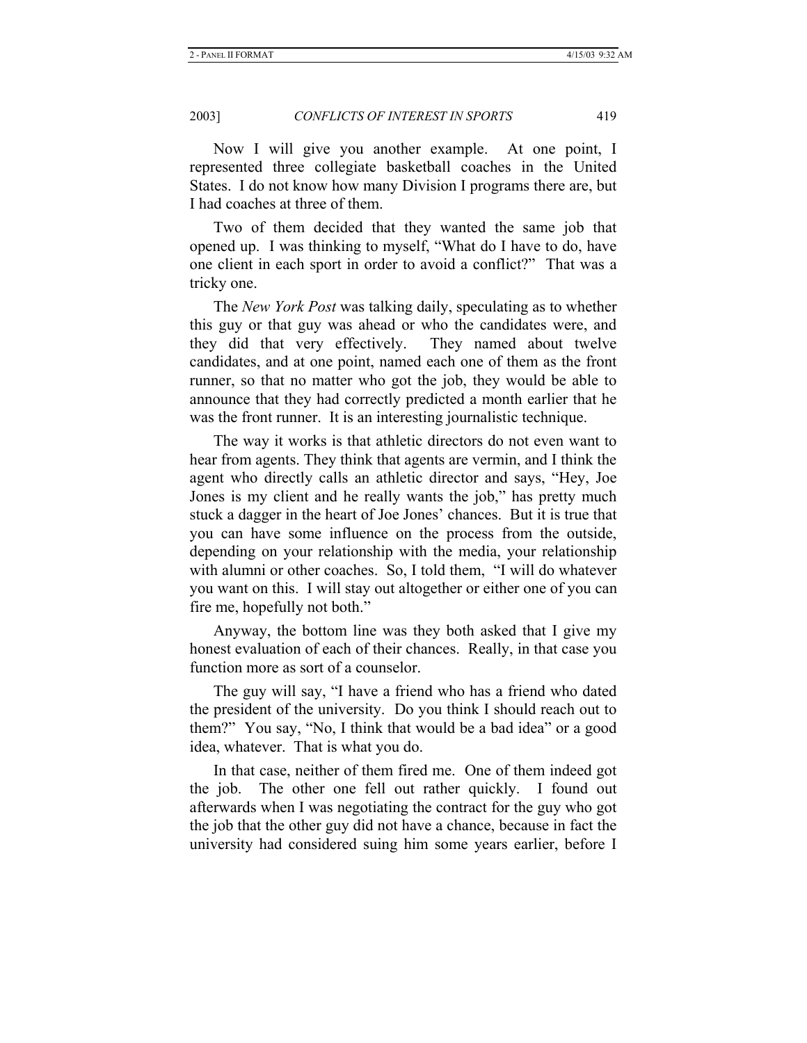Now I will give you another example. At one point, I represented three collegiate basketball coaches in the United States. I do not know how many Division I programs there are, but I had coaches at three of them.

Two of them decided that they wanted the same job that opened up. I was thinking to myself, "What do I have to do, have one client in each sport in order to avoid a conflict?" That was a tricky one.

The *New York Post* was talking daily, speculating as to whether this guy or that guy was ahead or who the candidates were, and they did that very effectively. They named about twelve candidates, and at one point, named each one of them as the front runner, so that no matter who got the job, they would be able to announce that they had correctly predicted a month earlier that he was the front runner. It is an interesting journalistic technique.

The way it works is that athletic directors do not even want to hear from agents. They think that agents are vermin, and I think the agent who directly calls an athletic director and says, "Hey, Joe Jones is my client and he really wants the job," has pretty much stuck a dagger in the heart of Joe Jones' chances. But it is true that you can have some influence on the process from the outside, depending on your relationship with the media, your relationship with alumni or other coaches. So, I told them, "I will do whatever you want on this. I will stay out altogether or either one of you can fire me, hopefully not both."

Anyway, the bottom line was they both asked that I give my honest evaluation of each of their chances. Really, in that case you function more as sort of a counselor.

The guy will say, "I have a friend who has a friend who dated the president of the university. Do you think I should reach out to them?" You say, "No, I think that would be a bad idea" or a good idea, whatever. That is what you do.

In that case, neither of them fired me. One of them indeed got the job. The other one fell out rather quickly. I found out afterwards when I was negotiating the contract for the guy who got the job that the other guy did not have a chance, because in fact the university had considered suing him some years earlier, before I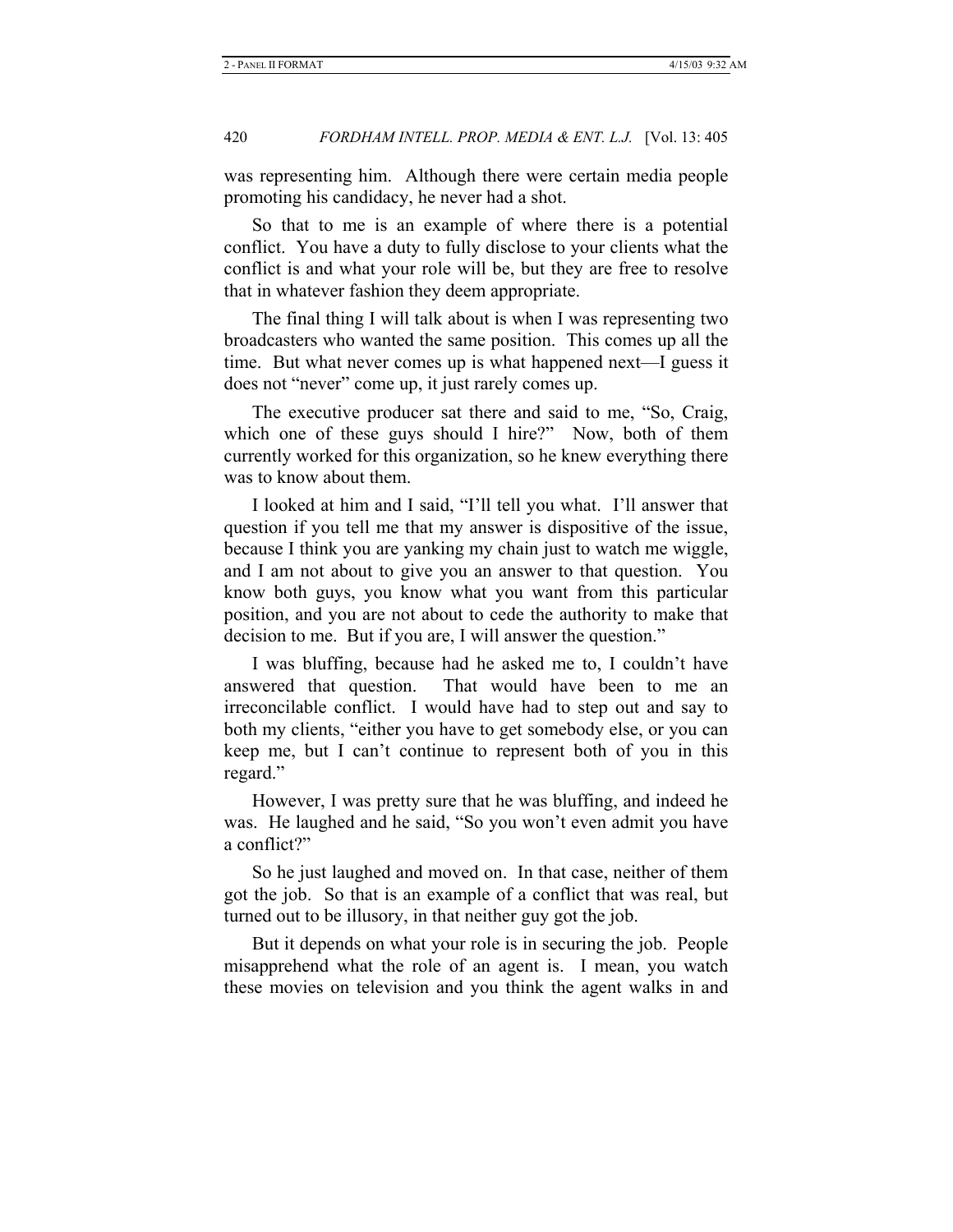was representing him. Although there were certain media people promoting his candidacy, he never had a shot.

So that to me is an example of where there is a potential conflict. You have a duty to fully disclose to your clients what the conflict is and what your role will be, but they are free to resolve that in whatever fashion they deem appropriate.

The final thing I will talk about is when I was representing two broadcasters who wanted the same position. This comes up all the time. But what never comes up is what happened next—I guess it does not "never" come up, it just rarely comes up.

The executive producer sat there and said to me, "So, Craig, which one of these guys should I hire?" Now, both of them currently worked for this organization, so he knew everything there was to know about them.

I looked at him and I said, "I'll tell you what. I'll answer that question if you tell me that my answer is dispositive of the issue, because I think you are yanking my chain just to watch me wiggle, and I am not about to give you an answer to that question. You know both guys, you know what you want from this particular position, and you are not about to cede the authority to make that decision to me. But if you are, I will answer the question."

I was bluffing, because had he asked me to, I couldn't have answered that question. That would have been to me an irreconcilable conflict. I would have had to step out and say to both my clients, "either you have to get somebody else, or you can keep me, but I can't continue to represent both of you in this regard."

However, I was pretty sure that he was bluffing, and indeed he was. He laughed and he said, "So you won't even admit you have a conflict?"

So he just laughed and moved on. In that case, neither of them got the job. So that is an example of a conflict that was real, but turned out to be illusory, in that neither guy got the job.

But it depends on what your role is in securing the job. People misapprehend what the role of an agent is. I mean, you watch these movies on television and you think the agent walks in and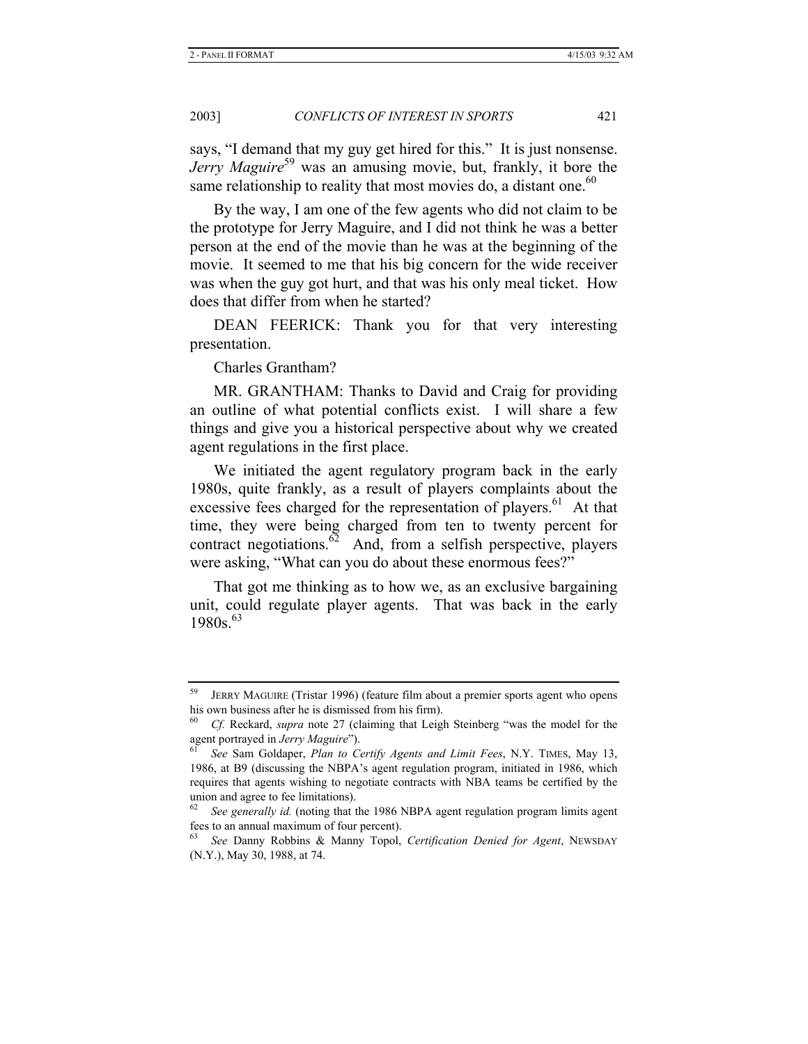says, "I demand that my guy get hired for this." It is just nonsense. *Jerry Maguire*[59] was an amusing movie, but, frankly, it bore the same relationship to reality that most movies do, a distant one.[60]

By the way, I am one of the few agents who did not claim to be the prototype for Jerry Maguire, and I did not think he was a better person at the end of the movie than he was at the beginning of the movie. It seemed to me that his big concern for the wide receiver was when the guy got hurt, and that was his only meal ticket. How does that differ from when he started?

DEAN FEERICK: Thank you for that very interesting presentation.

Charles Grantham?

MR. GRANTHAM: Thanks to David and Craig for providing an outline of what potential conflicts exist. I will share a few things and give you a historical perspective about why we created agent regulations in the first place.

We initiated the agent regulatory program back in the early 1980s, quite frankly, as a result of players complaints about the excessive fees charged for the representation of players.[61] At that time, they were being charged from ten to twenty percent for contract negotiations.[62] And, from a selfish perspective, players were asking, "What can you do about these enormous fees?"

That got me thinking as to how we, as an exclusive bargaining unit, could regulate player agents. That was back in the early 1980s.[63]

---

[59] JERRY MAGUIRE (Tristar 1996) (feature film about a premier sports agent who opens his own business after he is dismissed from his firm).

[60] *Cf.* Reckard, *supra* note 27 (claiming that Leigh Steinberg "was the model for the agent portrayed in *Jerry Maguire*").

[61] *See* Sam Goldaper, *Plan to Certify Agents and Limit Fees*, N.Y. TIMES, May 13, 1986, at B9 (discussing the NBPA's agent regulation program, initiated in 1986, which requires that agents wishing to negotiate contracts with NBA teams be certified by the union and agree to fee limitations).

[62] *See generally id.* (noting that the 1986 NBPA agent regulation program limits agent fees to an annual maximum of four percent).

[63] *See* Danny Robbins & Manny Topol, *Certification Denied for Agent*, NEWSDAY (N.Y.), May 30, 1988, at 74.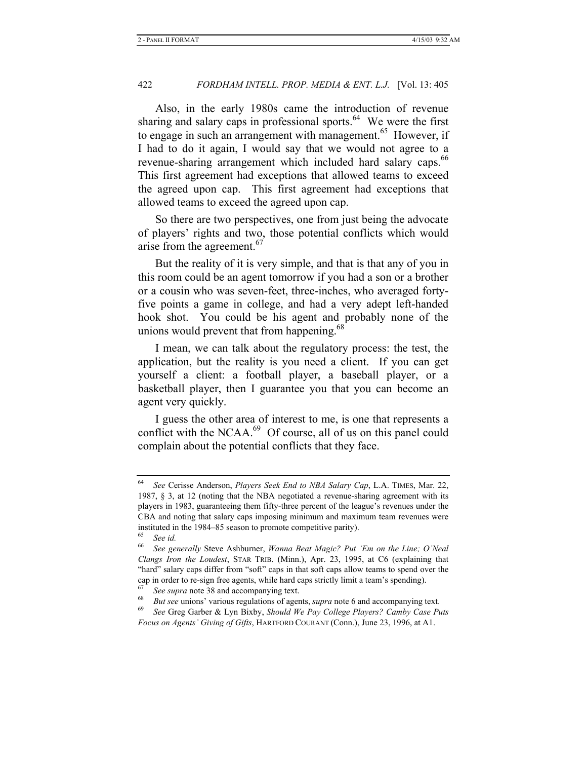Also, in the early 1980s came the introduction of revenue sharing and salary caps in professional sports.[64] We were the first to engage in such an arrangement with management.[65] However, if I had to do it again, I would say that we would not agree to a revenue-sharing arrangement which included hard salary caps.[66] This first agreement had exceptions that allowed teams to exceed the agreed upon cap. This first agreement had exceptions that allowed teams to exceed the agreed upon cap.

So there are two perspectives, one from just being the advocate of players' rights and two, those potential conflicts which would arise from the agreement.[67]

But the reality of it is very simple, and that is that any of you in this room could be an agent tomorrow if you had a son or a brother or a cousin who was seven-feet, three-inches, who averaged forty-five points a game in college, and had a very adept left-handed hook shot. You could be his agent and probably none of the unions would prevent that from happening.[68]

I mean, we can talk about the regulatory process: the test, the application, but the reality is you need a client. If you can get yourself a client: a football player, a baseball player, or a basketball player, then I guarantee you that you can become an agent very quickly.

I guess the other area of interest to me, is one that represents a conflict with the NCAA.[69] Of course, all of us on this panel could complain about the potential conflicts that they face.

---

[64] *See* Cerisse Anderson, *Players Seek End to NBA Salary Cap*, L.A. TIMES, Mar. 22, 1987, § 3, at 12 (noting that the NBA negotiated a revenue-sharing agreement with its players in 1983, guaranteeing them fifty-three percent of the league's revenues under the CBA and noting that salary caps imposing minimum and maximum team revenues were instituted in the 1984–85 season to promote competitive parity).

[65] *See id.*

[66] *See generally* Steve Ashburner, *Wanna Beat Magic? Put 'Em on the Line; O'Neal Clangs Iron the Loudest*, STAR TRIB. (Minn.), Apr. 23, 1995, at C6 (explaining that "hard" salary caps differ from "soft" caps in that soft caps allow teams to spend over the cap in order to re-sign free agents, while hard caps strictly limit a team's spending).

[67] *See supra* note 38 and accompanying text.

[68] *But see* unions' various regulations of agents, *supra* note 6 and accompanying text.

[69] *See* Greg Garber & Lyn Bixby, *Should We Pay College Players? Camby Case Puts Focus on Agents' Giving of Gifts*, HARTFORD COURANT (Conn.), June 23, 1996, at A1.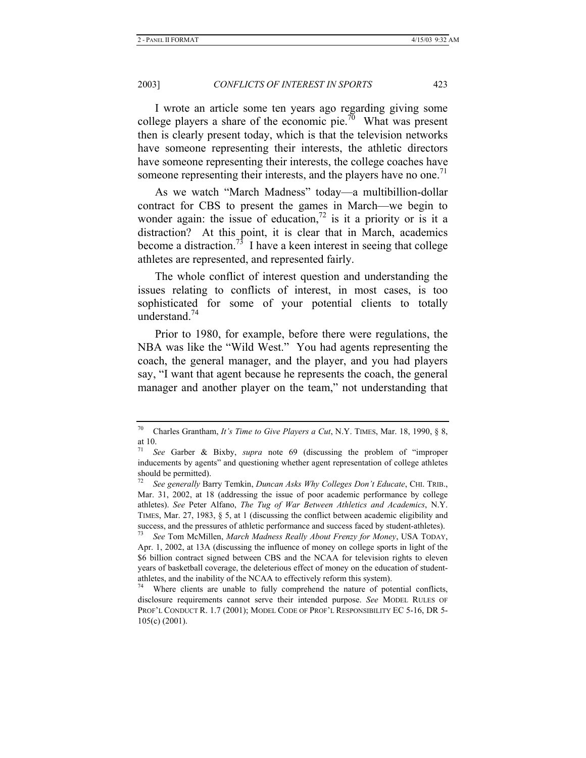I wrote an article some ten years ago regarding giving some college players a share of the economic pie.[70] What was present then is clearly present today, which is that the television networks have someone representing their interests, the athletic directors have someone representing their interests, the college coaches have someone representing their interests, and the players have no one.[71]

As we watch "March Madness" today—a multibillion-dollar contract for CBS to present the games in March—we begin to wonder again: the issue of education,[72] is it a priority or is it a distraction? At this point, it is clear that in March, academics become a distraction.[73] I have a keen interest in seeing that college athletes are represented, and represented fairly.

The whole conflict of interest question and understanding the issues relating to conflicts of interest, in most cases, is too sophisticated for some of your potential clients to totally understand.[74]

Prior to 1980, for example, before there were regulations, the NBA was like the "Wild West." You had agents representing the coach, the general manager, and the player, and you had players say, "I want that agent because he represents the coach, the general manager and another player on the team," not understanding that

---

[70] Charles Grantham, *It's Time to Give Players a Cut*, N.Y. TIMES, Mar. 18, 1990, § 8, at 10.

[71] *See* Garber & Bixby, *supra* note 69 (discussing the problem of "improper inducements by agents" and questioning whether agent representation of college athletes should be permitted).

[72] *See generally* Barry Temkin, *Duncan Asks Why Colleges Don't Educate*, CHI. TRIB., Mar. 31, 2002, at 18 (addressing the issue of poor academic performance by college athletes). *See* Peter Alfano, *The Tug of War Between Athletics and Academics*, N.Y. TIMES, Mar. 27, 1983, § 5, at 1 (discussing the conflict between academic eligibility and success, and the pressures of athletic performance and success faced by student-athletes).

[73] *See* Tom McMillen, *March Madness Really About Frenzy for Money*, USA TODAY, Apr. 1, 2002, at 13A (discussing the influence of money on college sports in light of the $6 billion contract signed between CBS and the NCAA for television rights to eleven years of basketball coverage, the deleterious effect of money on the education of student-athletes, and the inability of the NCAA to effectively reform this system).

[74] Where clients are unable to fully comprehend the nature of potential conflicts, disclosure requirements cannot serve their intended purpose. *See* MODEL RULES OF PROF'L CONDUCT R. 1.7 (2001); MODEL CODE OF PROF'L RESPONSIBILITY EC 5-16, DR 5-105(c) (2001).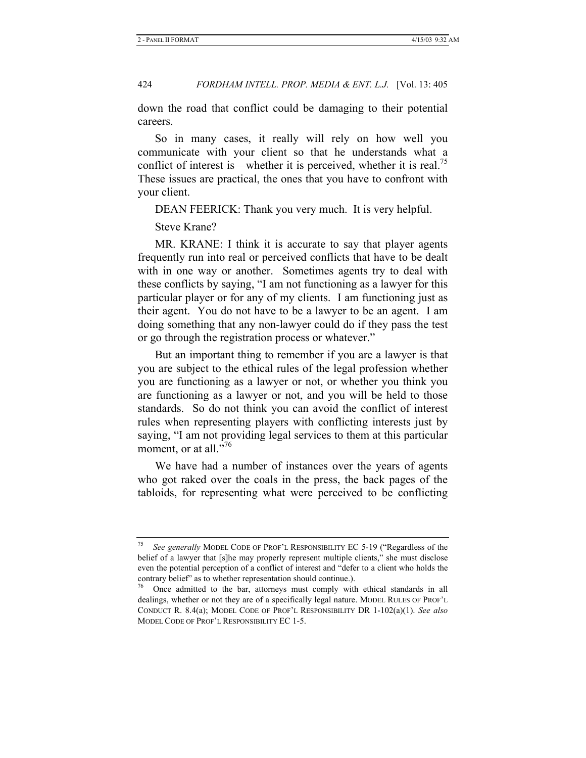down the road that conflict could be damaging to their potential careers.

So in many cases, it really will rely on how well you communicate with your client so that he understands what a conflict of interest is—whether it is perceived, whether it is real.[75] These issues are practical, the ones that you have to confront with your client.

DEAN FEERICK: Thank you very much. It is very helpful.

Steve Krane?

MR. KRANE: I think it is accurate to say that player agents frequently run into real or perceived conflicts that have to be dealt with in one way or another. Sometimes agents try to deal with these conflicts by saying, "I am not functioning as a lawyer for this particular player or for any of my clients. I am functioning just as their agent. You do not have to be a lawyer to be an agent. I am doing something that any non-lawyer could do if they pass the test or go through the registration process or whatever."

But an important thing to remember if you are a lawyer is that you are subject to the ethical rules of the legal profession whether you are functioning as a lawyer or not, or whether you think you are functioning as a lawyer or not, and you will be held to those standards. So do not think you can avoid the conflict of interest rules when representing players with conflicting interests just by saying, "I am not providing legal services to them at this particular moment, or at all."[76]

We have had a number of instances over the years of agents who got raked over the coals in the press, the back pages of the tabloids, for representing what were perceived to be conflicting

---

[75] *See generally* MODEL CODE OF PROF'L RESPONSIBILITY EC 5-19 ("Regardless of the belief of a lawyer that [s]he may properly represent multiple clients," she must disclose even the potential perception of a conflict of interest and "defer to a client who holds the contrary belief" as to whether representation should continue.).

[76] Once admitted to the bar, attorneys must comply with ethical standards in all dealings, whether or not they are of a specifically legal nature. MODEL RULES OF PROF'L CONDUCT R. 8.4(a); MODEL CODE OF PROF'L RESPONSIBILITY DR 1-102(a)(1). *See also* MODEL CODE OF PROF'L RESPONSIBILITY EC 1-5.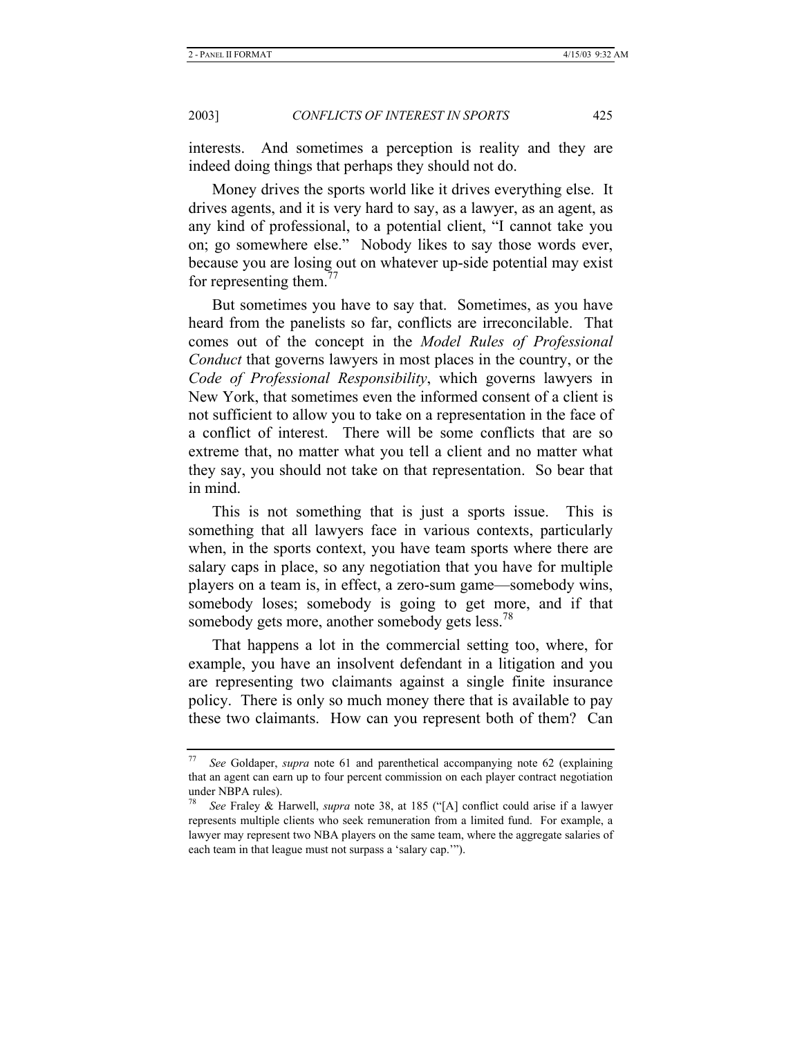interests. And sometimes a perception is reality and they are indeed doing things that perhaps they should not do.

Money drives the sports world like it drives everything else. It drives agents, and it is very hard to say, as a lawyer, as an agent, as any kind of professional, to a potential client, "I cannot take you on; go somewhere else." Nobody likes to say those words ever, because you are losing out on whatever up-side potential may exist for representing them.[77]

But sometimes you have to say that. Sometimes, as you have heard from the panelists so far, conflicts are irreconcilable. That comes out of the concept in the *Model Rules of Professional Conduct* that governs lawyers in most places in the country, or the *Code of Professional Responsibility*, which governs lawyers in New York, that sometimes even the informed consent of a client is not sufficient to allow you to take on a representation in the face of a conflict of interest. There will be some conflicts that are so extreme that, no matter what you tell a client and no matter what they say, you should not take on that representation. So bear that in mind.

This is not something that is just a sports issue. This is something that all lawyers face in various contexts, particularly when, in the sports context, you have team sports where there are salary caps in place, so any negotiation that you have for multiple players on a team is, in effect, a zero-sum game—somebody wins, somebody loses; somebody is going to get more, and if that somebody gets more, another somebody gets less.[78]

That happens a lot in the commercial setting too, where, for example, you have an insolvent defendant in a litigation and you are representing two claimants against a single finite insurance policy. There is only so much money there that is available to pay these two claimants. How can you represent both of them? Can

---

[77] *See* Goldaper, *supra* note 61 and parenthetical accompanying note 62 (explaining that an agent can earn up to four percent commission on each player contract negotiation under NBPA rules).

[78] *See* Fraley & Harwell, *supra* note 38, at 185 ("[A] conflict could arise if a lawyer represents multiple clients who seek remuneration from a limited fund. For example, a lawyer may represent two NBA players on the same team, where the aggregate salaries of each team in that league must not surpass a 'salary cap.'").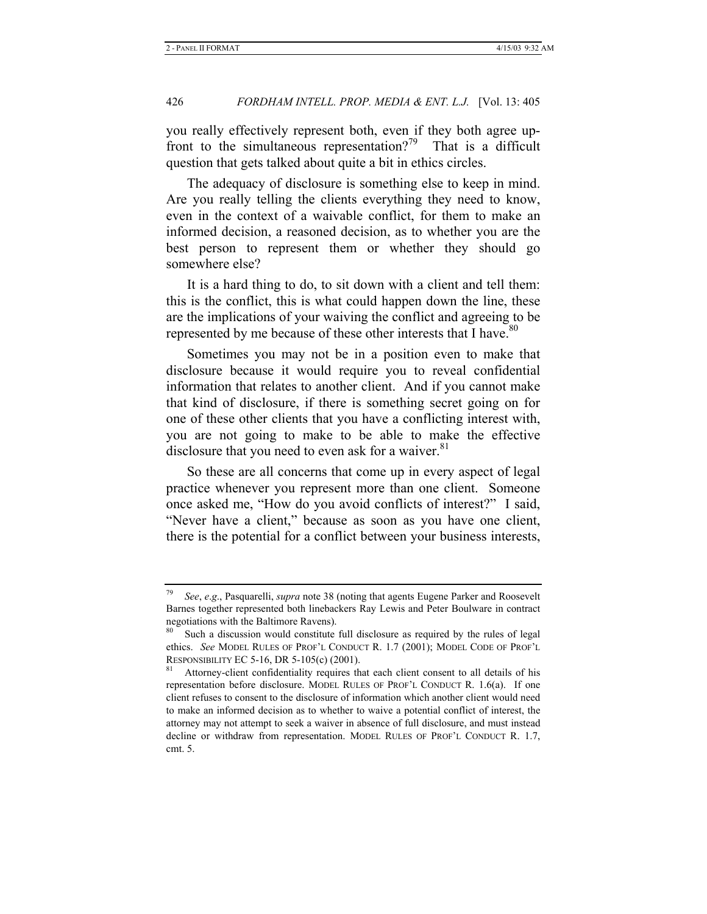you really effectively represent both, even if they both agree up-front to the simultaneous representation?[79] That is a difficult question that gets talked about quite a bit in ethics circles.

The adequacy of disclosure is something else to keep in mind. Are you really telling the clients everything they need to know, even in the context of a waivable conflict, for them to make an informed decision, a reasoned decision, as to whether you are the best person to represent them or whether they should go somewhere else?

It is a hard thing to do, to sit down with a client and tell them: this is the conflict, this is what could happen down the line, these are the implications of your waiving the conflict and agreeing to be represented by me because of these other interests that I have.[80]

Sometimes you may not be in a position even to make that disclosure because it would require you to reveal confidential information that relates to another client. And if you cannot make that kind of disclosure, if there is something secret going on for one of these other clients that you have a conflicting interest with, you are not going to make to be able to make the effective disclosure that you need to even ask for a waiver.[81]

So these are all concerns that come up in every aspect of legal practice whenever you represent more than one client. Someone once asked me, "How do you avoid conflicts of interest?" I said, "Never have a client," because as soon as you have one client, there is the potential for a conflict between your business interests,

---

[79] *See*, *e.g.*, Pasquarelli, *supra* note 38 (noting that agents Eugene Parker and Roosevelt Barnes together represented both linebackers Ray Lewis and Peter Boulware in contract negotiations with the Baltimore Ravens).

[80] Such a discussion would constitute full disclosure as required by the rules of legal ethics. *See* MODEL RULES OF PROF'L CONDUCT R. 1.7 (2001); MODEL CODE OF PROF'L RESPONSIBILITY EC 5-16, DR 5-105(c) (2001).

[81] Attorney-client confidentiality requires that each client consent to all details of his representation before disclosure. MODEL RULES OF PROF'L CONDUCT R. 1.6(a). If one client refuses to consent to the disclosure of information which another client would need to make an informed decision as to whether to waive a potential conflict of interest, the attorney may not attempt to seek a waiver in absence of full disclosure, and must instead decline or withdraw from representation. MODEL RULES OF PROF'L CONDUCT R. 1.7, cmt. 5.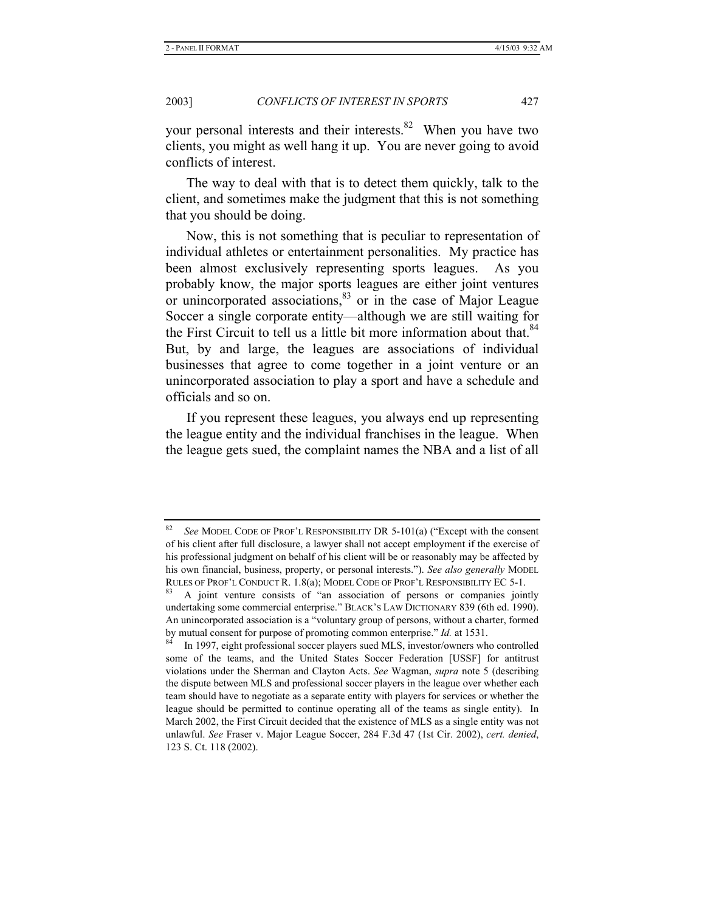your personal interests and their interests.[82] When you have two clients, you might as well hang it up. You are never going to avoid conflicts of interest.

The way to deal with that is to detect them quickly, talk to the client, and sometimes make the judgment that this is not something that you should be doing.

Now, this is not something that is peculiar to representation of individual athletes or entertainment personalities. My practice has been almost exclusively representing sports leagues. As you probably know, the major sports leagues are either joint ventures or unincorporated associations,[83] or in the case of Major League Soccer a single corporate entity—although we are still waiting for the First Circuit to tell us a little bit more information about that.[84] But, by and large, the leagues are associations of individual businesses that agree to come together in a joint venture or an unincorporated association to play a sport and have a schedule and officials and so on.

If you represent these leagues, you always end up representing the league entity and the individual franchises in the league. When the league gets sued, the complaint names the NBA and a list of all

---

[82] *See* MODEL CODE OF PROF'L RESPONSIBILITY DR 5-101(a) ("Except with the consent of his client after full disclosure, a lawyer shall not accept employment if the exercise of his professional judgment on behalf of his client will be or reasonably may be affected by his own financial, business, property, or personal interests."). *See also generally* MODEL RULES OF PROF'L CONDUCT R. 1.8(a); MODEL CODE OF PROF'L RESPONSIBILITY EC 5-1.

[83] A joint venture consists of "an association of persons or companies jointly undertaking some commercial enterprise." BLACK'S LAW DICTIONARY 839 (6th ed. 1990). An unincorporated association is a "voluntary group of persons, without a charter, formed by mutual consent for purpose of promoting common enterprise." *Id.* at 1531.

[84] In 1997, eight professional soccer players sued MLS, investor/owners who controlled some of the teams, and the United States Soccer Federation [USSF] for antitrust violations under the Sherman and Clayton Acts. *See* Wagman, *supra* note 5 (describing the dispute between MLS and professional soccer players in the league over whether each team should have to negotiate as a separate entity with players for services or whether the league should be permitted to continue operating all of the teams as single entity). In March 2002, the First Circuit decided that the existence of MLS as a single entity was not unlawful. *See* Fraser v. Major League Soccer, 284 F.3d 47 (1st Cir. 2002), *cert. denied*, 123 S. Ct. 118 (2002).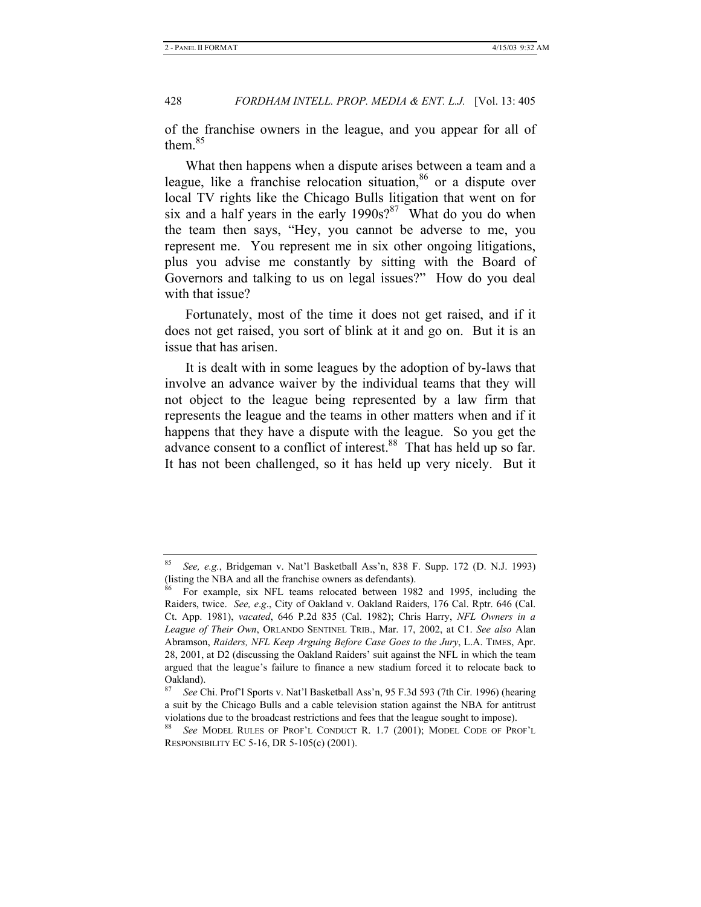of the franchise owners in the league, and you appear for all of them.[85]

What then happens when a dispute arises between a team and a league, like a franchise relocation situation,[86] or a dispute over local TV rights like the Chicago Bulls litigation that went on for six and a half years in the early 1990s?[87] What do you do when the team then says, "Hey, you cannot be adverse to me, you represent me. You represent me in six other ongoing litigations, plus you advise me constantly by sitting with the Board of Governors and talking to us on legal issues?" How do you deal with that issue?

Fortunately, most of the time it does not get raised, and if it does not get raised, you sort of blink at it and go on. But it is an issue that has arisen.

It is dealt with in some leagues by the adoption of by-laws that involve an advance waiver by the individual teams that they will not object to the league being represented by a law firm that represents the league and the teams in other matters when and if it happens that they have a dispute with the league. So you get the advance consent to a conflict of interest.[88] That has held up so far. It has not been challenged, so it has held up very nicely. But it

---

[85] *See, e.g.*, Bridgeman v. Nat'l Basketball Ass'n, 838 F. Supp. 172 (D. N.J. 1993) (listing the NBA and all the franchise owners as defendants).

[86] For example, six NFL teams relocated between 1982 and 1995, including the Raiders, twice. *See, e.g.*, City of Oakland v. Oakland Raiders, 176 Cal. Rptr. 646 (Cal. Ct. App. 1981), *vacated*, 646 P.2d 835 (Cal. 1982); Chris Harry, *NFL Owners in a League of Their Own*, ORLANDO SENTINEL TRIB., Mar. 17, 2002, at C1. *See also* Alan Abramson, *Raiders, NFL Keep Arguing Before Case Goes to the Jury*, L.A. TIMES, Apr. 28, 2001, at D2 (discussing the Oakland Raiders' suit against the NFL in which the team argued that the league's failure to finance a new stadium forced it to relocate back to Oakland).

[87] *See* Chi. Prof'l Sports v. Nat'l Basketball Ass'n, 95 F.3d 593 (7th Cir. 1996) (hearing a suit by the Chicago Bulls and a cable television station against the NBA for antitrust violations due to the broadcast restrictions and fees that the league sought to impose).

[88] *See* MODEL RULES OF PROF'L CONDUCT R. 1.7 (2001); MODEL CODE OF PROF'L RESPONSIBILITY EC 5-16, DR 5-105(c) (2001).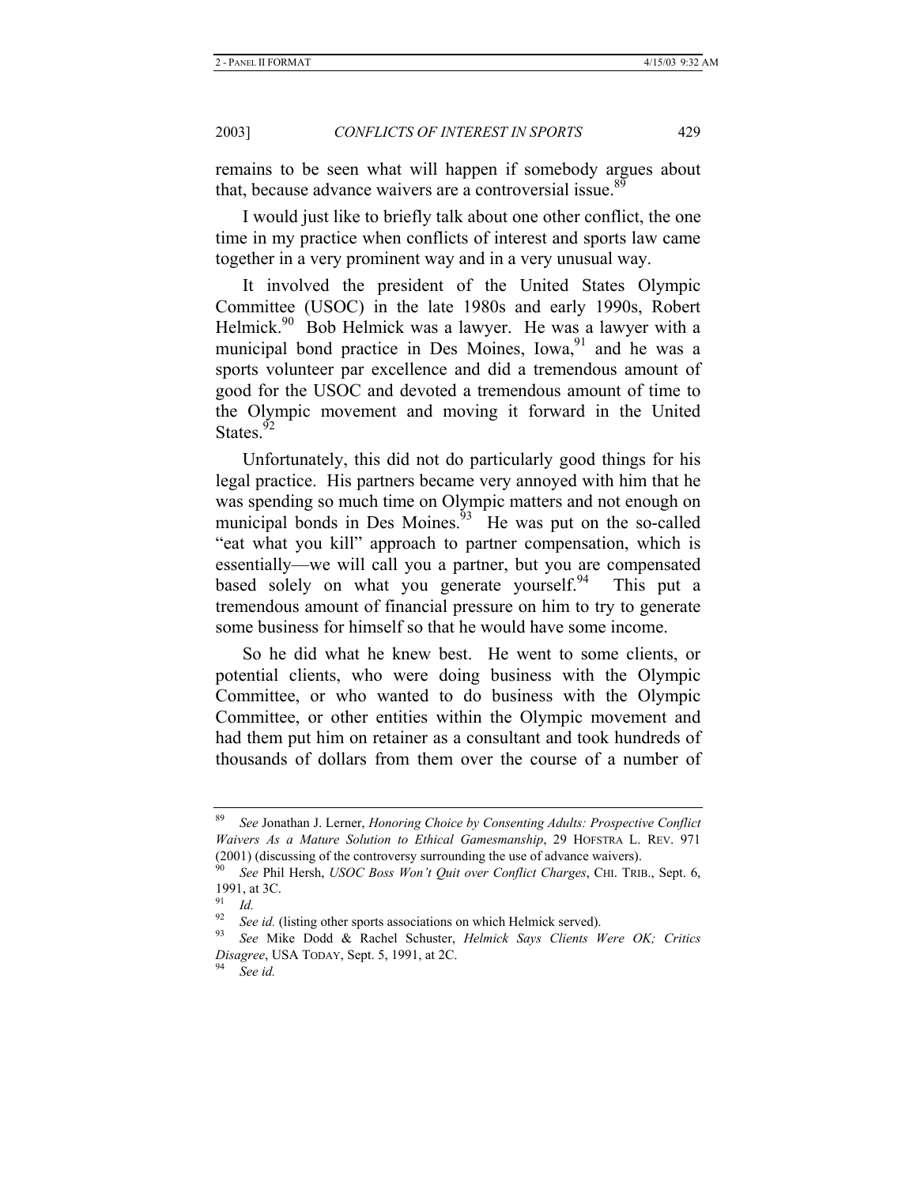remains to be seen what will happen if somebody argues about that, because advance waivers are a controversial issue.[89]

I would just like to briefly talk about one other conflict, the one time in my practice when conflicts of interest and sports law came together in a very prominent way and in a very unusual way.

It involved the president of the United States Olympic Committee (USOC) in the late 1980s and early 1990s, Robert Helmick.[90] Bob Helmick was a lawyer. He was a lawyer with a municipal bond practice in Des Moines, Iowa,[91] and he was a sports volunteer par excellence and did a tremendous amount of good for the USOC and devoted a tremendous amount of time to the Olympic movement and moving it forward in the United States.[92]

Unfortunately, this did not do particularly good things for his legal practice. His partners became very annoyed with him that he was spending so much time on Olympic matters and not enough on municipal bonds in Des Moines.[93] He was put on the so-called "eat what you kill" approach to partner compensation, which is essentially—we will call you a partner, but you are compensated based solely on what you generate yourself.[94] This put a tremendous amount of financial pressure on him to try to generate some business for himself so that he would have some income.

So he did what he knew best. He went to some clients, or potential clients, who were doing business with the Olympic Committee, or who wanted to do business with the Olympic Committee, or other entities within the Olympic movement and had them put him on retainer as a consultant and took hundreds of thousands of dollars from them over the course of a number of

---

[89] *See* Jonathan J. Lerner, *Honoring Choice by Consenting Adults: Prospective Conflict Waivers As a Mature Solution to Ethical Gamesmanship*, 29 HOFSTRA L. REV. 971 (2001) (discussing of the controversy surrounding the use of advance waivers).

[90] *See* Phil Hersh, *USOC Boss Won't Quit over Conflict Charges*, CHI. TRIB., Sept. 6, 1991, at 3C.

[91] *Id.*

[92] *See id.* (listing other sports associations on which Helmick served).

[93] *See* Mike Dodd & Rachel Schuster, *Helmick Says Clients Were OK; Critics Disagree*, USA TODAY, Sept. 5, 1991, at 2C.

[94] *See id.*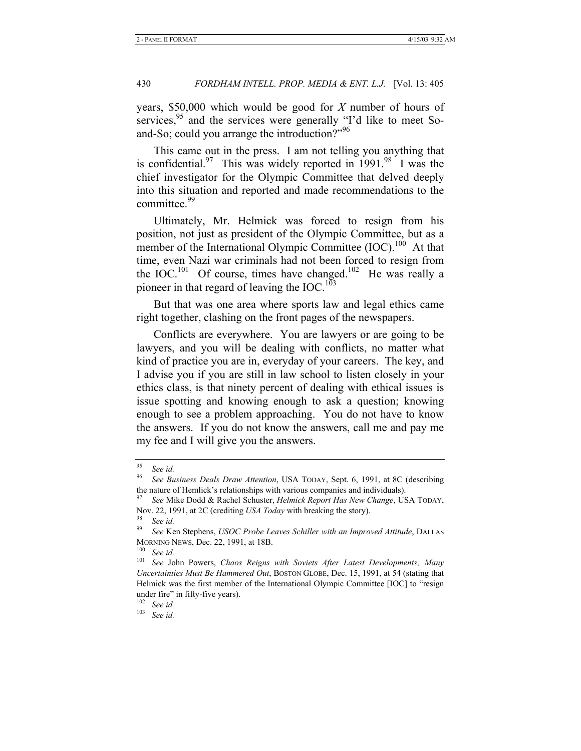years, $50,000 which would be good for *X* number of hours of services,[95] and the services were generally "I'd like to meet So-and-So; could you arrange the introduction?"[96]

This came out in the press. I am not telling you anything that is confidential.[97] This was widely reported in 1991.[98] I was the chief investigator for the Olympic Committee that delved deeply into this situation and reported and made recommendations to the committee.[99]

Ultimately, Mr. Helmick was forced to resign from his position, not just as president of the Olympic Committee, but as a member of the International Olympic Committee (IOC).[100] At that time, even Nazi war criminals had not been forced to resign from the IOC.[101] Of course, times have changed.[102] He was really a pioneer in that regard of leaving the IOC.[103]

But that was one area where sports law and legal ethics came right together, clashing on the front pages of the newspapers.

Conflicts are everywhere. You are lawyers or are going to be lawyers, and you will be dealing with conflicts, no matter what kind of practice you are in, everyday of your careers. The key, and I advise you if you are still in law school to listen closely in your ethics class, is that ninety percent of dealing with ethical issues is issue spotting and knowing enough to ask a question; knowing enough to see a problem approaching. You do not have to know the answers. If you do not know the answers, call me and pay me my fee and I will give you the answers.

---

[95] *See id.*

[96] *See Business Deals Draw Attention*, USA TODAY, Sept. 6, 1991, at 8C (describing the nature of Hemlick's relationships with various companies and individuals).

[97] *See* Mike Dodd & Rachel Schuster, *Helmick Report Has New Change*, USA TODAY, Nov. 22, 1991, at 2C (crediting *USA Today* with breaking the story).

[98] *See id.*

[99] *See* Ken Stephens, *USOC Probe Leaves Schiller with an Improved Attitude*, DALLAS MORNING NEWS, Dec. 22, 1991, at 18B.

[100] *See id.*

[101] *See* John Powers, *Chaos Reigns with Soviets After Latest Developments; Many Uncertainties Must Be Hammered Out*, BOSTON GLOBE, Dec. 15, 1991, at 54 (stating that Helmick was the first member of the International Olympic Committee [IOC] to "resign under fire" in fifty-five years).

[102] *See id.*

[103] *See id.*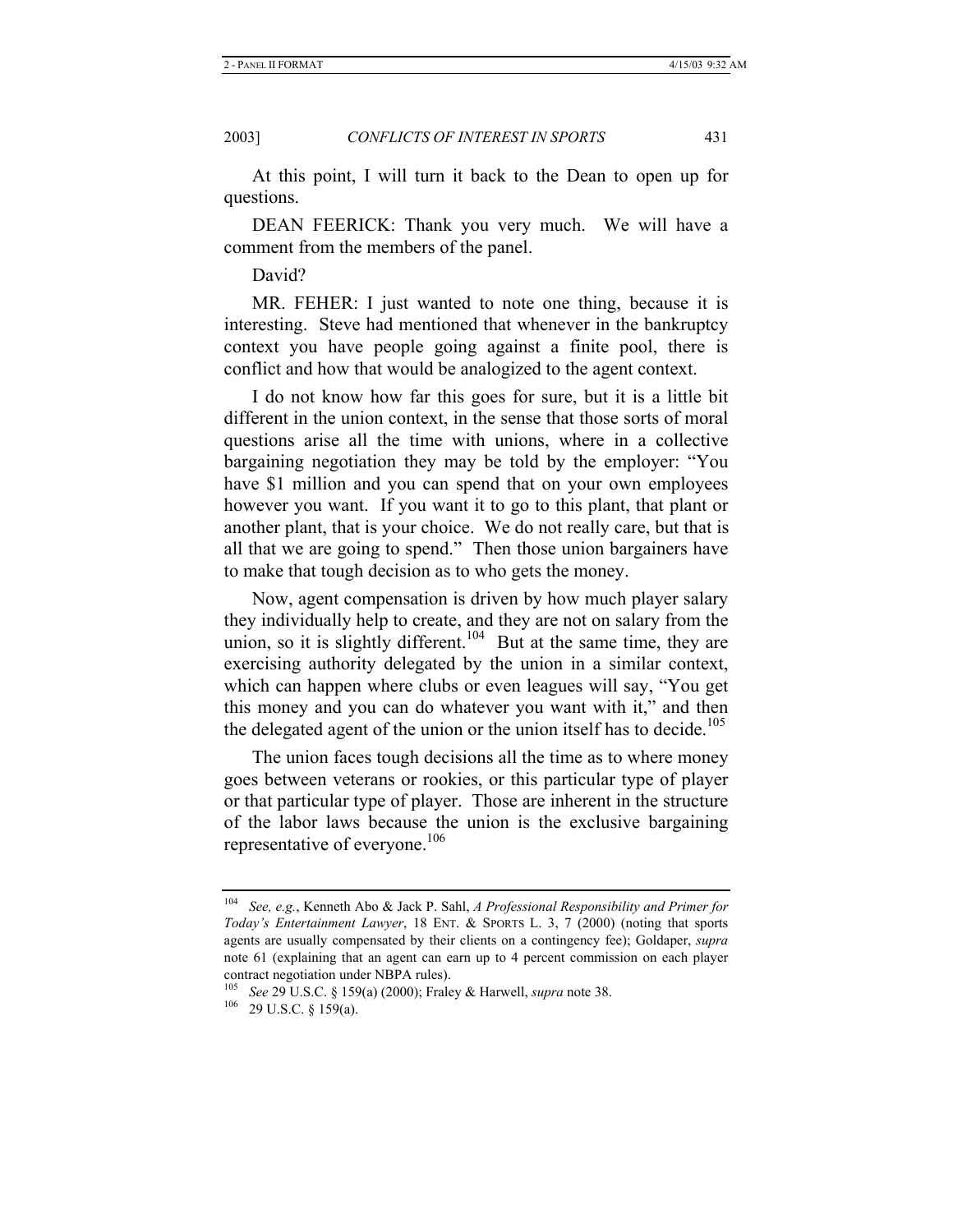At this point, I will turn it back to the Dean to open up for questions.

DEAN FEERICK: Thank you very much. We will have a comment from the members of the panel.

David?

MR. FEHER: I just wanted to note one thing, because it is interesting. Steve had mentioned that whenever in the bankruptcy context you have people going against a finite pool, there is conflict and how that would be analogized to the agent context.

I do not know how far this goes for sure, but it is a little bit different in the union context, in the sense that those sorts of moral questions arise all the time with unions, where in a collective bargaining negotiation they may be told by the employer: "You have $1 million and you can spend that on your own employees however you want. If you want it to go to this plant, that plant or another plant, that is your choice. We do not really care, but that is all that we are going to spend." Then those union bargainers have to make that tough decision as to who gets the money.

Now, agent compensation is driven by how much player salary they individually help to create, and they are not on salary from the union, so it is slightly different.[104] But at the same time, they are exercising authority delegated by the union in a similar context, which can happen where clubs or even leagues will say, "You get this money and you can do whatever you want with it," and then the delegated agent of the union or the union itself has to decide.[105]

The union faces tough decisions all the time as to where money goes between veterans or rookies, or this particular type of player or that particular type of player. Those are inherent in the structure of the labor laws because the union is the exclusive bargaining representative of everyone.[106]

---

[104] *See, e.g.*, Kenneth Abo & Jack P. Sahl, *A Professional Responsibility and Primer for Today's Entertainment Lawyer*, 18 ENT. & SPORTS L. 3, 7 (2000) (noting that sports agents are usually compensated by their clients on a contingency fee); Goldaper, *supra* note 61 (explaining that an agent can earn up to 4 percent commission on each player contract negotiation under NBPA rules).

[105] *See* 29 U.S.C. § 159(a) (2000); Fraley & Harwell, *supra* note 38.

[106] 29 U.S.C. § 159(a).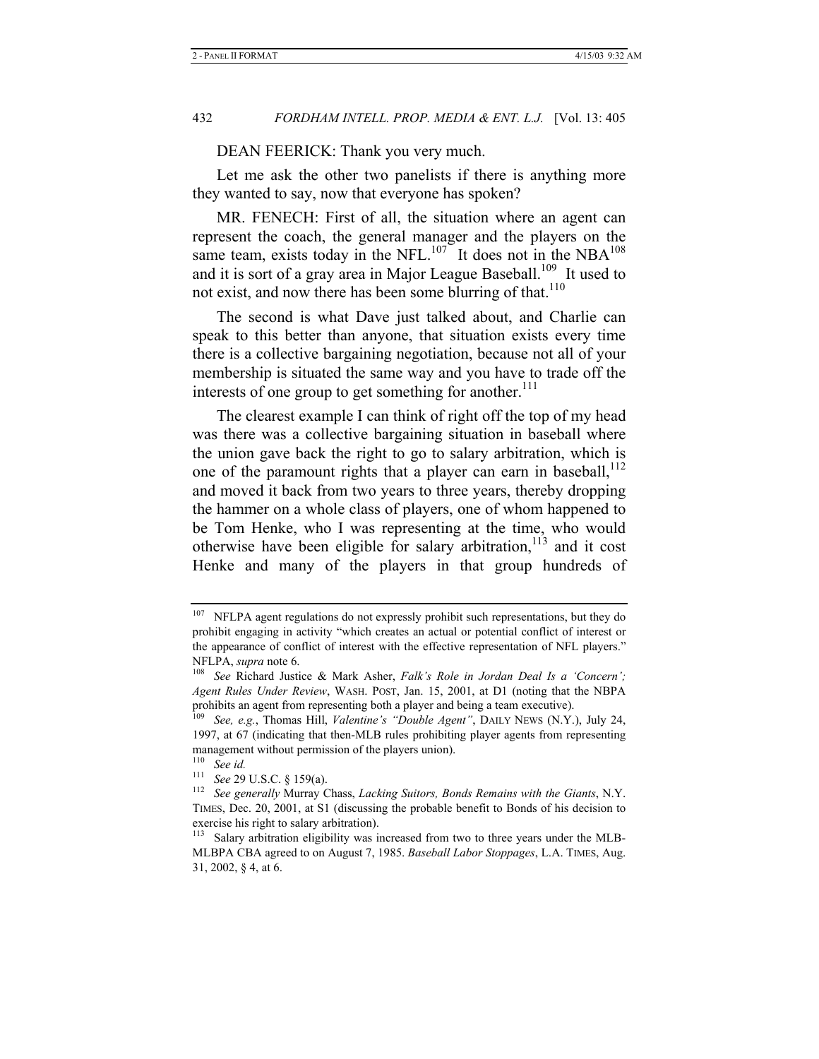DEAN FEERICK: Thank you very much.

Let me ask the other two panelists if there is anything more they wanted to say, now that everyone has spoken?

MR. FENECH: First of all, the situation where an agent can represent the coach, the general manager and the players on the same team, exists today in the NFL.[107] It does not in the NBA[108] and it is sort of a gray area in Major League Baseball.[109] It used to not exist, and now there has been some blurring of that.[110]

The second is what Dave just talked about, and Charlie can speak to this better than anyone, that situation exists every time there is a collective bargaining negotiation, because not all of your membership is situated the same way and you have to trade off the interests of one group to get something for another.[111]

The clearest example I can think of right off the top of my head was there was a collective bargaining situation in baseball where the union gave back the right to go to salary arbitration, which is one of the paramount rights that a player can earn in baseball,[112] and moved it back from two years to three years, thereby dropping the hammer on a whole class of players, one of whom happened to be Tom Henke, who I was representing at the time, who would otherwise have been eligible for salary arbitration,[113] and it cost Henke and many of the players in that group hundreds of

---

[107] NFLPA agent regulations do not expressly prohibit such representations, but they do prohibit engaging in activity "which creates an actual or potential conflict of interest or the appearance of conflict of interest with the effective representation of NFL players." NFLPA, *supra* note 6.

[108] *See* Richard Justice & Mark Asher, *Falk's Role in Jordan Deal Is a 'Concern'; Agent Rules Under Review*, WASH. POST, Jan. 15, 2001, at D1 (noting that the NBPA prohibits an agent from representing both a player and being a team executive).

[109] *See, e.g.*, Thomas Hill, *Valentine's "Double Agent"*, DAILY NEWS (N.Y.), July 24, 1997, at 67 (indicating that then-MLB rules prohibiting player agents from representing management without permission of the players union).

[110] *See id.*

[111] *See* 29 U.S.C. § 159(a).

[112] *See generally* Murray Chass, *Lacking Suitors, Bonds Remains with the Giants*, N.Y. TIMES, Dec. 20, 2001, at S1 (discussing the probable benefit to Bonds of his decision to exercise his right to salary arbitration).

[113] Salary arbitration eligibility was increased from two to three years under the MLB-MLBPA CBA agreed to on August 7, 1985. *Baseball Labor Stoppages*, L.A. TIMES, Aug. 31, 2002, § 4, at 6.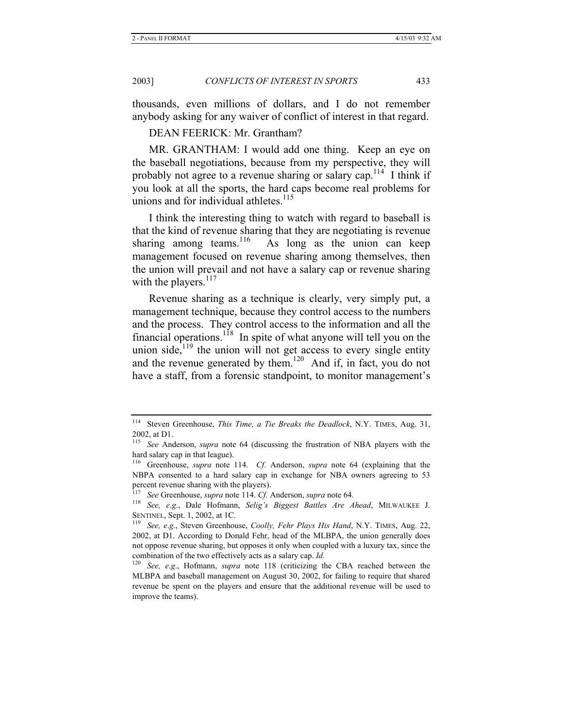thousands, even millions of dollars, and I do not remember anybody asking for any waiver of conflict of interest in that regard.

DEAN FEERICK: Mr. Grantham?

MR. GRANTHAM: I would add one thing. Keep an eye on the baseball negotiations, because from my perspective, they will probably not agree to a revenue sharing or salary cap.[114] I think if you look at all the sports, the hard caps become real problems for unions and for individual athletes.[115]

I think the interesting thing to watch with regard to baseball is that the kind of revenue sharing that they are negotiating is revenue sharing among teams.[116] As long as the union can keep management focused on revenue sharing among themselves, then the union will prevail and not have a salary cap or revenue sharing with the players.[117]

Revenue sharing as a technique is clearly, very simply put, a management technique, because they control access to the numbers and the process. They control access to the information and all the financial operations.[118] In spite of what anyone will tell you on the union side,[119] the union will not get access to every single entity and the revenue generated by them.[120] And if, in fact, you do not have a staff, from a forensic standpoint, to monitor management's

---

[114] Steven Greenhouse, *This Time, a Tie Breaks the Deadlock*, N.Y. TIMES, Aug. 31, 2002, at D1.

[115] *See* Anderson, *supra* note 64 (discussing the frustration of NBA players with the hard salary cap in that league).

[116] Greenhouse, *supra* note 114. *Cf.* Anderson, *supra* note 64 (explaining that the NBPA consented to a hard salary cap in exchange for NBA owners agreeing to 53 percent revenue sharing with the players).

[117] *See* Greenhouse, *supra* note 114. *Cf.* Anderson, *supra* note 64.

[118] *See, e.g.*, Dale Hofmann, *Selig's Biggest Battles Are Ahead*, MILWAUKEE J. SENTINEL, Sept. 1, 2002, at 1C.

[119] *See, e.g.*, Steven Greenhouse, *Coolly, Fehr Plays His Hand*, N.Y. TIMES, Aug. 22, 2002, at D1. According to Donald Fehr, head of the MLBPA, the union generally does not oppose revenue sharing, but opposes it only when coupled with a luxury tax, since the combination of the two effectively acts as a salary cap. *Id.*

[120] *See, e.g.*, Hofmann, *supra* note 118 (criticizing the CBA reached between the MLBPA and baseball management on August 30, 2002, for failing to require that shared revenue be spent on the players and ensure that the additional revenue will be used to improve the teams).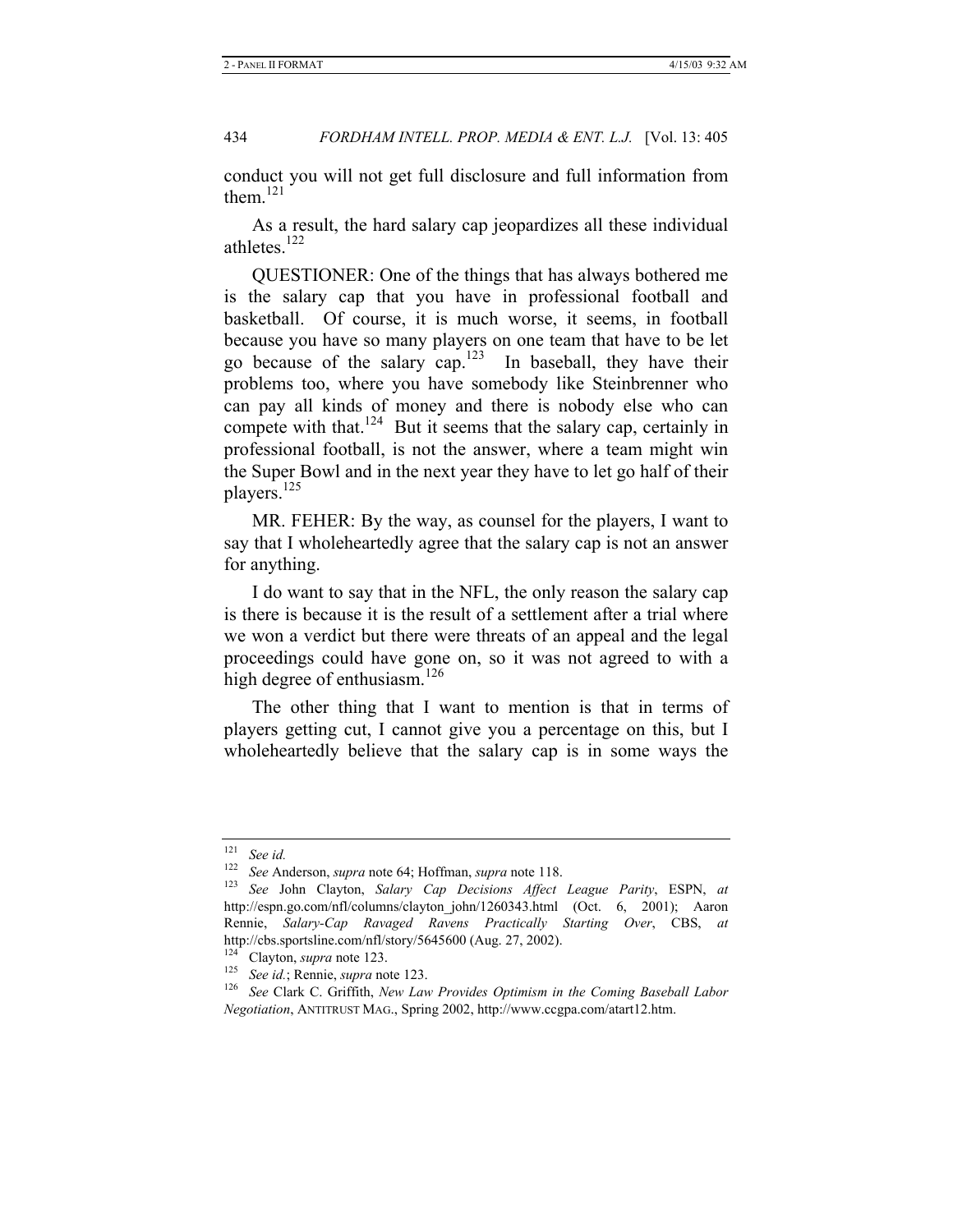conduct you will not get full disclosure and full information from them.[121]

As a result, the hard salary cap jeopardizes all these individual athletes.[122]

QUESTIONER: One of the things that has always bothered me is the salary cap that you have in professional football and basketball. Of course, it is much worse, it seems, in football because you have so many players on one team that have to be let go because of the salary cap.[123] In baseball, they have their problems too, where you have somebody like Steinbrenner who can pay all kinds of money and there is nobody else who can compete with that.[124] But it seems that the salary cap, certainly in professional football, is not the answer, where a team might win the Super Bowl and in the next year they have to let go half of their players.[125]

MR. FEHER: By the way, as counsel for the players, I want to say that I wholeheartedly agree that the salary cap is not an answer for anything.

I do want to say that in the NFL, the only reason the salary cap is there is because it is the result of a settlement after a trial where we won a verdict but there were threats of an appeal and the legal proceedings could have gone on, so it was not agreed to with a high degree of enthusiasm.[126]

The other thing that I want to mention is that in terms of players getting cut, I cannot give you a percentage on this, but I wholeheartedly believe that the salary cap is in some ways the

---

[121] *See id.*

[122] *See* Anderson, *supra* note 64; Hoffman, *supra* note 118.

[123] *See* John Clayton, *Salary Cap Decisions Affect League Parity*, ESPN, *at* http://espn.go.com/nfl/columns/clayton_john/1260343.html (Oct. 6, 2001); Aaron Rennie, *Salary-Cap Ravaged Ravens Practically Starting Over*, CBS, *at* http://cbs.sportsline.com/nfl/story/5645600 (Aug. 27, 2002).

[124] Clayton, *supra* note 123.

[125] *See id.*; Rennie, *supra* note 123.

[126] *See* Clark C. Griffith, *New Law Provides Optimism in the Coming Baseball Labor Negotiation*, ANTITRUST MAG., Spring 2002, http://www.ccgpa.com/atart12.htm.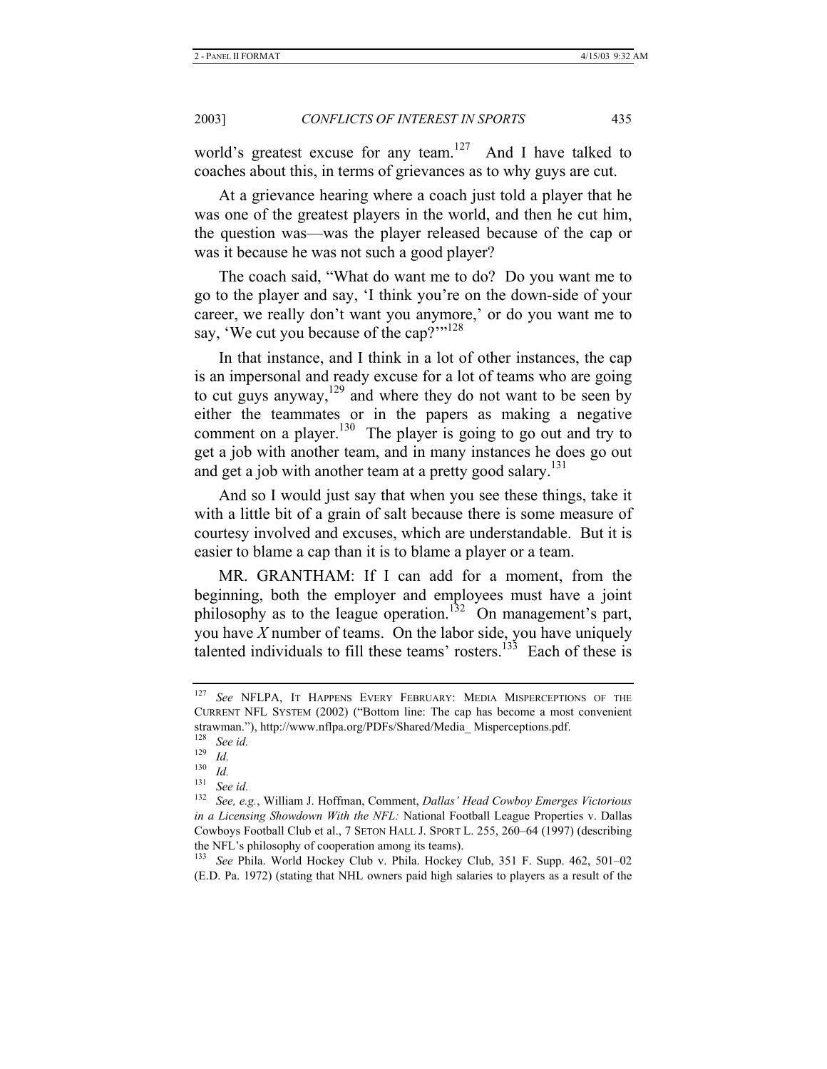world's greatest excuse for any team.[127] And I have talked to coaches about this, in terms of grievances as to why guys are cut.

At a grievance hearing where a coach just told a player that he was one of the greatest players in the world, and then he cut him, the question was—was the player released because of the cap or was it because he was not such a good player?

The coach said, "What do want me to do? Do you want me to go to the player and say, 'I think you're on the down-side of your career, we really don't want you anymore,' or do you want me to say, 'We cut you because of the cap?'"[128]

In that instance, and I think in a lot of other instances, the cap is an impersonal and ready excuse for a lot of teams who are going to cut guys anyway,[129] and where they do not want to be seen by either the teammates or in the papers as making a negative comment on a player.[130] The player is going to go out and try to get a job with another team, and in many instances he does go out and get a job with another team at a pretty good salary.[131]

And so I would just say that when you see these things, take it with a little bit of a grain of salt because there is some measure of courtesy involved and excuses, which are understandable. But it is easier to blame a cap than it is to blame a player or a team.

MR. GRANTHAM: If I can add for a moment, from the beginning, both the employer and employees must have a joint philosophy as to the league operation.[132] On management's part, you have *X* number of teams. On the labor side, you have uniquely talented individuals to fill these teams' rosters.[133] Each of these is

---

[127] *See* NFLPA, IT HAPPENS EVERY FEBRUARY: MEDIA MISPERCEPTIONS OF THE CURRENT NFL SYSTEM (2002) ("Bottom line: The cap has become a most convenient strawman."), http://www.nflpa.org/PDFs/Shared/Media_ Misperceptions.pdf.

[128] *See id.*

[129] *Id.*

[130] *Id.*

[131] *See id.*

[132] *See, e.g.*, William J. Hoffman, Comment, *Dallas' Head Cowboy Emerges Victorious in a Licensing Showdown With the NFL:* National Football League Properties v. Dallas Cowboys Football Club et al., 7 SETON HALL J. SPORT L. 255, 260–64 (1997) (describing the NFL's philosophy of cooperation among its teams).

[133] *See* Phila. World Hockey Club v. Phila. Hockey Club, 351 F. Supp. 462, 501–02 (E.D. Pa. 1972) (stating that NHL owners paid high salaries to players as a result of the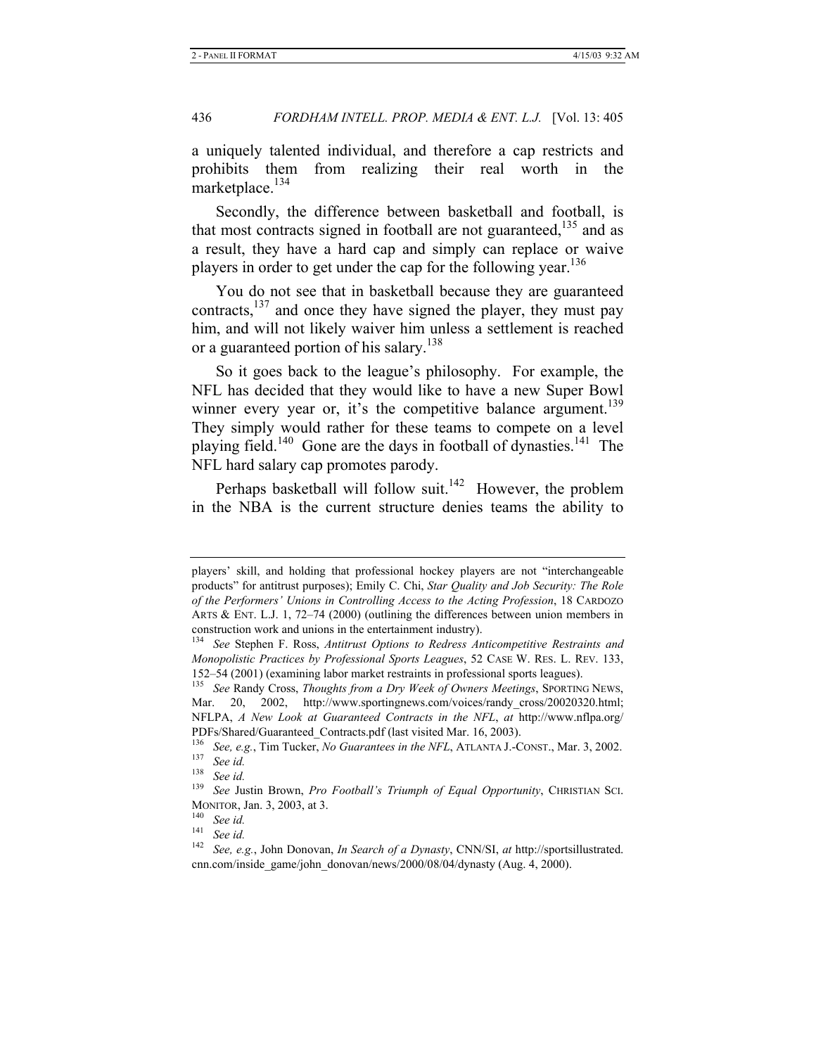a uniquely talented individual, and therefore a cap restricts and prohibits them from realizing their real worth in the marketplace.[134]

Secondly, the difference between basketball and football, is that most contracts signed in football are not guaranteed,[135] and as a result, they have a hard cap and simply can replace or waive players in order to get under the cap for the following year.[136]

You do not see that in basketball because they are guaranteed contracts,[137] and once they have signed the player, they must pay him, and will not likely waiver him unless a settlement is reached or a guaranteed portion of his salary.[138]

So it goes back to the league's philosophy. For example, the NFL has decided that they would like to have a new Super Bowl winner every year or, it's the competitive balance argument.[139] They simply would rather for these teams to compete on a level playing field.[140] Gone are the days in football of dynasties.[141] The NFL hard salary cap promotes parody.

Perhaps basketball will follow suit.[142] However, the problem in the NBA is the current structure denies teams the ability to

---

players' skill, and holding that professional hockey players are not "interchangeable products" for antitrust purposes); Emily C. Chi, *Star Quality and Job Security: The Role of the Performers' Unions in Controlling Access to the Acting Profession*, 18 CARDOZO ARTS & ENT. L.J. 1, 72–74 (2000) (outlining the differences between union members in construction work and unions in the entertainment industry).

[134] *See* Stephen F. Ross, *Antitrust Options to Redress Anticompetitive Restraints and Monopolistic Practices by Professional Sports Leagues*, 52 CASE W. RES. L. REV. 133, 152–54 (2001) (examining labor market restraints in professional sports leagues).

[135] *See* Randy Cross, *Thoughts from a Dry Week of Owners Meetings*, SPORTING NEWS, Mar. 20, 2002, http://www.sportingnews.com/voices/randy_cross/20020320.html; NFLPA, *A New Look at Guaranteed Contracts in the NFL*, *at* http://www.nflpa.org/PDFs/Shared/Guaranteed_Contracts.pdf (last visited Mar. 16, 2003).

[136] *See, e.g.*, Tim Tucker, *No Guarantees in the NFL*, ATLANTA J.-CONST., Mar. 3, 2002.

[137] *See id.*

[138] *See id.*

[139] *See* Justin Brown, *Pro Football's Triumph of Equal Opportunity*, CHRISTIAN SCI. MONITOR, Jan. 3, 2003, at 3.

[140] *See id.*

[141] *See id.*

[142] *See, e.g.*, John Donovan, *In Search of a Dynasty*, CNN/SI, *at* http://sportsillustrated.cnn.com/inside_game/john_donovan/news/2000/08/04/dynasty (Aug. 4, 2000).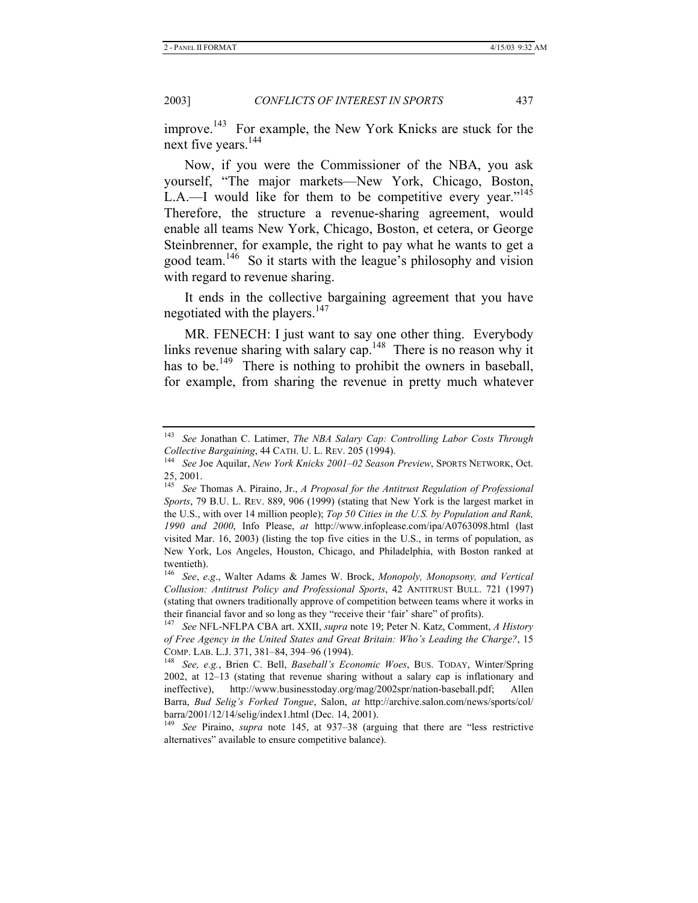improve.[143] For example, the New York Knicks are stuck for the next five years.[144]

Now, if you were the Commissioner of the NBA, you ask yourself, "The major markets—New York, Chicago, Boston, L.A.—I would like for them to be competitive every year."[145] Therefore, the structure a revenue-sharing agreement, would enable all teams New York, Chicago, Boston, et cetera, or George Steinbrenner, for example, the right to pay what he wants to get a good team.[146] So it starts with the league's philosophy and vision with regard to revenue sharing.

It ends in the collective bargaining agreement that you have negotiated with the players.[147]

MR. FENECH: I just want to say one other thing. Everybody links revenue sharing with salary cap.[148] There is no reason why it has to be.[149] There is nothing to prohibit the owners in baseball, for example, from sharing the revenue in pretty much whatever

---

[143] *See* Jonathan C. Latimer, *The NBA Salary Cap: Controlling Labor Costs Through Collective Bargaining*, 44 CATH. U. L. REV. 205 (1994).

[144] *See* Joe Aquilar, *New York Knicks 2001–02 Season Preview*, SPORTS NETWORK, Oct. 25, 2001.

[145] *See* Thomas A. Piraino, Jr., *A Proposal for the Antitrust Regulation of Professional Sports*, 79 B.U. L. REV. 889, 906 (1999) (stating that New York is the largest market in the U.S., with over 14 million people); *Top 50 Cities in the U.S. by Population and Rank, 1990 and 2000*, Info Please, *at* http://www.infoplease.com/ipa/A0763098.html (last visited Mar. 16, 2003) (listing the top five cities in the U.S., in terms of population, as New York, Los Angeles, Houston, Chicago, and Philadelphia, with Boston ranked at twentieth).

[146] *See*, *e.g*., Walter Adams & James W. Brock, *Monopoly, Monopsony, and Vertical Collusion: Antitrust Policy and Professional Sports*, 42 ANTITRUST BULL. 721 (1997) (stating that owners traditionally approve of competition between teams where it works in their financial favor and so long as they "receive their 'fair' share" of profits).

[147] *See* NFL-NFLPA CBA art. XXII, *supra* note 19; Peter N. Katz, Comment, *A History of Free Agency in the United States and Great Britain: Who's Leading the Charge?*, 15 COMP. LAB. L.J. 371, 381–84, 394–96 (1994).

[148] *See, e.g.*, Brien C. Bell, *Baseball's Economic Woes*, BUS. TODAY, Winter/Spring 2002, at 12–13 (stating that revenue sharing without a salary cap is inflationary and ineffective), http://www.businesstoday.org/mag/2002spr/nation-baseball.pdf; Allen Barra, *Bud Selig's Forked Tongue*, Salon, *at* http://archive.salon.com/news/sports/col/barra/2001/12/14/selig/index1.html (Dec. 14, 2001).

[149] *See* Piraino, *supra* note 145, at 937–38 (arguing that there are "less restrictive alternatives" available to ensure competitive balance).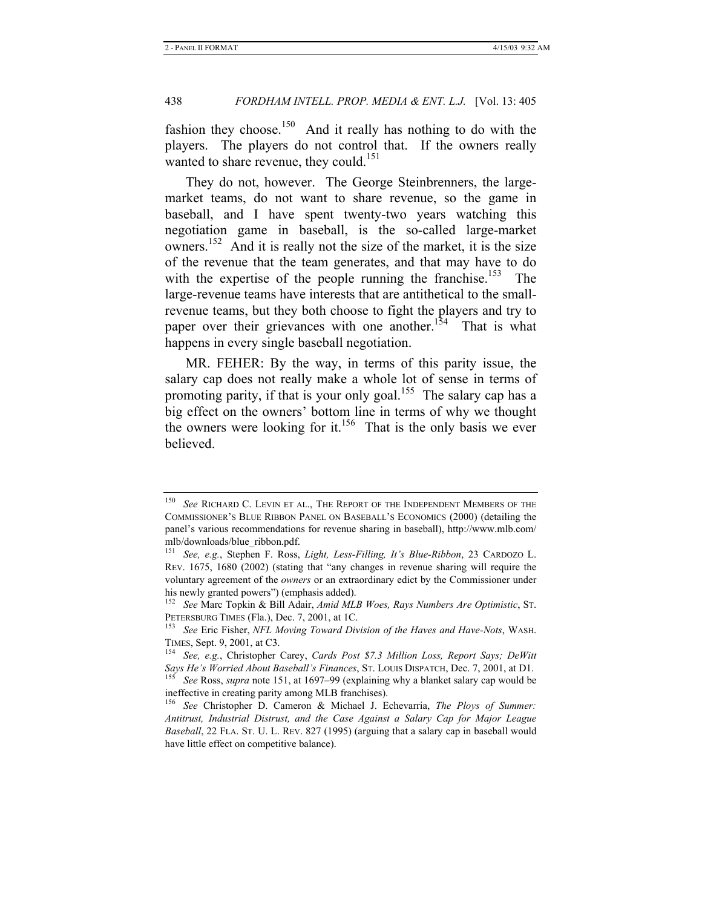fashion they choose.[150] And it really has nothing to do with the players. The players do not control that. If the owners really wanted to share revenue, they could.[151]

They do not, however. The George Steinbrenners, the large-market teams, do not want to share revenue, so the game in baseball, and I have spent twenty-two years watching this negotiation game in baseball, is the so-called large-market owners.[152] And it is really not the size of the market, it is the size of the revenue that the team generates, and that may have to do with the expertise of the people running the franchise.[153] The large-revenue teams have interests that are antithetical to the small-revenue teams, but they both choose to fight the players and try to paper over their grievances with one another.[154] That is what happens in every single baseball negotiation.

MR. FEHER: By the way, in terms of this parity issue, the salary cap does not really make a whole lot of sense in terms of promoting parity, if that is your only goal.[155] The salary cap has a big effect on the owners' bottom line in terms of why we thought the owners were looking for it.[156] That is the only basis we ever believed.

---

[150] *See* RICHARD C. LEVIN ET AL., THE REPORT OF THE INDEPENDENT MEMBERS OF THE COMMISSIONER'S BLUE RIBBON PANEL ON BASEBALL'S ECONOMICS (2000) (detailing the panel's various recommendations for revenue sharing in baseball), http://www.mlb.com/mlb/downloads/blue_ribbon.pdf.

[151] *See, e.g.*, Stephen F. Ross, *Light, Less-Filling, It's Blue-Ribbon*, 23 CARDOZO L. REV. 1675, 1680 (2002) (stating that "any changes in revenue sharing will require the voluntary agreement of the *owners* or an extraordinary edict by the Commissioner under his newly granted powers") (emphasis added).

[152] *See* Marc Topkin & Bill Adair, *Amid MLB Woes, Rays Numbers Are Optimistic*, ST. PETERSBURG TIMES (Fla.), Dec. 7, 2001, at 1C.

[153] *See* Eric Fisher, *NFL Moving Toward Division of the Haves and Have-Nots*, WASH. TIMES, Sept. 9, 2001, at C3.

[154] *See, e.g.*, Christopher Carey, *Cards Post $7.3 Million Loss, Report Says; DeWitt Says He's Worried About Baseball's Finances*, ST. LOUIS DISPATCH, Dec. 7, 2001, at D1.

[155] *See* Ross, *supra* note 151, at 1697–99 (explaining why a blanket salary cap would be ineffective in creating parity among MLB franchises).

[156] *See* Christopher D. Cameron & Michael J. Echevarria, *The Ploys of Summer: Antitrust, Industrial Distrust, and the Case Against a Salary Cap for Major League Baseball*, 22 FLA. ST. U. L. REV. 827 (1995) (arguing that a salary cap in baseball would have little effect on competitive balance).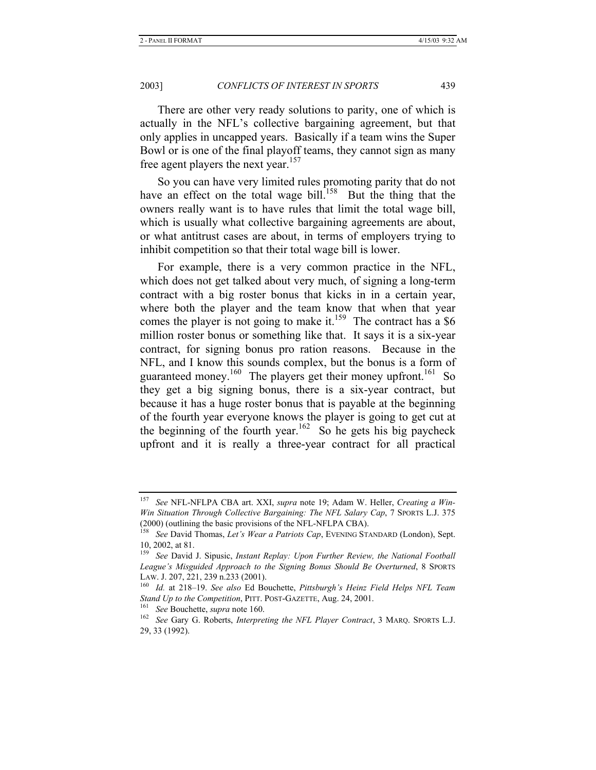There are other very ready solutions to parity, one of which is actually in the NFL's collective bargaining agreement, but that only applies in uncapped years. Basically if a team wins the Super Bowl or is one of the final playoff teams, they cannot sign as many free agent players the next year.[157]

So you can have very limited rules promoting parity that do not have an effect on the total wage bill.[158] But the thing that the owners really want is to have rules that limit the total wage bill, which is usually what collective bargaining agreements are about, or what antitrust cases are about, in terms of employers trying to inhibit competition so that their total wage bill is lower.

For example, there is a very common practice in the NFL, which does not get talked about very much, of signing a long-term contract with a big roster bonus that kicks in in a certain year, where both the player and the team know that when that year comes the player is not going to make it.[159] The contract has a $6 million roster bonus or something like that. It says it is a six-year contract, for signing bonus pro ration reasons. Because in the NFL, and I know this sounds complex, but the bonus is a form of guaranteed money.[160] The players get their money upfront.[161] So they get a big signing bonus, there is a six-year contract, but because it has a huge roster bonus that is payable at the beginning of the fourth year everyone knows the player is going to get cut at the beginning of the fourth year.[162] So he gets his big paycheck upfront and it is really a three-year contract for all practical

---

[157] *See* NFL-NFLPA CBA art. XXI, *supra* note 19; Adam W. Heller, *Creating a Win-Win Situation Through Collective Bargaining: The NFL Salary Cap*, 7 SPORTS L.J. 375 (2000) (outlining the basic provisions of the NFL-NFLPA CBA).

[158] *See* David Thomas, *Let's Wear a Patriots Cap*, EVENING STANDARD (London), Sept. 10, 2002, at 81.

[159] *See* David J. Sipusic, *Instant Replay: Upon Further Review, the National Football League's Misguided Approach to the Signing Bonus Should Be Overturned*, 8 SPORTS LAW. J. 207, 221, 239 n.233 (2001).

[160] *Id.* at 218–19. *See also* Ed Bouchette, *Pittsburgh's Heinz Field Helps NFL Team Stand Up to the Competition*, PITT. POST-GAZETTE, Aug. 24, 2001.

[161] *See* Bouchette, *supra* note 160.

[162] *See* Gary G. Roberts, *Interpreting the NFL Player Contract*, 3 MARQ. SPORTS L.J. 29, 33 (1992).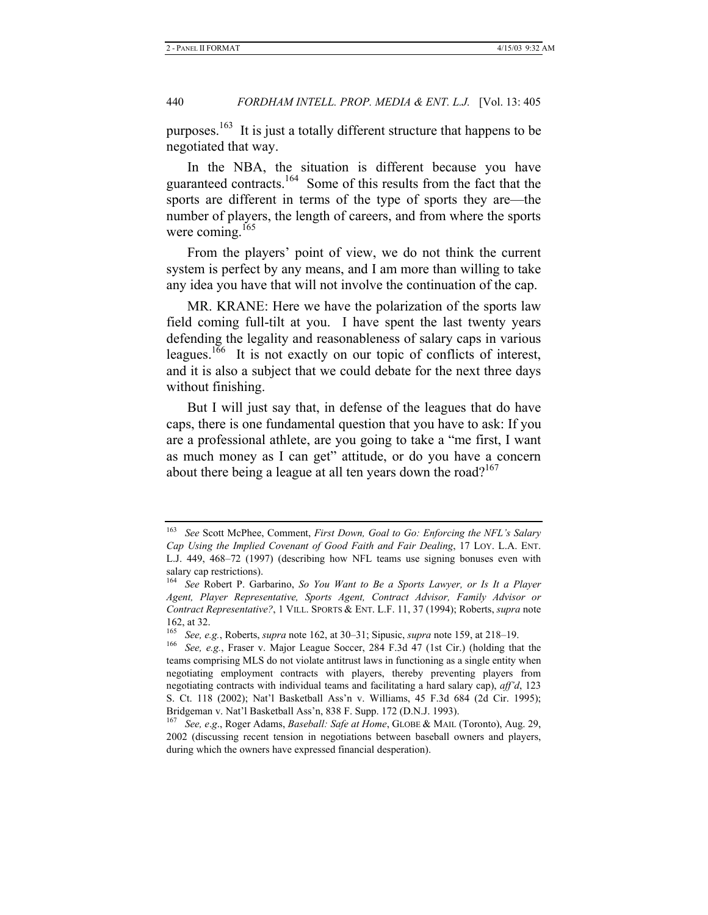purposes.[163] It is just a totally different structure that happens to be negotiated that way.

In the NBA, the situation is different because you have guaranteed contracts.[164] Some of this results from the fact that the sports are different in terms of the type of sports they are—the number of players, the length of careers, and from where the sports were coming.[165]

From the players' point of view, we do not think the current system is perfect by any means, and I am more than willing to take any idea you have that will not involve the continuation of the cap.

MR. KRANE: Here we have the polarization of the sports law field coming full-tilt at you. I have spent the last twenty years defending the legality and reasonableness of salary caps in various leagues.[166] It is not exactly on our topic of conflicts of interest, and it is also a subject that we could debate for the next three days without finishing.

But I will just say that, in defense of the leagues that do have caps, there is one fundamental question that you have to ask: If you are a professional athlete, are you going to take a "me first, I want as much money as I can get" attitude, or do you have a concern about there being a league at all ten years down the road?[167]

---

[163] *See* Scott McPhee, Comment, *First Down, Goal to Go: Enforcing the NFL's Salary Cap Using the Implied Covenant of Good Faith and Fair Dealing*, 17 LOY. L.A. ENT. L.J. 449, 468–72 (1997) (describing how NFL teams use signing bonuses even with salary cap restrictions).

[164] *See* Robert P. Garbarino, *So You Want to Be a Sports Lawyer, or Is It a Player Agent, Player Representative, Sports Agent, Contract Advisor, Family Advisor or Contract Representative?*, 1 VILL. SPORTS & ENT. L.F. 11, 37 (1994); Roberts, *supra* note 162, at 32.

[165] *See, e.g.*, Roberts, *supra* note 162, at 30–31; Sipusic, *supra* note 159, at 218–19.

[166] *See, e.g.*, Fraser v. Major League Soccer, 284 F.3d 47 (1st Cir.) (holding that the teams comprising MLS do not violate antitrust laws in functioning as a single entity when negotiating employment contracts with players, thereby preventing players from negotiating contracts with individual teams and facilitating a hard salary cap), *aff'd*, 123 S. Ct. 118 (2002); Nat'l Basketball Ass'n v. Williams, 45 F.3d 684 (2d Cir. 1995); Bridgeman v. Nat'l Basketball Ass'n, 838 F. Supp. 172 (D.N.J. 1993).

[167] *See, e.g*., Roger Adams, *Baseball: Safe at Home*, GLOBE & MAIL (Toronto), Aug. 29, 2002 (discussing recent tension in negotiations between baseball owners and players, during which the owners have expressed financial desperation).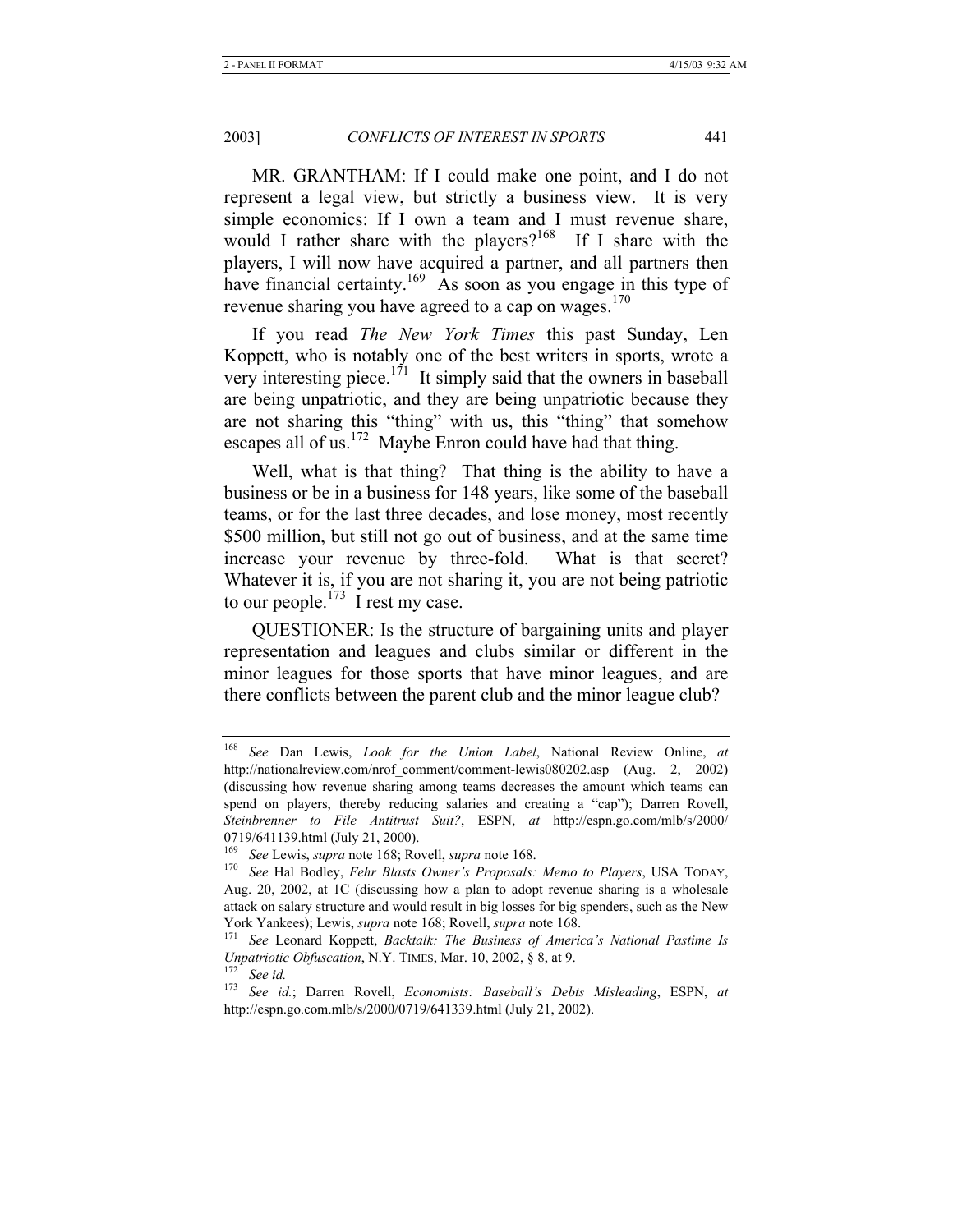MR. GRANTHAM: If I could make one point, and I do not represent a legal view, but strictly a business view. It is very simple economics: If I own a team and I must revenue share, would I rather share with the players?[168] If I share with the players, I will now have acquired a partner, and all partners then have financial certainty.[169] As soon as you engage in this type of revenue sharing you have agreed to a cap on wages.[170]

If you read *The New York Times* this past Sunday, Len Koppett, who is notably one of the best writers in sports, wrote a very interesting piece.[171] It simply said that the owners in baseball are being unpatriotic, and they are being unpatriotic because they are not sharing this "thing" with us, this "thing" that somehow escapes all of us.[172] Maybe Enron could have had that thing.

Well, what is that thing? That thing is the ability to have a business or be in a business for 148 years, like some of the baseball teams, or for the last three decades, and lose money, most recently \$500 million, but still not go out of business, and at the same time increase your revenue by three-fold. What is that secret? Whatever it is, if you are not sharing it, you are not being patriotic to our people.[173] I rest my case.

QUESTIONER: Is the structure of bargaining units and player representation and leagues and clubs similar or different in the minor leagues for those sports that have minor leagues, and are there conflicts between the parent club and the minor league club?

---

[168] *See* Dan Lewis, *Look for the Union Label*, National Review Online, *at* http://nationalreview.com/nrof_comment/comment-lewis080202.asp (Aug. 2, 2002) (discussing how revenue sharing among teams decreases the amount which teams can spend on players, thereby reducing salaries and creating a "cap"); Darren Rovell, *Steinbrenner to File Antitrust Suit?*, ESPN, *at* http://espn.go.com/mlb/s/2000/0719/641139.html (July 21, 2000).

[169] *See* Lewis, *supra* note 168; Rovell, *supra* note 168.

[170] *See* Hal Bodley, *Fehr Blasts Owner's Proposals: Memo to Players*, USA TODAY, Aug. 20, 2002, at 1C (discussing how a plan to adopt revenue sharing is a wholesale attack on salary structure and would result in big losses for big spenders, such as the New York Yankees); Lewis, *supra* note 168; Rovell, *supra* note 168.

[171] *See* Leonard Koppett, *Backtalk: The Business of America's National Pastime Is Unpatriotic Obfuscation*, N.Y. TIMES, Mar. 10, 2002, § 8, at 9.

[172] *See id.*

[173] *See id.*; Darren Rovell, *Economists: Baseball's Debts Misleading*, ESPN, *at* http://espn.go.com.mlb/s/2000/0719/641339.html (July 21, 2002).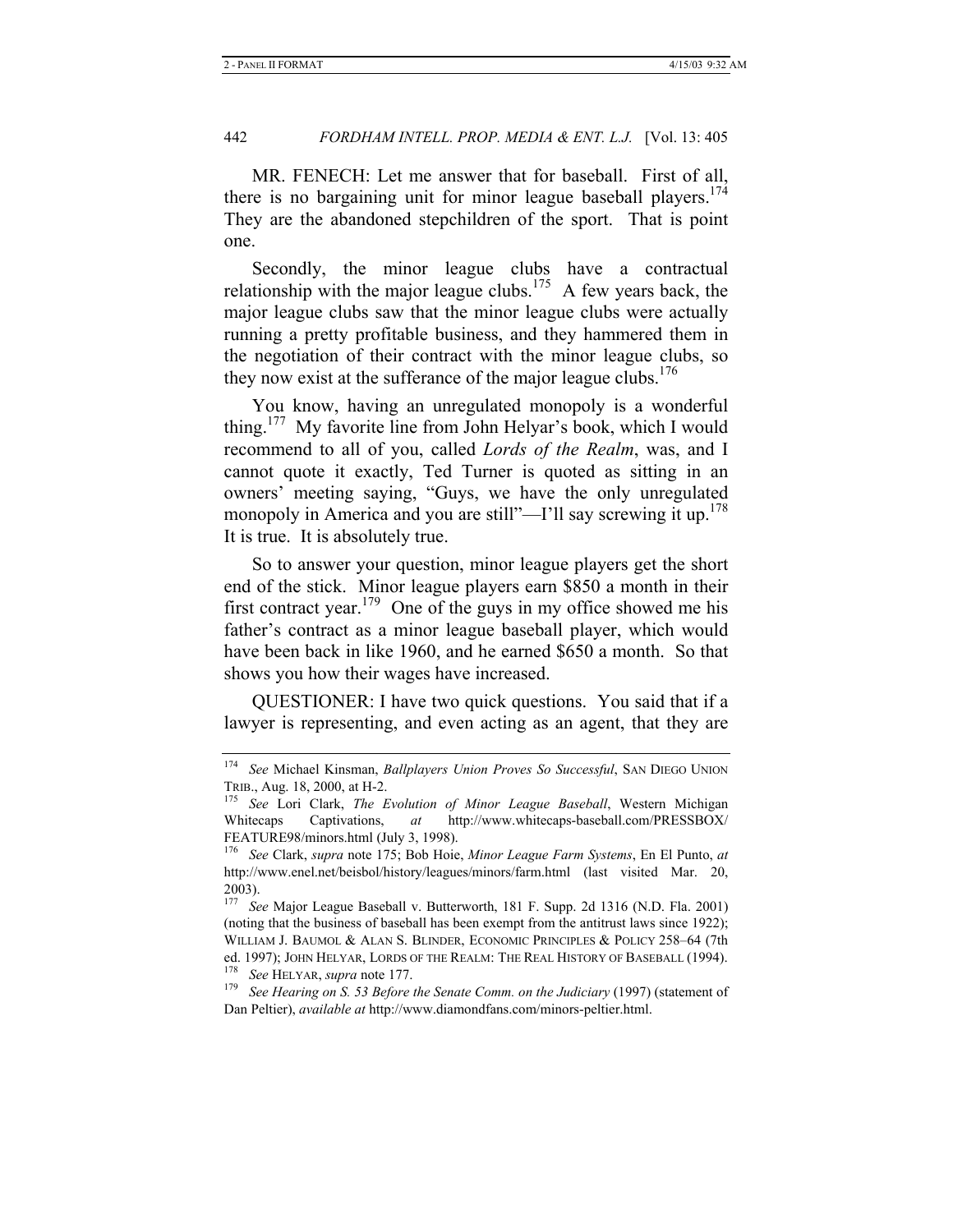MR. FENECH: Let me answer that for baseball. First of all, there is no bargaining unit for minor league baseball players.[174] They are the abandoned stepchildren of the sport. That is point one.

Secondly, the minor league clubs have a contractual relationship with the major league clubs.[175] A few years back, the major league clubs saw that the minor league clubs were actually running a pretty profitable business, and they hammered them in the negotiation of their contract with the minor league clubs, so they now exist at the sufferance of the major league clubs.[176]

You know, having an unregulated monopoly is a wonderful thing.[177] My favorite line from John Helyar's book, which I would recommend to all of you, called *Lords of the Realm*, was, and I cannot quote it exactly, Ted Turner is quoted as sitting in an owners' meeting saying, "Guys, we have the only unregulated monopoly in America and you are still"—I'll say screwing it up.[178] It is true. It is absolutely true.

So to answer your question, minor league players get the short end of the stick. Minor league players earn $850 a month in their first contract year.[179] One of the guys in my office showed me his father's contract as a minor league baseball player, which would have been back in like 1960, and he earned $650 a month. So that shows you how their wages have increased.

QUESTIONER: I have two quick questions. You said that if a lawyer is representing, and even acting as an agent, that they are

---

[174] *See* Michael Kinsman, *Ballplayers Union Proves So Successful*, SAN DIEGO UNION TRIB., Aug. 18, 2000, at H-2.

[175] *See* Lori Clark, *The Evolution of Minor League Baseball*, Western Michigan Whitecaps Captivations, *at* http://www.whitecaps-baseball.com/PRESSBOX/FEATURE98/minors.html (July 3, 1998).

[176] *See* Clark, *supra* note 175; Bob Hoie, *Minor League Farm Systems*, En El Punto, *at* http://www.enel.net/beisbol/history/leagues/minors/farm.html (last visited Mar. 20, 2003).

[177] *See* Major League Baseball v. Butterworth, 181 F. Supp. 2d 1316 (N.D. Fla. 2001) (noting that the business of baseball has been exempt from the antitrust laws since 1922); WILLIAM J. BAUMOL & ALAN S. BLINDER, ECONOMIC PRINCIPLES & POLICY 258–64 (7th ed. 1997); JOHN HELYAR, LORDS OF THE REALM: THE REAL HISTORY OF BASEBALL (1994).

[178] *See* HELYAR, *supra* note 177.

[179] *See Hearing on S. 53 Before the Senate Comm. on the Judiciary* (1997) (statement of Dan Peltier), *available at* http://www.diamondfans.com/minors-peltier.html.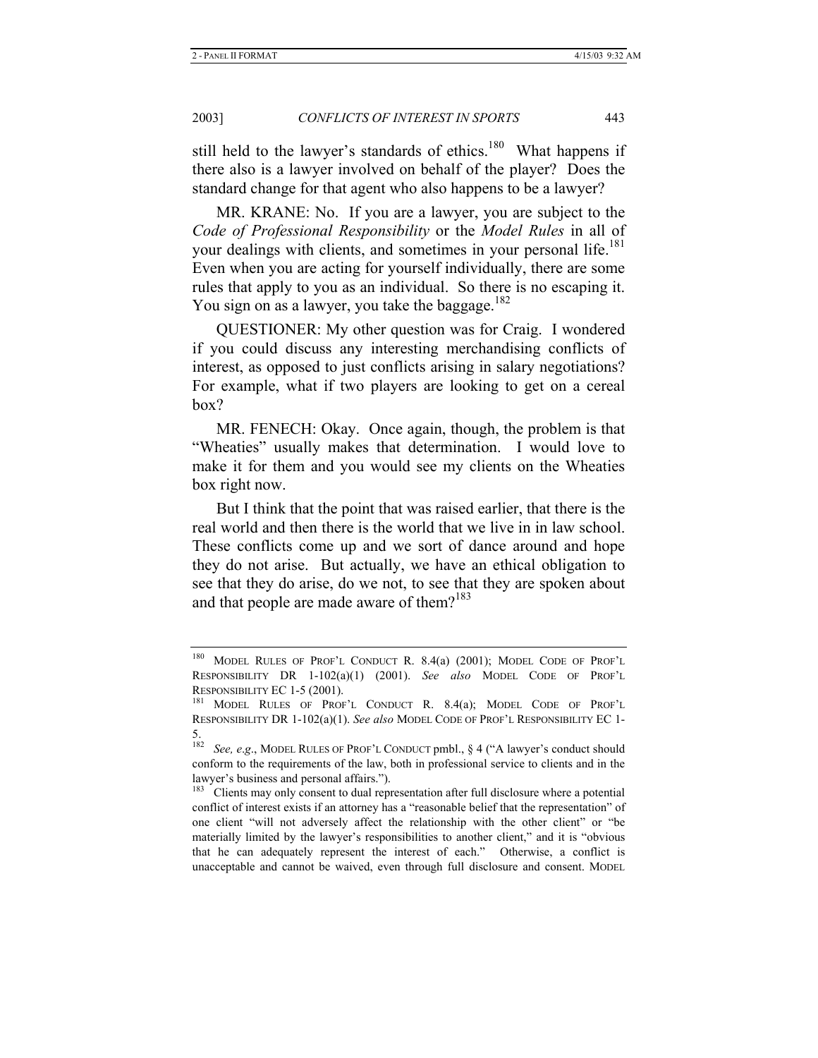still held to the lawyer's standards of ethics.[180] What happens if there also is a lawyer involved on behalf of the player? Does the standard change for that agent who also happens to be a lawyer?

MR. KRANE: No. If you are a lawyer, you are subject to the *Code of Professional Responsibility* or the *Model Rules* in all of your dealings with clients, and sometimes in your personal life.[181] Even when you are acting for yourself individually, there are some rules that apply to you as an individual. So there is no escaping it. You sign on as a lawyer, you take the baggage.[182]

QUESTIONER: My other question was for Craig. I wondered if you could discuss any interesting merchandising conflicts of interest, as opposed to just conflicts arising in salary negotiations? For example, what if two players are looking to get on a cereal box?

MR. FENECH: Okay. Once again, though, the problem is that "Wheaties" usually makes that determination. I would love to make it for them and you would see my clients on the Wheaties box right now.

But I think that the point that was raised earlier, that there is the real world and then there is the world that we live in in law school. These conflicts come up and we sort of dance around and hope they do not arise. But actually, we have an ethical obligation to see that they do arise, do we not, to see that they are spoken about and that people are made aware of them?[183]

---

[180] MODEL RULES OF PROF'L CONDUCT R. 8.4(a) (2001); MODEL CODE OF PROF'L RESPONSIBILITY DR 1-102(a)(1) (2001). *See also* MODEL CODE OF PROF'L RESPONSIBILITY EC 1-5 (2001).

[181] MODEL RULES OF PROF'L CONDUCT R. 8.4(a); MODEL CODE OF PROF'L RESPONSIBILITY DR 1-102(a)(1). *See also* MODEL CODE OF PROF'L RESPONSIBILITY EC 1-5.

[182] *See, e.g.*, MODEL RULES OF PROF'L CONDUCT pmbl., § 4 ("A lawyer's conduct should conform to the requirements of the law, both in professional service to clients and in the lawyer's business and personal affairs.").

[183] Clients may only consent to dual representation after full disclosure where a potential conflict of interest exists if an attorney has a "reasonable belief that the representation" of one client "will not adversely affect the relationship with the other client" or "be materially limited by the lawyer's responsibilities to another client," and it is "obvious that he can adequately represent the interest of each." Otherwise, a conflict is unacceptable and cannot be waived, even through full disclosure and consent. MODEL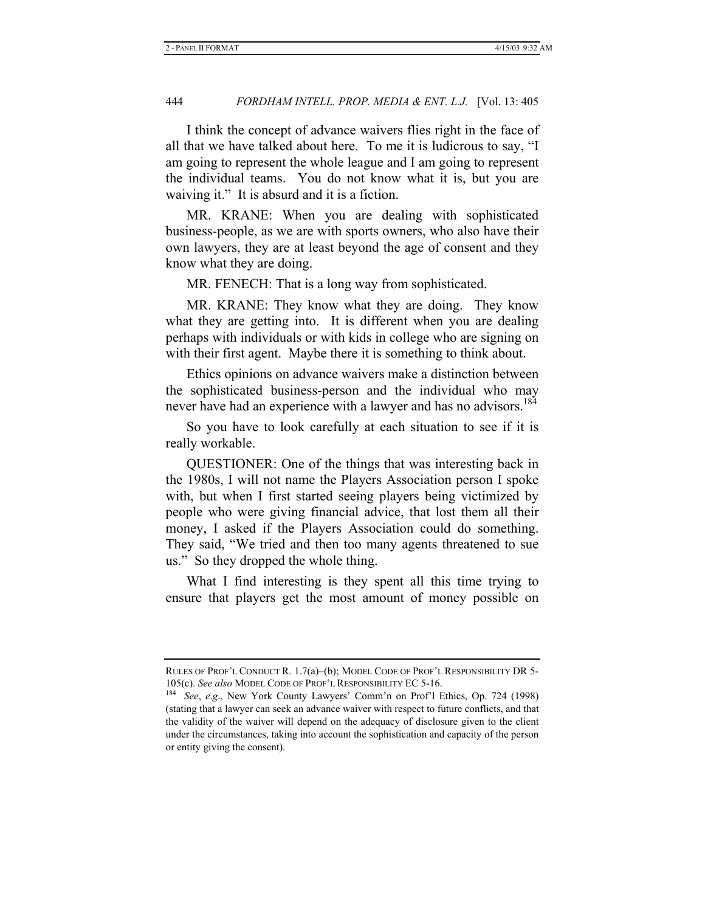I think the concept of advance waivers flies right in the face of all that we have talked about here. To me it is ludicrous to say, "I am going to represent the whole league and I am going to represent the individual teams. You do not know what it is, but you are waiving it." It is absurd and it is a fiction.

MR. KRANE: When you are dealing with sophisticated business-people, as we are with sports owners, who also have their own lawyers, they are at least beyond the age of consent and they know what they are doing.

MR. FENECH: That is a long way from sophisticated.

MR. KRANE: They know what they are doing. They know what they are getting into. It is different when you are dealing perhaps with individuals or with kids in college who are signing on with their first agent. Maybe there it is something to think about.

Ethics opinions on advance waivers make a distinction between the sophisticated business-person and the individual who may never have had an experience with a lawyer and has no advisors.[184]

So you have to look carefully at each situation to see if it is really workable.

QUESTIONER: One of the things that was interesting back in the 1980s, I will not name the Players Association person I spoke with, but when I first started seeing players being victimized by people who were giving financial advice, that lost them all their money, I asked if the Players Association could do something. They said, "We tried and then too many agents threatened to sue us." So they dropped the whole thing.

What I find interesting is they spent all this time trying to ensure that players get the most amount of money possible on

---

RULES OF PROF'L CONDUCT R. 1.7(a)–(b); MODEL CODE OF PROF'L RESPONSIBILITY DR 5-105(c). *See also* MODEL CODE OF PROF'L RESPONSIBILITY EC 5-16.

[184] *See*, *e.g*., New York County Lawyers' Comm'n on Prof'l Ethics, Op. 724 (1998) (stating that a lawyer can seek an advance waiver with respect to future conflicts, and that the validity of the waiver will depend on the adequacy of disclosure given to the client under the circumstances, taking into account the sophistication and capacity of the person or entity giving the consent).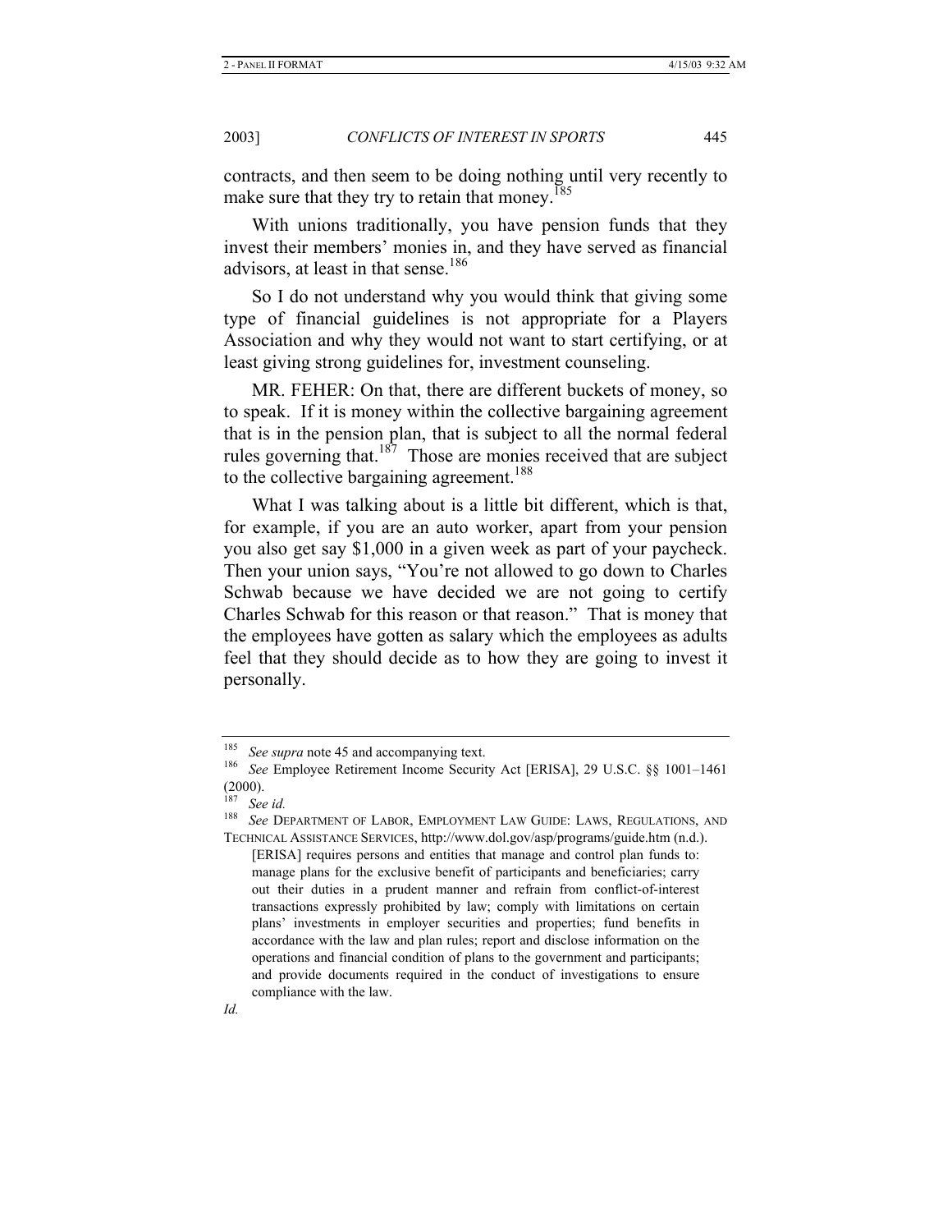contracts, and then seem to be doing nothing until very recently to make sure that they try to retain that money.[185]

With unions traditionally, you have pension funds that they invest their members' monies in, and they have served as financial advisors, at least in that sense.[186]

So I do not understand why you would think that giving some type of financial guidelines is not appropriate for a Players Association and why they would not want to start certifying, or at least giving strong guidelines for, investment counseling.

MR. FEHER: On that, there are different buckets of money, so to speak. If it is money within the collective bargaining agreement that is in the pension plan, that is subject to all the normal federal rules governing that.[187] Those are monies received that are subject to the collective bargaining agreement.[188]

What I was talking about is a little bit different, which is that, for example, if you are an auto worker, apart from your pension you also get say $1,000 in a given week as part of your paycheck. Then your union says, "You're not allowed to go down to Charles Schwab because we have decided we are not going to certify Charles Schwab for this reason or that reason." That is money that the employees have gotten as salary which the employees as adults feel that they should decide as to how they are going to invest it personally.

---

[185] *See supra* note 45 and accompanying text.

[186] *See* Employee Retirement Income Security Act [ERISA], 29 U.S.C. §§ 1001–1461 (2000).

[187] *See id.*

[188] *See* DEPARTMENT OF LABOR, EMPLOYMENT LAW GUIDE: LAWS, REGULATIONS, AND TECHNICAL ASSISTANCE SERVICES, http://www.dol.gov/asp/programs/guide.htm (n.d.).

> [ERISA] requires persons and entities that manage and control plan funds to: manage plans for the exclusive benefit of participants and beneficiaries; carry out their duties in a prudent manner and refrain from conflict-of-interest transactions expressly prohibited by law; comply with limitations on certain plans' investments in employer securities and properties; fund benefits in accordance with the law and plan rules; report and disclose information on the operations and financial condition of plans to the government and participants; and provide documents required in the conduct of investigations to ensure compliance with the law.

*Id.*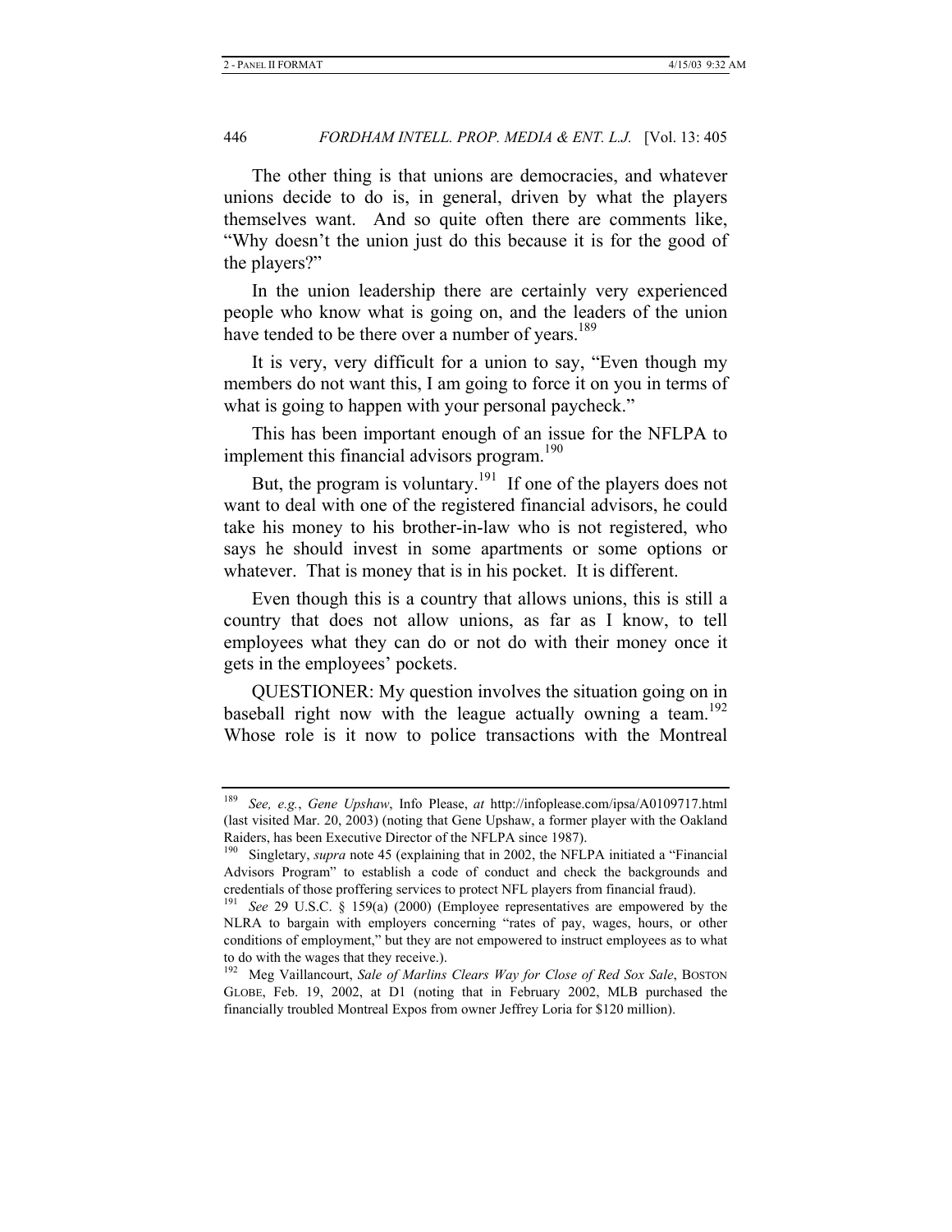The other thing is that unions are democracies, and whatever unions decide to do is, in general, driven by what the players themselves want. And so quite often there are comments like, "Why doesn't the union just do this because it is for the good of the players?"

In the union leadership there are certainly very experienced people who know what is going on, and the leaders of the union have tended to be there over a number of years.[189]

It is very, very difficult for a union to say, "Even though my members do not want this, I am going to force it on you in terms of what is going to happen with your personal paycheck."

This has been important enough of an issue for the NFLPA to implement this financial advisors program.[190]

But, the program is voluntary.[191] If one of the players does not want to deal with one of the registered financial advisors, he could take his money to his brother-in-law who is not registered, who says he should invest in some apartments or some options or whatever. That is money that is in his pocket. It is different.

Even though this is a country that allows unions, this is still a country that does not allow unions, as far as I know, to tell employees what they can do or not do with their money once it gets in the employees' pockets.

QUESTIONER: My question involves the situation going on in baseball right now with the league actually owning a team.[192] Whose role is it now to police transactions with the Montreal

---

[189] *See, e.g.*, *Gene Upshaw*, Info Please, *at* http://infoplease.com/ipsa/A0109717.html (last visited Mar. 20, 2003) (noting that Gene Upshaw, a former player with the Oakland Raiders, has been Executive Director of the NFLPA since 1987).

[190] Singletary, *supra* note 45 (explaining that in 2002, the NFLPA initiated a "Financial Advisors Program" to establish a code of conduct and check the backgrounds and credentials of those proffering services to protect NFL players from financial fraud).

[191] *See* 29 U.S.C. § 159(a) (2000) (Employee representatives are empowered by the NLRA to bargain with employers concerning "rates of pay, wages, hours, or other conditions of employment," but they are not empowered to instruct employees as to what to do with the wages that they receive.).

[192] Meg Vaillancourt, *Sale of Marlins Clears Way for Close of Red Sox Sale*, BOSTON GLOBE, Feb. 19, 2002, at D1 (noting that in February 2002, MLB purchased the financially troubled Montreal Expos from owner Jeffrey Loria for $120 million).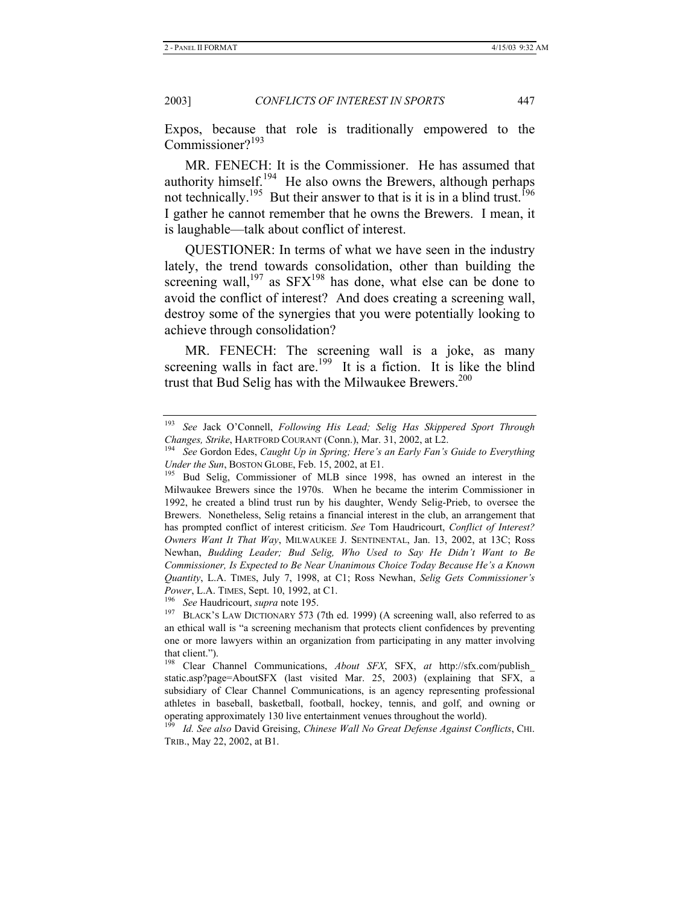Expos, because that role is traditionally empowered to the Commissioner?[193]

MR. FENECH: It is the Commissioner. He has assumed that authority himself.[194] He also owns the Brewers, although perhaps not technically.[195] But their answer to that is it is in a blind trust.[196] I gather he cannot remember that he owns the Brewers. I mean, it is laughable—talk about conflict of interest.

QUESTIONER: In terms of what we have seen in the industry lately, the trend towards consolidation, other than building the screening wall,[197] as SFX[198] has done, what else can be done to avoid the conflict of interest? And does creating a screening wall, destroy some of the synergies that you were potentially looking to achieve through consolidation?

MR. FENECH: The screening wall is a joke, as many screening walls in fact are.[199] It is a fiction. It is like the blind trust that Bud Selig has with the Milwaukee Brewers.[200]

---

[193] *See* Jack O'Connell, *Following His Lead; Selig Has Skippered Sport Through Changes, Strike*, HARTFORD COURANT (Conn.), Mar. 31, 2002, at L2.

[194] *See* Gordon Edes, *Caught Up in Spring; Here's an Early Fan's Guide to Everything Under the Sun*, BOSTON GLOBE, Feb. 15, 2002, at E1.

[195] Bud Selig, Commissioner of MLB since 1998, has owned an interest in the Milwaukee Brewers since the 1970s. When he became the interim Commissioner in 1992, he created a blind trust run by his daughter, Wendy Selig-Prieb, to oversee the Brewers. Nonetheless, Selig retains a financial interest in the club, an arrangement that has prompted conflict of interest criticism. *See* Tom Haudricourt, *Conflict of Interest? Owners Want It That Way*, MILWAUKEE J. SENTINENTAL, Jan. 13, 2002, at 13C; Ross Newhan, *Budding Leader; Bud Selig, Who Used to Say He Didn't Want to Be Commissioner, Is Expected to Be Near Unanimous Choice Today Because He's a Known Quantity*, L.A. TIMES, July 7, 1998, at C1; Ross Newhan, *Selig Gets Commissioner's Power*, L.A. TIMES, Sept. 10, 1992, at C1.

[196] *See* Haudricourt, *supra* note 195.

[197] BLACK'S LAW DICTIONARY 573 (7th ed. 1999) (A screening wall, also referred to as an ethical wall is "a screening mechanism that protects client confidences by preventing one or more lawyers within an organization from participating in any matter involving that client.").

[198] Clear Channel Communications, *About SFX*, SFX, *at* http://sfx.com/publish_static.asp?page=AboutSFX (last visited Mar. 25, 2003) (explaining that SFX, a subsidiary of Clear Channel Communications, is an agency representing professional athletes in baseball, basketball, football, hockey, tennis, and golf, and owning or operating approximately 130 live entertainment venues throughout the world).

[199] *Id. See also* David Greising, *Chinese Wall No Great Defense Against Conflicts*, CHI. TRIB., May 22, 2002, at B1.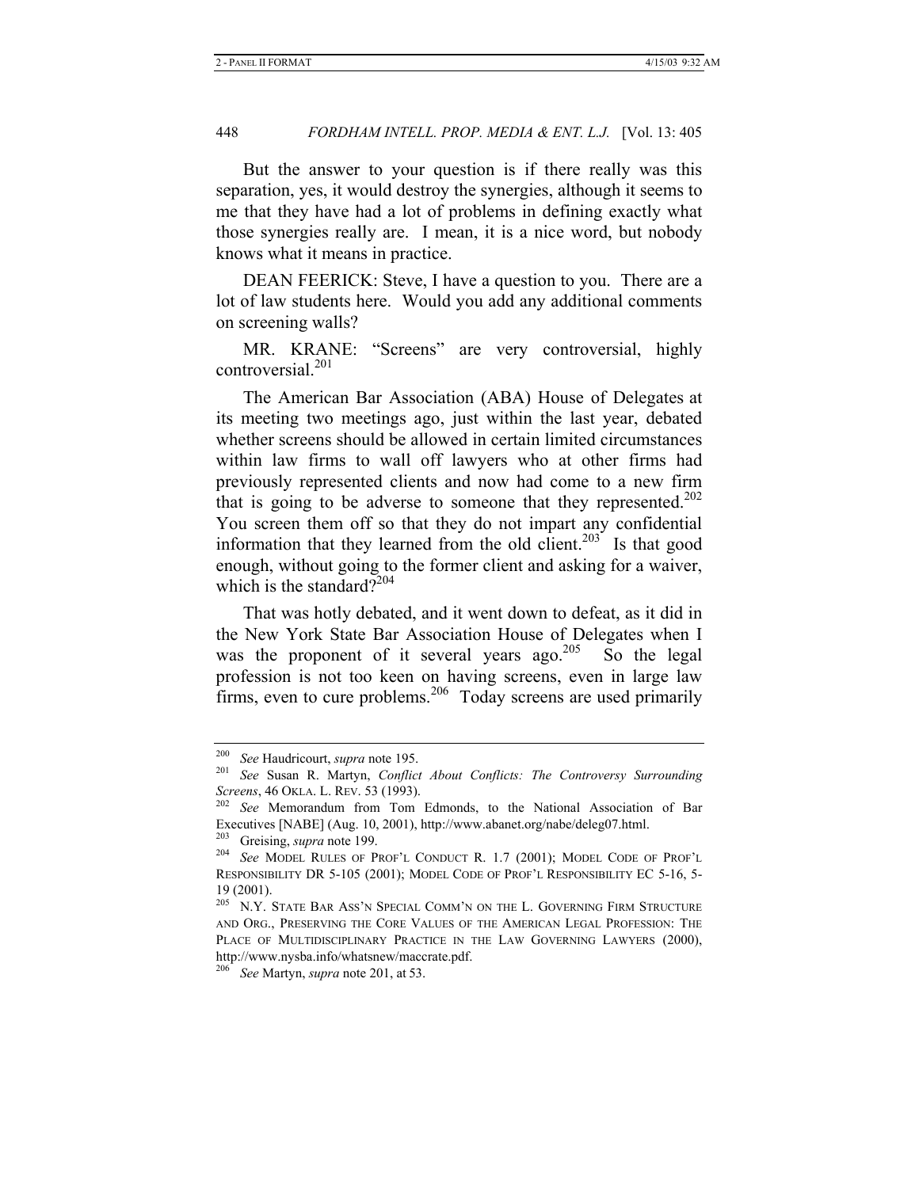But the answer to your question is if there really was this separation, yes, it would destroy the synergies, although it seems to me that they have had a lot of problems in defining exactly what those synergies really are. I mean, it is a nice word, but nobody knows what it means in practice.

DEAN FEERICK: Steve, I have a question to you. There are a lot of law students here. Would you add any additional comments on screening walls?

MR. KRANE: "Screens" are very controversial, highly controversial.[201]

The American Bar Association (ABA) House of Delegates at its meeting two meetings ago, just within the last year, debated whether screens should be allowed in certain limited circumstances within law firms to wall off lawyers who at other firms had previously represented clients and now had come to a new firm that is going to be adverse to someone that they represented.[202] You screen them off so that they do not impart any confidential information that they learned from the old client.[203] Is that good enough, without going to the former client and asking for a waiver, which is the standard?[204]

That was hotly debated, and it went down to defeat, as it did in the New York State Bar Association House of Delegates when I was the proponent of it several years ago.[205] So the legal profession is not too keen on having screens, even in large law firms, even to cure problems.[206] Today screens are used primarily

---

[200] *See* Haudricourt, *supra* note 195.

[201] *See* Susan R. Martyn, *Conflict About Conflicts: The Controversy Surrounding Screens*, 46 OKLA. L. REV. 53 (1993).

[202] *See* Memorandum from Tom Edmonds, to the National Association of Bar Executives [NABE] (Aug. 10, 2001), http://www.abanet.org/nabe/deleg07.html.

[203] Greising, *supra* note 199.

[204] *See* MODEL RULES OF PROF'L CONDUCT R. 1.7 (2001); MODEL CODE OF PROF'L RESPONSIBILITY DR 5-105 (2001); MODEL CODE OF PROF'L RESPONSIBILITY EC 5-16, 5-19 (2001).

[205] N.Y. STATE BAR ASS'N SPECIAL COMM'N ON THE L. GOVERNING FIRM STRUCTURE AND ORG., PRESERVING THE CORE VALUES OF THE AMERICAN LEGAL PROFESSION: THE PLACE OF MULTIDISCIPLINARY PRACTICE IN THE LAW GOVERNING LAWYERS (2000), http://www.nysba.info/whatsnew/maccrate.pdf.

[206] *See* Martyn, *supra* note 201, at 53.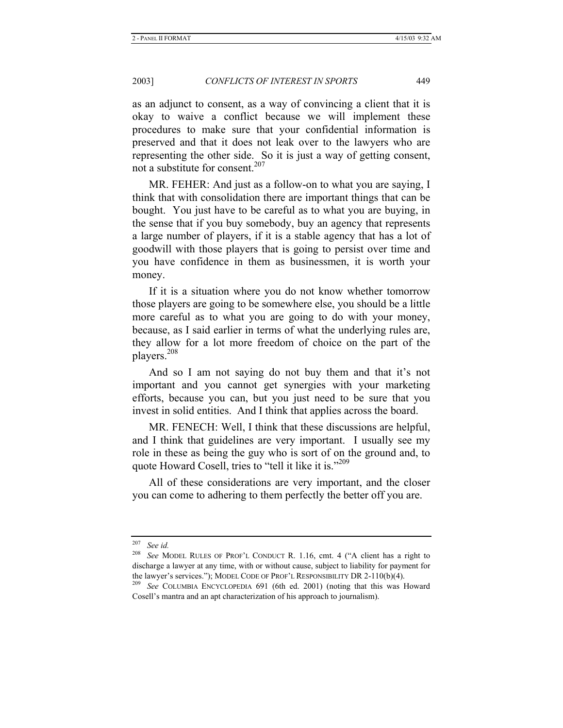as an adjunct to consent, as a way of convincing a client that it is okay to waive a conflict because we will implement these procedures to make sure that your confidential information is preserved and that it does not leak over to the lawyers who are representing the other side. So it is just a way of getting consent, not a substitute for consent.[207]

MR. FEHER: And just as a follow-on to what you are saying, I think that with consolidation there are important things that can be bought. You just have to be careful as to what you are buying, in the sense that if you buy somebody, buy an agency that represents a large number of players, if it is a stable agency that has a lot of goodwill with those players that is going to persist over time and you have confidence in them as businessmen, it is worth your money.

If it is a situation where you do not know whether tomorrow those players are going to be somewhere else, you should be a little more careful as to what you are going to do with your money, because, as I said earlier in terms of what the underlying rules are, they allow for a lot more freedom of choice on the part of the players.[208]

And so I am not saying do not buy them and that it's not important and you cannot get synergies with your marketing efforts, because you can, but you just need to be sure that you invest in solid entities. And I think that applies across the board.

MR. FENECH: Well, I think that these discussions are helpful, and I think that guidelines are very important. I usually see my role in these as being the guy who is sort of on the ground and, to quote Howard Cosell, tries to "tell it like it is."[209]

All of these considerations are very important, and the closer you can come to adhering to them perfectly the better off you are.

---

[207] *See id.*

[208] *See* MODEL RULES OF PROF'L CONDUCT R. 1.16, cmt. 4 ("A client has a right to discharge a lawyer at any time, with or without cause, subject to liability for payment for the lawyer's services."); MODEL CODE OF PROF'L RESPONSIBILITY DR 2-110(b)(4).

[209] *See* COLUMBIA ENCYCLOPEDIA 691 (6th ed. 2001) (noting that this was Howard Cosell's mantra and an apt characterization of his approach to journalism).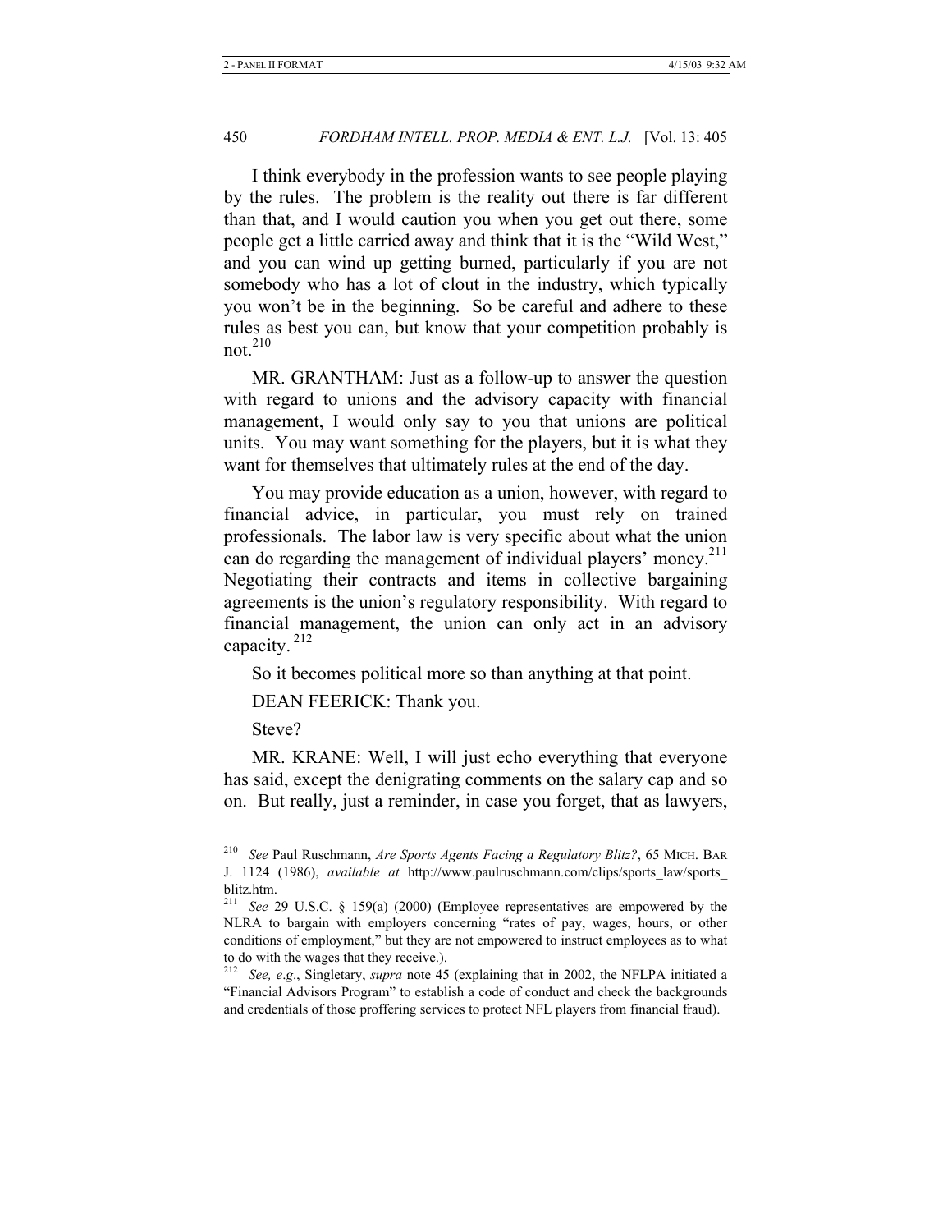I think everybody in the profession wants to see people playing by the rules. The problem is the reality out there is far different than that, and I would caution you when you get out there, some people get a little carried away and think that it is the "Wild West," and you can wind up getting burned, particularly if you are not somebody who has a lot of clout in the industry, which typically you won't be in the beginning. So be careful and adhere to these rules as best you can, but know that your competition probably is not.[210]

MR. GRANTHAM: Just as a follow-up to answer the question with regard to unions and the advisory capacity with financial management, I would only say to you that unions are political units. You may want something for the players, but it is what they want for themselves that ultimately rules at the end of the day.

You may provide education as a union, however, with regard to financial advice, in particular, you must rely on trained professionals. The labor law is very specific about what the union can do regarding the management of individual players' money.[211] Negotiating their contracts and items in collective bargaining agreements is the union's regulatory responsibility. With regard to financial management, the union can only act in an advisory capacity.[212]

So it becomes political more so than anything at that point.

DEAN FEERICK: Thank you.

Steve?

MR. KRANE: Well, I will just echo everything that everyone has said, except the denigrating comments on the salary cap and so on. But really, just a reminder, in case you forget, that as lawyers,

---

[210] *See* Paul Ruschmann, *Are Sports Agents Facing a Regulatory Blitz?*, 65 MICH. BAR J. 1124 (1986), *available at* http://www.paulruschmann.com/clips/sports_law/sports_blitz.htm.

[211] *See* 29 U.S.C. § 159(a) (2000) (Employee representatives are empowered by the NLRA to bargain with employers concerning "rates of pay, wages, hours, or other conditions of employment," but they are not empowered to instruct employees as to what to do with the wages that they receive.).

[212] *See, e.g.*, Singletary, *supra* note 45 (explaining that in 2002, the NFLPA initiated a "Financial Advisors Program" to establish a code of conduct and check the backgrounds and credentials of those proffering services to protect NFL players from financial fraud).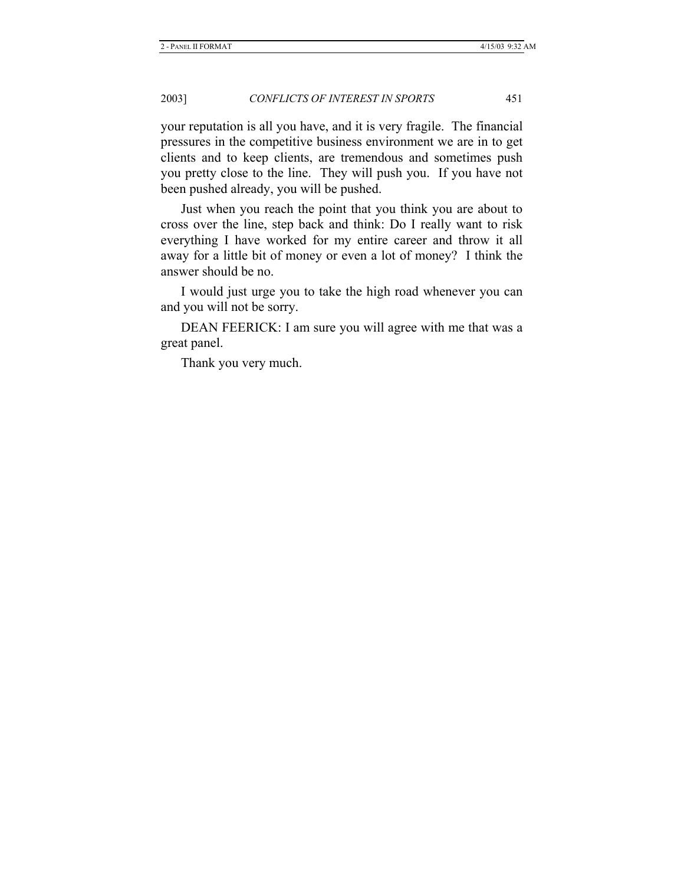your reputation is all you have, and it is very fragile. The financial pressures in the competitive business environment we are in to get clients and to keep clients, are tremendous and sometimes push you pretty close to the line. They will push you. If you have not been pushed already, you will be pushed.

Just when you reach the point that you think you are about to cross over the line, step back and think: Do I really want to risk everything I have worked for my entire career and throw it all away for a little bit of money or even a lot of money? I think the answer should be no.

I would just urge you to take the high road whenever you can and you will not be sorry.

DEAN FEERICK: I am sure you will agree with me that was a great panel.

Thank you very much.